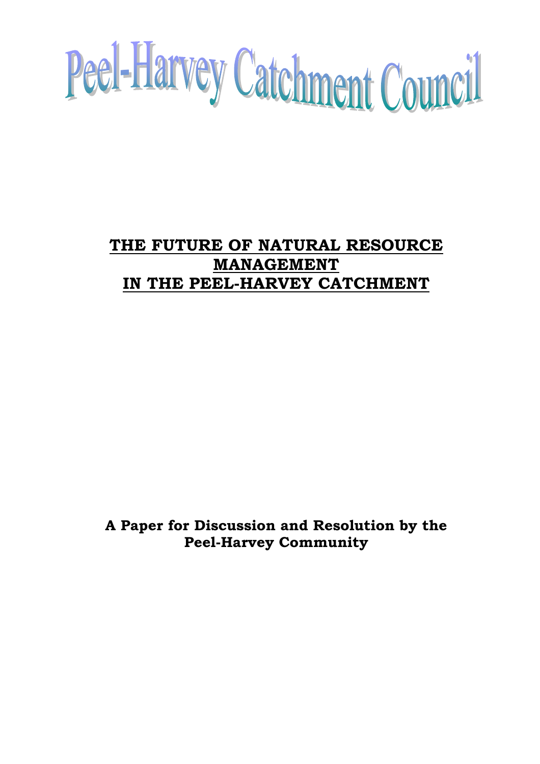# Peel-Harvey Catchment Council

## **THE FUTURE OF NATURAL RESOURCE MANAGEMENT IN THE PEEL-HARVEY CATCHMENT**

**A Paper for Discussion and Resolution by the Peel-Harvey Community**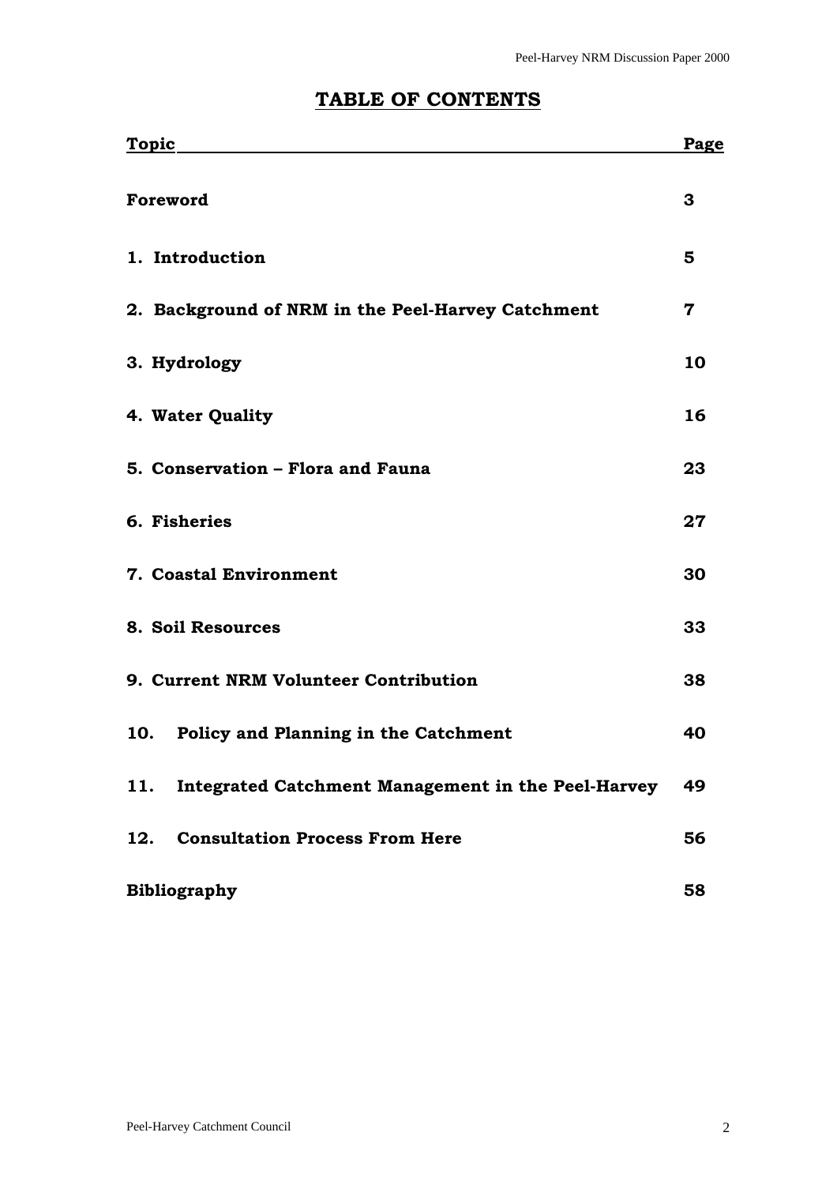# TABLE OF CONTENTS

| Topic | Page |
|---|---|
| **Foreword** | **3** |
| **1. Introduction** | **5** |
| **2. Background of NRM in the Peel-Harvey Catchment** | **7** |
| **3. Hydrology** | **10** |
| **4. Water Quality** | **16** |
| **5. Conservation – Flora and Fauna** | **23** |
| **6. Fisheries** | **27** |
| **7. Coastal Environment** | **30** |
| **8. Soil Resources** | **33** |
| **9. Current NRM Volunteer Contribution** | **38** |
| **10. Policy and Planning in the Catchment** | **40** |
| **11. Integrated Catchment Management in the Peel-Harvey** | **49** |
| **12. Consultation Process From Here** | **56** |
| **Bibliography** | **58** |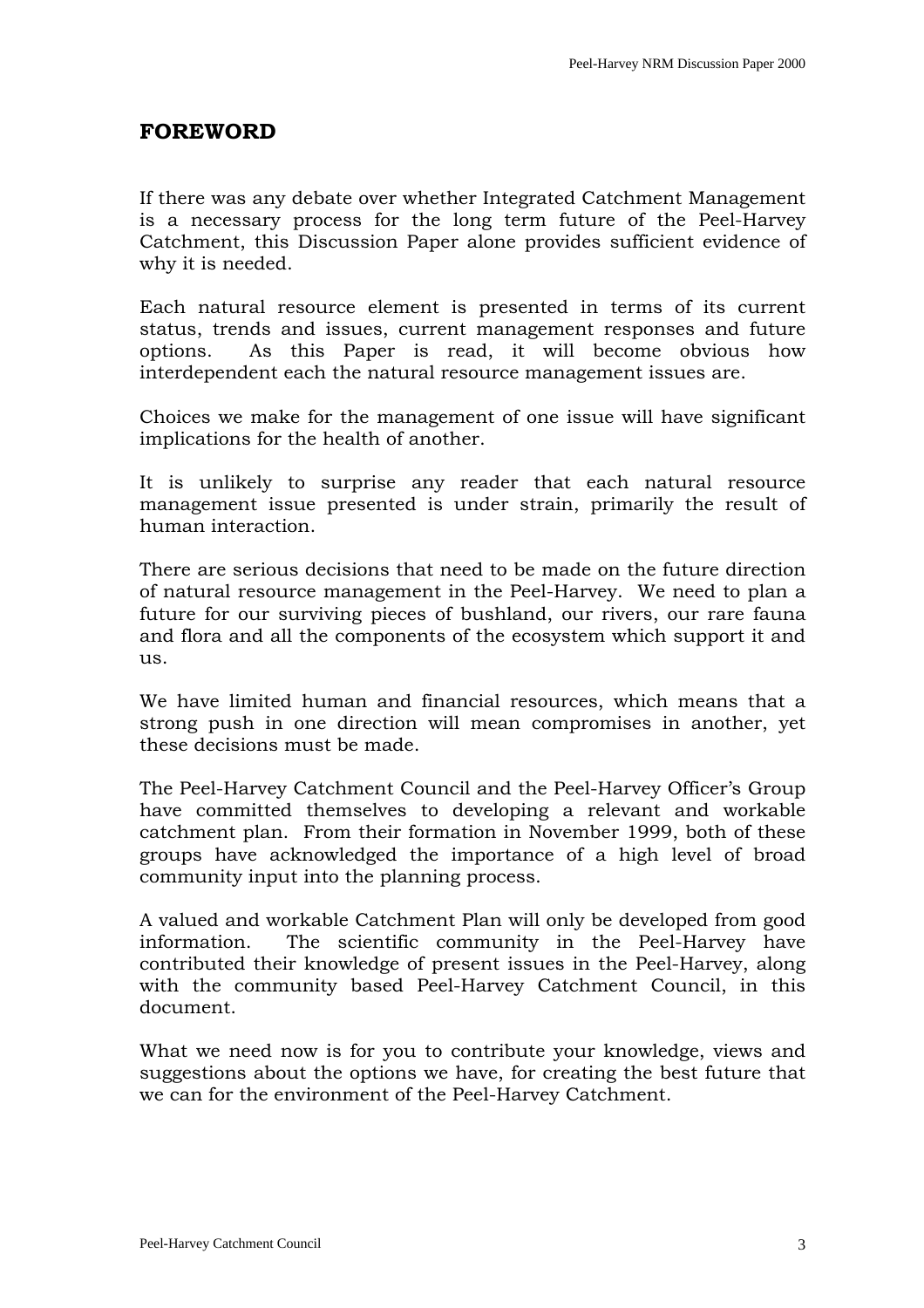## FOREWORD

If there was any debate over whether Integrated Catchment Management is a necessary process for the long term future of the Peel-Harvey Catchment, this Discussion Paper alone provides sufficient evidence of why it is needed.

Each natural resource element is presented in terms of its current status, trends and issues, current management responses and future options. As this Paper is read, it will become obvious how interdependent each the natural resource management issues are.

Choices we make for the management of one issue will have significant implications for the health of another.

It is unlikely to surprise any reader that each natural resource management issue presented is under strain, primarily the result of human interaction.

There are serious decisions that need to be made on the future direction of natural resource management in the Peel-Harvey. We need to plan a future for our surviving pieces of bushland, our rivers, our rare fauna and flora and all the components of the ecosystem which support it and us.

We have limited human and financial resources, which means that a strong push in one direction will mean compromises in another, yet these decisions must be made.

The Peel-Harvey Catchment Council and the Peel-Harvey Officer's Group have committed themselves to developing a relevant and workable catchment plan. From their formation in November 1999, both of these groups have acknowledged the importance of a high level of broad community input into the planning process.

A valued and workable Catchment Plan will only be developed from good information. The scientific community in the Peel-Harvey have contributed their knowledge of present issues in the Peel-Harvey, along with the community based Peel-Harvey Catchment Council, in this document.

What we need now is for you to contribute your knowledge, views and suggestions about the options we have, for creating the best future that we can for the environment of the Peel-Harvey Catchment.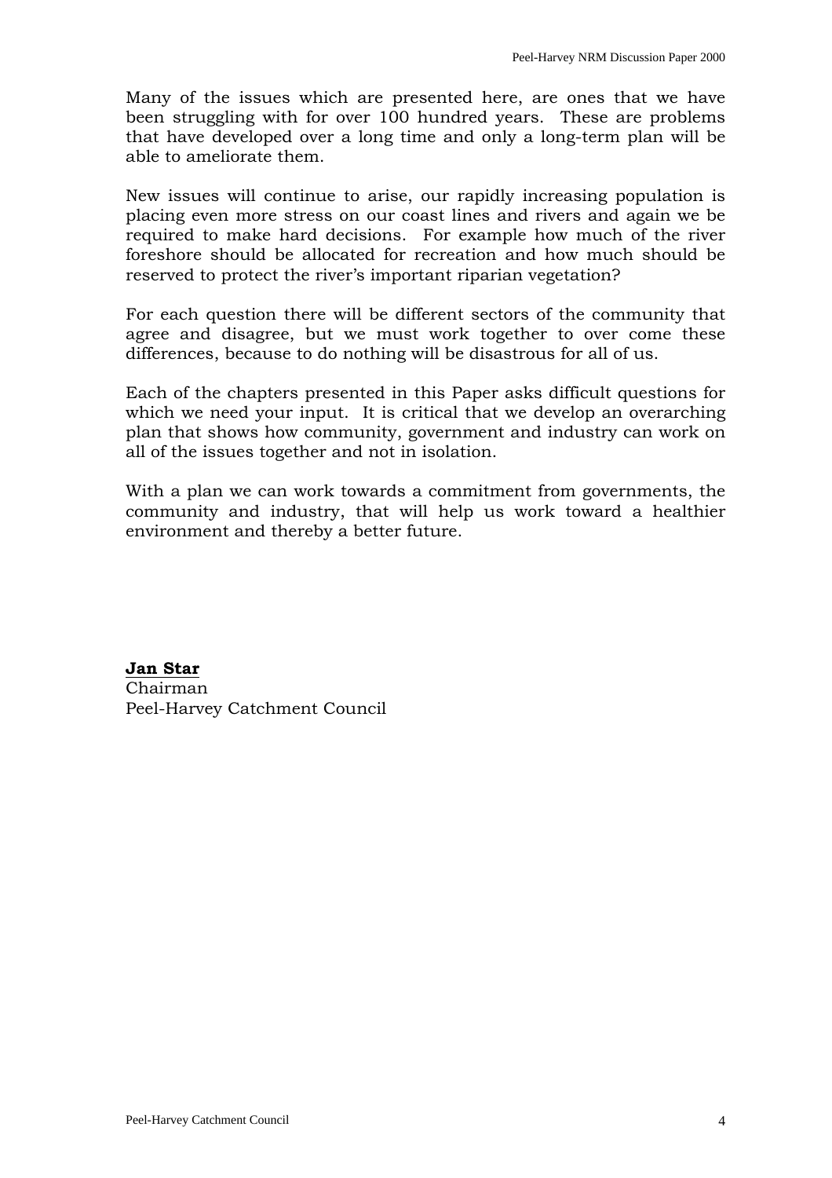Many of the issues which are presented here, are ones that we have been struggling with for over 100 hundred years. These are problems that have developed over a long time and only a long-term plan will be able to ameliorate them.

New issues will continue to arise, our rapidly increasing population is placing even more stress on our coast lines and rivers and again we be required to make hard decisions. For example how much of the river foreshore should be allocated for recreation and how much should be reserved to protect the river's important riparian vegetation?

For each question there will be different sectors of the community that agree and disagree, but we must work together to over come these differences, because to do nothing will be disastrous for all of us.

Each of the chapters presented in this Paper asks difficult questions for which we need your input. It is critical that we develop an overarching plan that shows how community, government and industry can work on all of the issues together and not in isolation.

With a plan we can work towards a commitment from governments, the community and industry, that will help us work toward a healthier environment and thereby a better future.

**Jan Star**
Chairman
Peel-Harvey Catchment Council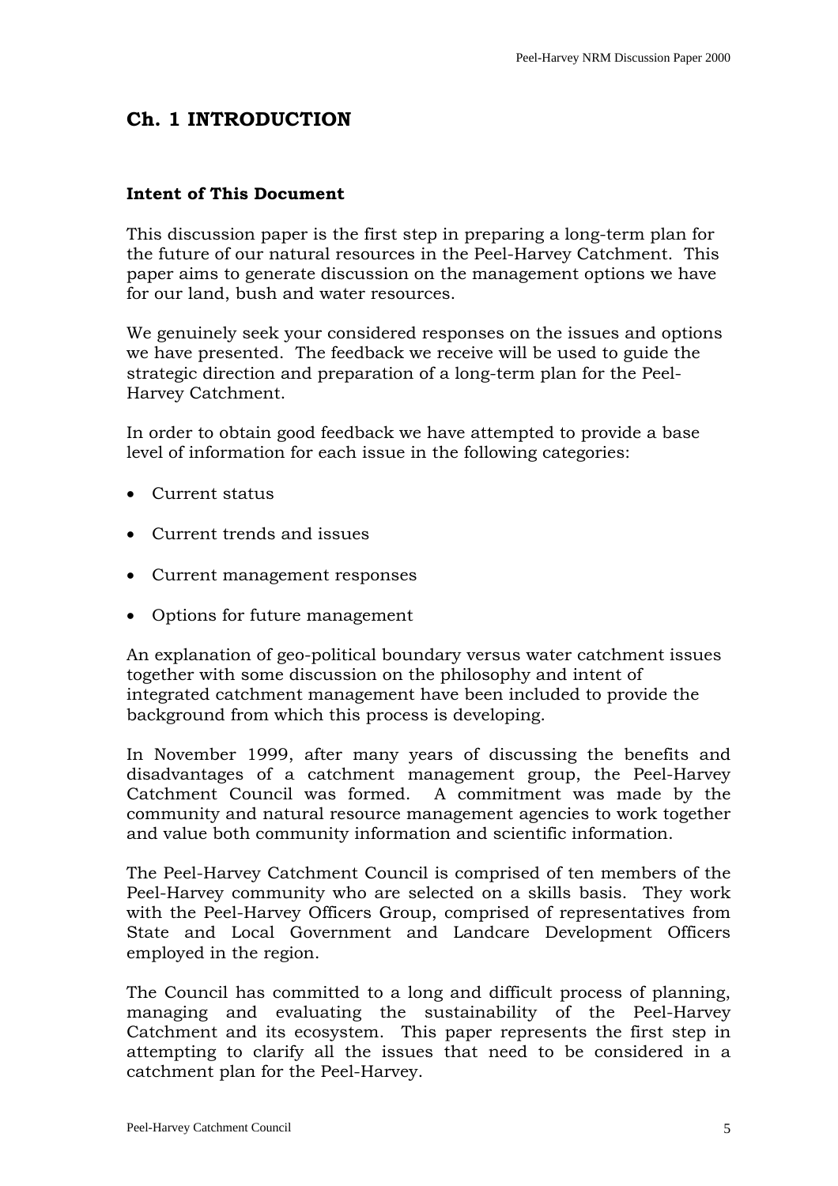# Ch. 1 INTRODUCTION

### Intent of This Document

This discussion paper is the first step in preparing a long-term plan for the future of our natural resources in the Peel-Harvey Catchment. This paper aims to generate discussion on the management options we have for our land, bush and water resources.

We genuinely seek your considered responses on the issues and options we have presented. The feedback we receive will be used to guide the strategic direction and preparation of a long-term plan for the Peel-Harvey Catchment.

In order to obtain good feedback we have attempted to provide a base level of information for each issue in the following categories:

- Current status
- Current trends and issues
- Current management responses
- Options for future management

An explanation of geo-political boundary versus water catchment issues together with some discussion on the philosophy and intent of integrated catchment management have been included to provide the background from which this process is developing.

In November 1999, after many years of discussing the benefits and disadvantages of a catchment management group, the Peel-Harvey Catchment Council was formed. A commitment was made by the community and natural resource management agencies to work together and value both community information and scientific information.

The Peel-Harvey Catchment Council is comprised of ten members of the Peel-Harvey community who are selected on a skills basis. They work with the Peel-Harvey Officers Group, comprised of representatives from State and Local Government and Landcare Development Officers employed in the region.

The Council has committed to a long and difficult process of planning, managing and evaluating the sustainability of the Peel-Harvey Catchment and its ecosystem. This paper represents the first step in attempting to clarify all the issues that need to be considered in a catchment plan for the Peel-Harvey.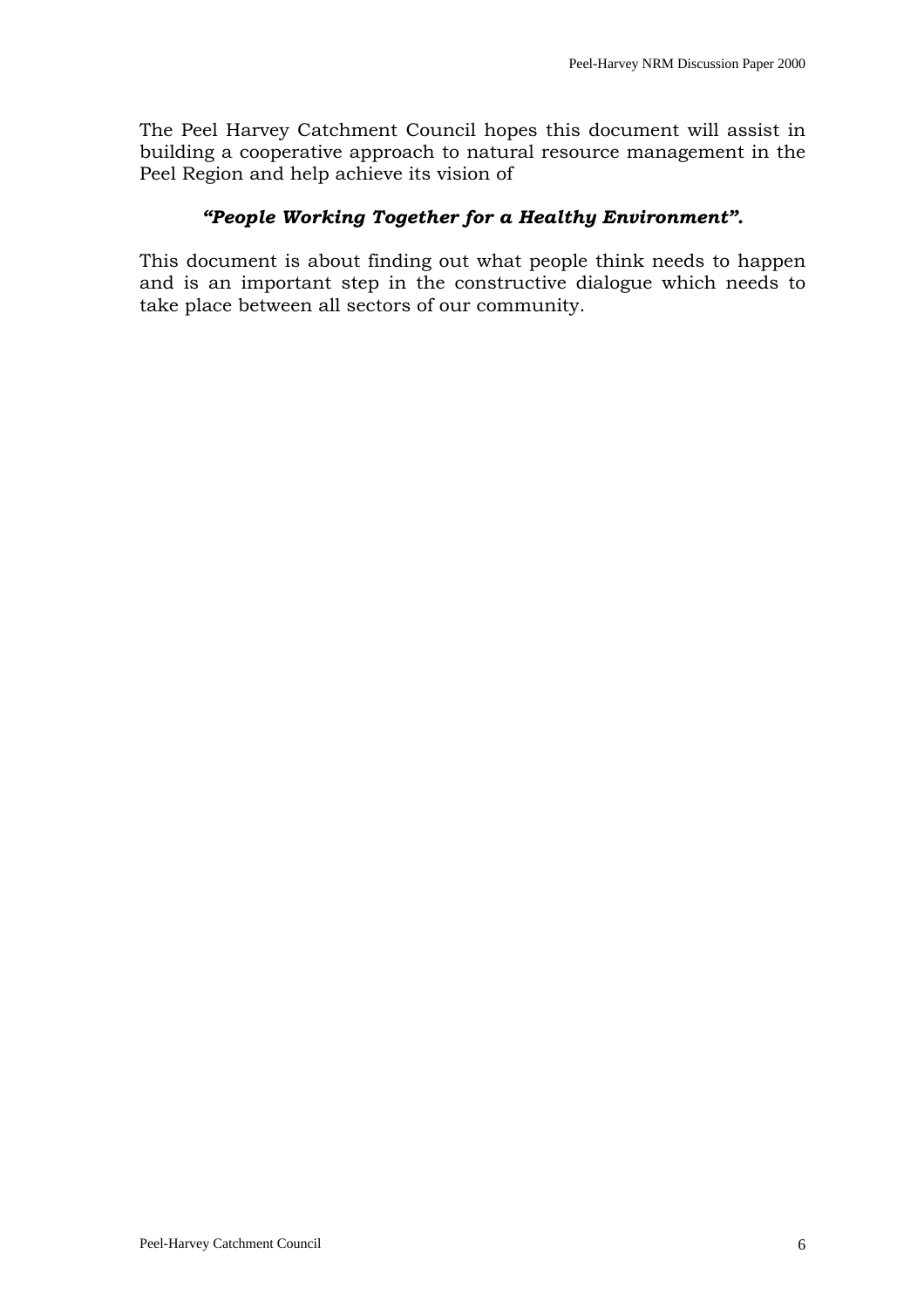The Peel Harvey Catchment Council hopes this document will assist in building a cooperative approach to natural resource management in the Peel Region and help achieve its vision of

***"People Working Together for a Healthy Environment".***

This document is about finding out what people think needs to happen and is an important step in the constructive dialogue which needs to take place between all sectors of our community.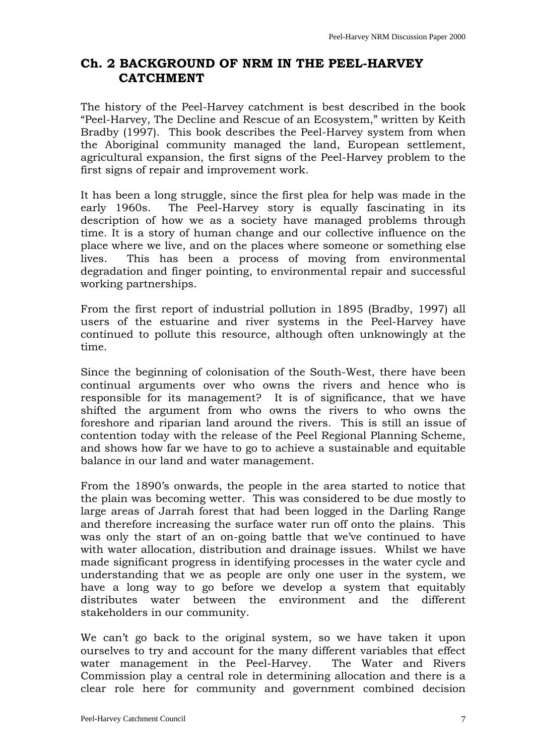# Ch. 2 BACKGROUND OF NRM IN THE PEEL-HARVEY CATCHMENT

The history of the Peel-Harvey catchment is best described in the book "Peel-Harvey, The Decline and Rescue of an Ecosystem," written by Keith Bradby (1997). This book describes the Peel-Harvey system from when the Aboriginal community managed the land, European settlement, agricultural expansion, the first signs of the Peel-Harvey problem to the first signs of repair and improvement work.

It has been a long struggle, since the first plea for help was made in the early 1960s. The Peel-Harvey story is equally fascinating in its description of how we as a society have managed problems through time. It is a story of human change and our collective influence on the place where we live, and on the places where someone or something else lives. This has been a process of moving from environmental degradation and finger pointing, to environmental repair and successful working partnerships.

From the first report of industrial pollution in 1895 (Bradby, 1997) all users of the estuarine and river systems in the Peel-Harvey have continued to pollute this resource, although often unknowingly at the time.

Since the beginning of colonisation of the South-West, there have been continual arguments over who owns the rivers and hence who is responsible for its management? It is of significance, that we have shifted the argument from who owns the rivers to who owns the foreshore and riparian land around the rivers. This is still an issue of contention today with the release of the Peel Regional Planning Scheme, and shows how far we have to go to achieve a sustainable and equitable balance in our land and water management.

From the 1890's onwards, the people in the area started to notice that the plain was becoming wetter. This was considered to be due mostly to large areas of Jarrah forest that had been logged in the Darling Range and therefore increasing the surface water run off onto the plains. This was only the start of an on-going battle that we've continued to have with water allocation, distribution and drainage issues. Whilst we have made significant progress in identifying processes in the water cycle and understanding that we as people are only one user in the system, we have a long way to go before we develop a system that equitably distributes water between the environment and the different stakeholders in our community.

We can't go back to the original system, so we have taken it upon ourselves to try and account for the many different variables that effect water management in the Peel-Harvey. The Water and Rivers Commission play a central role in determining allocation and there is a clear role here for community and government combined decision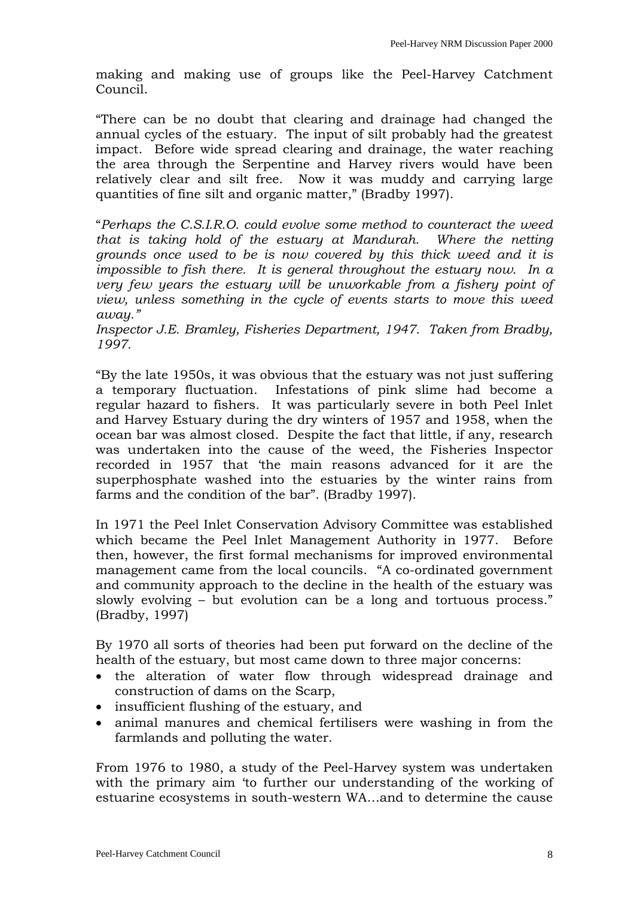making and making use of groups like the Peel-Harvey Catchment Council.

"There can be no doubt that clearing and drainage had changed the annual cycles of the estuary. The input of silt probably had the greatest impact. Before wide spread clearing and drainage, the water reaching the area through the Serpentine and Harvey rivers would have been relatively clear and silt free. Now it was muddy and carrying large quantities of fine silt and organic matter," (Bradby 1997).

"*Perhaps the C.S.I.R.O. could evolve some method to counteract the weed that is taking hold of the estuary at Mandurah. Where the netting grounds once used to be is now covered by this thick weed and it is impossible to fish there. It is general throughout the estuary now. In a very few years the estuary will be unworkable from a fishery point of view, unless something in the cycle of events starts to move this weed away."*
*Inspector J.E. Bramley, Fisheries Department, 1947. Taken from Bradby, 1997.*

"By the late 1950s, it was obvious that the estuary was not just suffering a temporary fluctuation. Infestations of pink slime had become a regular hazard to fishers. It was particularly severe in both Peel Inlet and Harvey Estuary during the dry winters of 1957 and 1958, when the ocean bar was almost closed. Despite the fact that little, if any, research was undertaken into the cause of the weed, the Fisheries Inspector recorded in 1957 that 'the main reasons advanced for it are the superphosphate washed into the estuaries by the winter rains from farms and the condition of the bar". (Bradby 1997).

In 1971 the Peel Inlet Conservation Advisory Committee was established which became the Peel Inlet Management Authority in 1977. Before then, however, the first formal mechanisms for improved environmental management came from the local councils. "A co-ordinated government and community approach to the decline in the health of the estuary was slowly evolving – but evolution can be a long and tortuous process." (Bradby, 1997)

By 1970 all sorts of theories had been put forward on the decline of the health of the estuary, but most came down to three major concerns:

- the alteration of water flow through widespread drainage and construction of dams on the Scarp,
- insufficient flushing of the estuary, and
- animal manures and chemical fertilisers were washing in from the farmlands and polluting the water.

From 1976 to 1980, a study of the Peel-Harvey system was undertaken with the primary aim 'to further our understanding of the working of estuarine ecosystems in south-western WA…and to determine the cause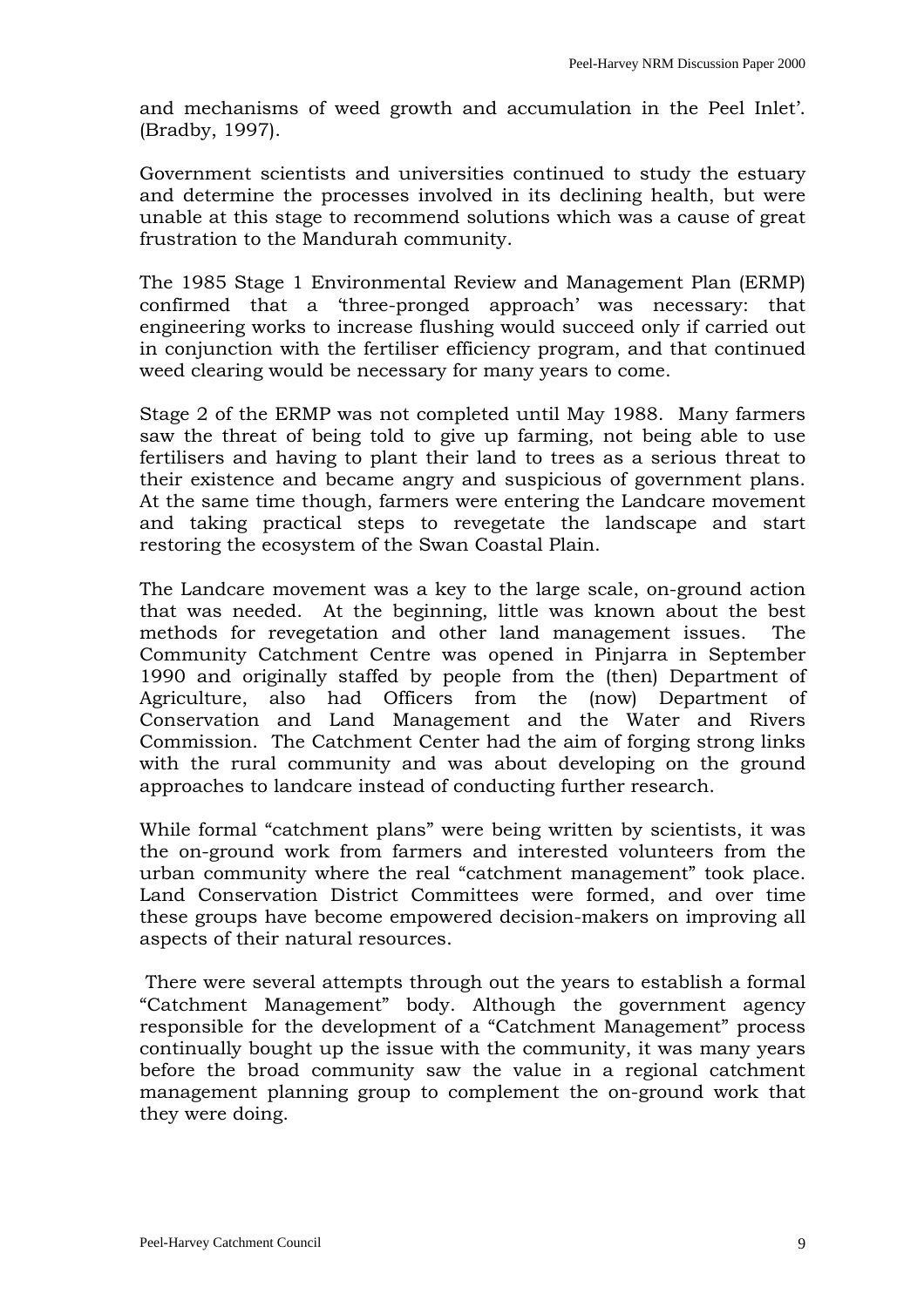and mechanisms of weed growth and accumulation in the Peel Inlet'. (Bradby, 1997).

Government scientists and universities continued to study the estuary and determine the processes involved in its declining health, but were unable at this stage to recommend solutions which was a cause of great frustration to the Mandurah community.

The 1985 Stage 1 Environmental Review and Management Plan (ERMP) confirmed that a 'three-pronged approach' was necessary: that engineering works to increase flushing would succeed only if carried out in conjunction with the fertiliser efficiency program, and that continued weed clearing would be necessary for many years to come.

Stage 2 of the ERMP was not completed until May 1988. Many farmers saw the threat of being told to give up farming, not being able to use fertilisers and having to plant their land to trees as a serious threat to their existence and became angry and suspicious of government plans. At the same time though, farmers were entering the Landcare movement and taking practical steps to revegetate the landscape and start restoring the ecosystem of the Swan Coastal Plain.

The Landcare movement was a key to the large scale, on-ground action that was needed. At the beginning, little was known about the best methods for revegetation and other land management issues. The Community Catchment Centre was opened in Pinjarra in September 1990 and originally staffed by people from the (then) Department of Agriculture, also had Officers from the (now) Department of Conservation and Land Management and the Water and Rivers Commission. The Catchment Center had the aim of forging strong links with the rural community and was about developing on the ground approaches to landcare instead of conducting further research.

While formal "catchment plans" were being written by scientists, it was the on-ground work from farmers and interested volunteers from the urban community where the real "catchment management" took place. Land Conservation District Committees were formed, and over time these groups have become empowered decision-makers on improving all aspects of their natural resources.

There were several attempts through out the years to establish a formal "Catchment Management" body. Although the government agency responsible for the development of a "Catchment Management" process continually bought up the issue with the community, it was many years before the broad community saw the value in a regional catchment management planning group to complement the on-ground work that they were doing.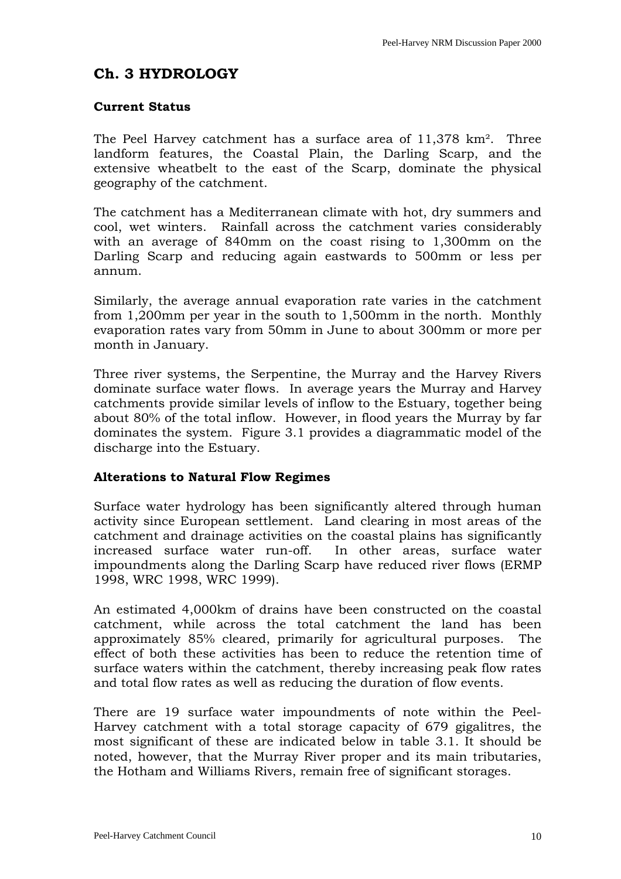## Ch. 3 HYDROLOGY

### Current Status

The Peel Harvey catchment has a surface area of 11,378 km$^2$. Three landform features, the Coastal Plain, the Darling Scarp, and the extensive wheatbelt to the east of the Scarp, dominate the physical geography of the catchment.

The catchment has a Mediterranean climate with hot, dry summers and cool, wet winters. Rainfall across the catchment varies considerably with an average of 840mm on the coast rising to 1,300mm on the Darling Scarp and reducing again eastwards to 500mm or less per annum.

Similarly, the average annual evaporation rate varies in the catchment from 1,200mm per year in the south to 1,500mm in the north. Monthly evaporation rates vary from 50mm in June to about 300mm or more per month in January.

Three river systems, the Serpentine, the Murray and the Harvey Rivers dominate surface water flows. In average years the Murray and Harvey catchments provide similar levels of inflow to the Estuary, together being about 80% of the total inflow. However, in flood years the Murray by far dominates the system. Figure 3.1 provides a diagrammatic model of the discharge into the Estuary.

### Alterations to Natural Flow Regimes

Surface water hydrology has been significantly altered through human activity since European settlement. Land clearing in most areas of the catchment and drainage activities on the coastal plains has significantly increased surface water run-off. In other areas, surface water impoundments along the Darling Scarp have reduced river flows (ERMP 1998, WRC 1998, WRC 1999).

An estimated 4,000km of drains have been constructed on the coastal catchment, while across the total catchment the land has been approximately 85% cleared, primarily for agricultural purposes. The effect of both these activities has been to reduce the retention time of surface waters within the catchment, thereby increasing peak flow rates and total flow rates as well as reducing the duration of flow events.

There are 19 surface water impoundments of note within the Peel-Harvey catchment with a total storage capacity of 679 gigalitres, the most significant of these are indicated below in table 3.1. It should be noted, however, that the Murray River proper and its main tributaries, the Hotham and Williams Rivers, remain free of significant storages.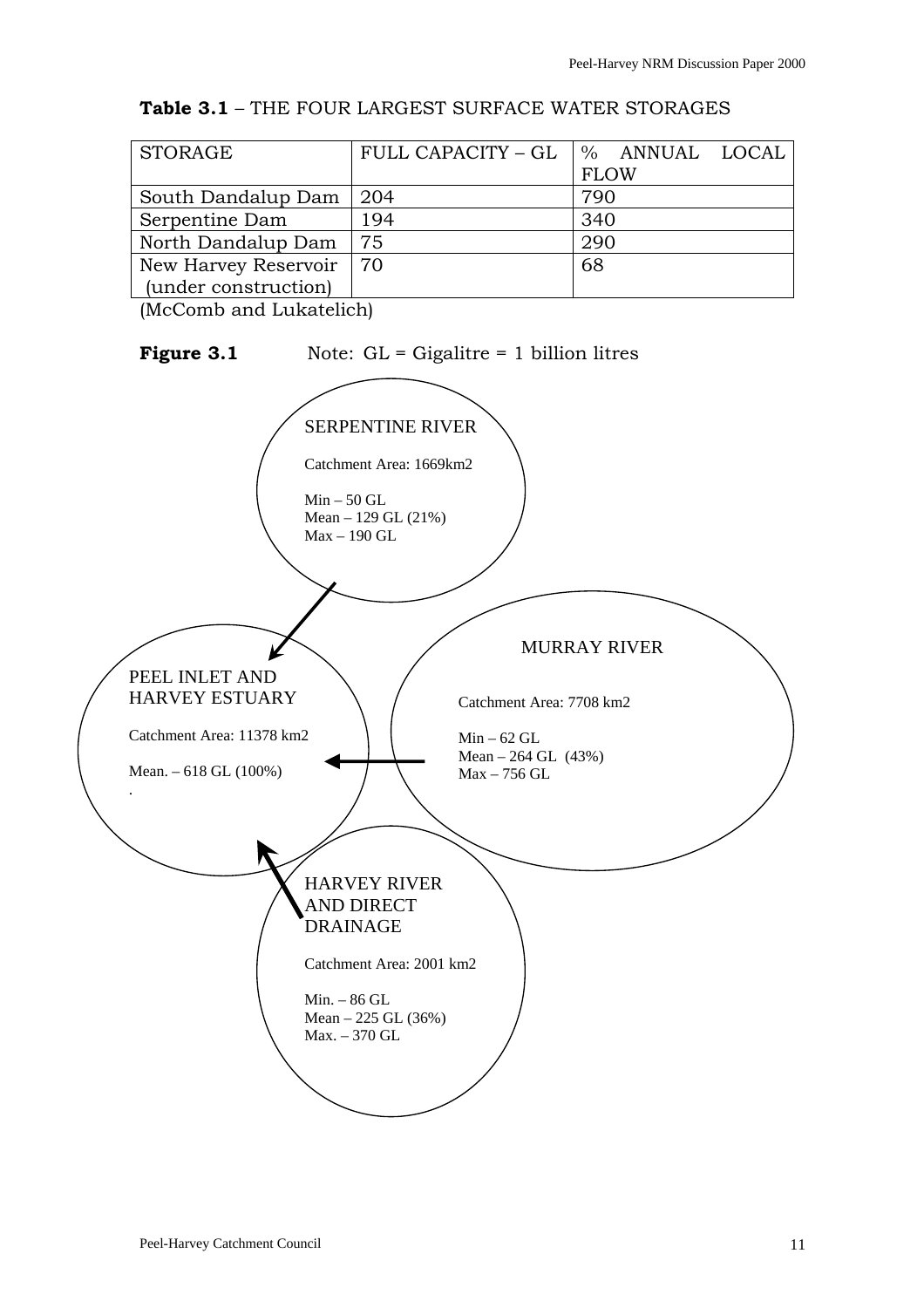**Table 3.1** – THE FOUR LARGEST SURFACE WATER STORAGES

| STORAGE | FULL CAPACITY – GL | % ANNUAL LOCAL FLOW |
|---|---|---|
| South Dandalup Dam | 204 | 790 |
| Serpentine Dam | 194 | 340 |
| North Dandalup Dam | 75 | 290 |
| New Harvey Reservoir (under construction) | 70 | 68 |

(McComb and Lukatelich)

**Figure 3.1** Note: GL = Gigalitre = 1 billion litres

SERPENTINE RIVER

Catchment Area: 1669km2

Min – 50 GL
Mean – 129 GL (21%)
Max – 190 GL

PEEL INLET AND HARVEY ESTUARY

Catchment Area: 11378 km2

Mean. – 618 GL (100%)

MURRAY RIVER

Catchment Area: 7708 km2

Min – 62 GL
Mean – 264 GL (43%)
Max – 756 GL

HARVEY RIVER AND DIRECT DRAINAGE

Catchment Area: 2001 km2

Min. – 86 GL
Mean – 225 GL (36%)
Max. – 370 GL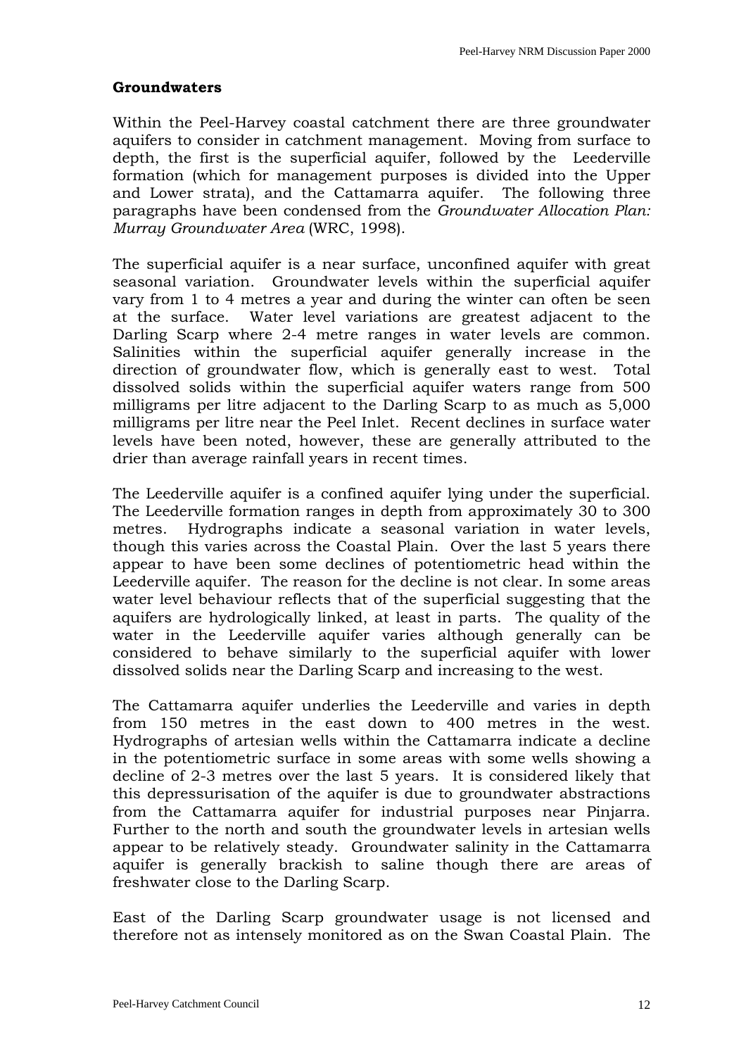## Groundwaters

Within the Peel-Harvey coastal catchment there are three groundwater aquifers to consider in catchment management. Moving from surface to depth, the first is the superficial aquifer, followed by the Leederville formation (which for management purposes is divided into the Upper and Lower strata), and the Cattamarra aquifer. The following three paragraphs have been condensed from the *Groundwater Allocation Plan: Murray Groundwater Area* (WRC, 1998).

The superficial aquifer is a near surface, unconfined aquifer with great seasonal variation. Groundwater levels within the superficial aquifer vary from 1 to 4 metres a year and during the winter can often be seen at the surface. Water level variations are greatest adjacent to the Darling Scarp where 2-4 metre ranges in water levels are common. Salinities within the superficial aquifer generally increase in the direction of groundwater flow, which is generally east to west. Total dissolved solids within the superficial aquifer waters range from 500 milligrams per litre adjacent to the Darling Scarp to as much as 5,000 milligrams per litre near the Peel Inlet. Recent declines in surface water levels have been noted, however, these are generally attributed to the drier than average rainfall years in recent times.

The Leederville aquifer is a confined aquifer lying under the superficial. The Leederville formation ranges in depth from approximately 30 to 300 metres. Hydrographs indicate a seasonal variation in water levels, though this varies across the Coastal Plain. Over the last 5 years there appear to have been some declines of potentiometric head within the Leederville aquifer. The reason for the decline is not clear. In some areas water level behaviour reflects that of the superficial suggesting that the aquifers are hydrologically linked, at least in parts. The quality of the water in the Leederville aquifer varies although generally can be considered to behave similarly to the superficial aquifer with lower dissolved solids near the Darling Scarp and increasing to the west.

The Cattamarra aquifer underlies the Leederville and varies in depth from 150 metres in the east down to 400 metres in the west. Hydrographs of artesian wells within the Cattamarra indicate a decline in the potentiometric surface in some areas with some wells showing a decline of 2-3 metres over the last 5 years. It is considered likely that this depressurisation of the aquifer is due to groundwater abstractions from the Cattamarra aquifer for industrial purposes near Pinjarra. Further to the north and south the groundwater levels in artesian wells appear to be relatively steady. Groundwater salinity in the Cattamarra aquifer is generally brackish to saline though there are areas of freshwater close to the Darling Scarp.

East of the Darling Scarp groundwater usage is not licensed and therefore not as intensely monitored as on the Swan Coastal Plain. The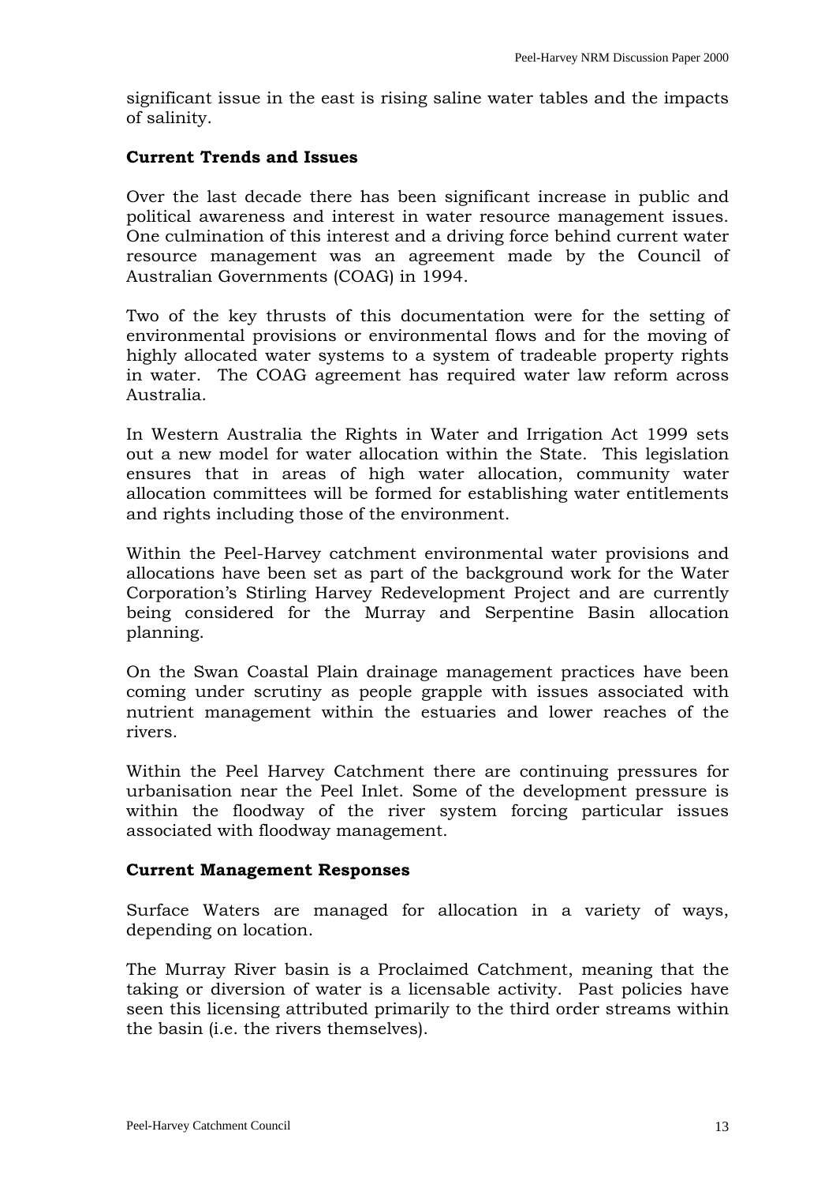significant issue in the east is rising saline water tables and the impacts of salinity.

**Current Trends and Issues**

Over the last decade there has been significant increase in public and political awareness and interest in water resource management issues. One culmination of this interest and a driving force behind current water resource management was an agreement made by the Council of Australian Governments (COAG) in 1994.

Two of the key thrusts of this documentation were for the setting of environmental provisions or environmental flows and for the moving of highly allocated water systems to a system of tradeable property rights in water. The COAG agreement has required water law reform across Australia.

In Western Australia the Rights in Water and Irrigation Act 1999 sets out a new model for water allocation within the State. This legislation ensures that in areas of high water allocation, community water allocation committees will be formed for establishing water entitlements and rights including those of the environment.

Within the Peel-Harvey catchment environmental water provisions and allocations have been set as part of the background work for the Water Corporation's Stirling Harvey Redevelopment Project and are currently being considered for the Murray and Serpentine Basin allocation planning.

On the Swan Coastal Plain drainage management practices have been coming under scrutiny as people grapple with issues associated with nutrient management within the estuaries and lower reaches of the rivers.

Within the Peel Harvey Catchment there are continuing pressures for urbanisation near the Peel Inlet. Some of the development pressure is within the floodway of the river system forcing particular issues associated with floodway management.

**Current Management Responses**

Surface Waters are managed for allocation in a variety of ways, depending on location.

The Murray River basin is a Proclaimed Catchment, meaning that the taking or diversion of water is a licensable activity. Past policies have seen this licensing attributed primarily to the third order streams within the basin (i.e. the rivers themselves).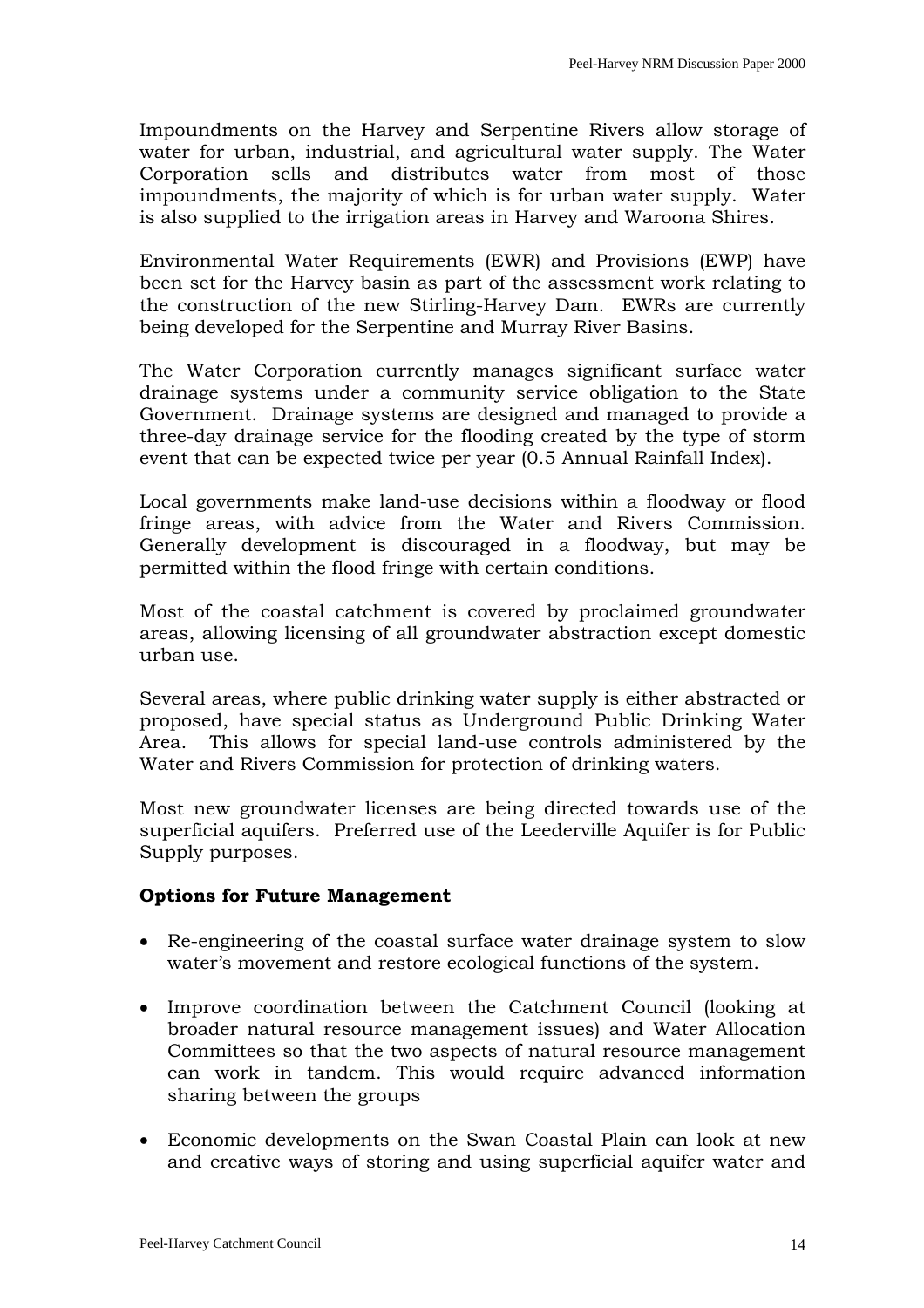Impoundments on the Harvey and Serpentine Rivers allow storage of water for urban, industrial, and agricultural water supply. The Water Corporation sells and distributes water from most of those impoundments, the majority of which is for urban water supply. Water is also supplied to the irrigation areas in Harvey and Waroona Shires.

Environmental Water Requirements (EWR) and Provisions (EWP) have been set for the Harvey basin as part of the assessment work relating to the construction of the new Stirling-Harvey Dam. EWRs are currently being developed for the Serpentine and Murray River Basins.

The Water Corporation currently manages significant surface water drainage systems under a community service obligation to the State Government. Drainage systems are designed and managed to provide a three-day drainage service for the flooding created by the type of storm event that can be expected twice per year (0.5 Annual Rainfall Index).

Local governments make land-use decisions within a floodway or flood fringe areas, with advice from the Water and Rivers Commission. Generally development is discouraged in a floodway, but may be permitted within the flood fringe with certain conditions.

Most of the coastal catchment is covered by proclaimed groundwater areas, allowing licensing of all groundwater abstraction except domestic urban use.

Several areas, where public drinking water supply is either abstracted or proposed, have special status as Underground Public Drinking Water Area. This allows for special land-use controls administered by the Water and Rivers Commission for protection of drinking waters.

Most new groundwater licenses are being directed towards use of the superficial aquifers. Preferred use of the Leederville Aquifer is for Public Supply purposes.

**Options for Future Management**

- Re-engineering of the coastal surface water drainage system to slow water's movement and restore ecological functions of the system.
- Improve coordination between the Catchment Council (looking at broader natural resource management issues) and Water Allocation Committees so that the two aspects of natural resource management can work in tandem. This would require advanced information sharing between the groups
- Economic developments on the Swan Coastal Plain can look at new and creative ways of storing and using superficial aquifer water and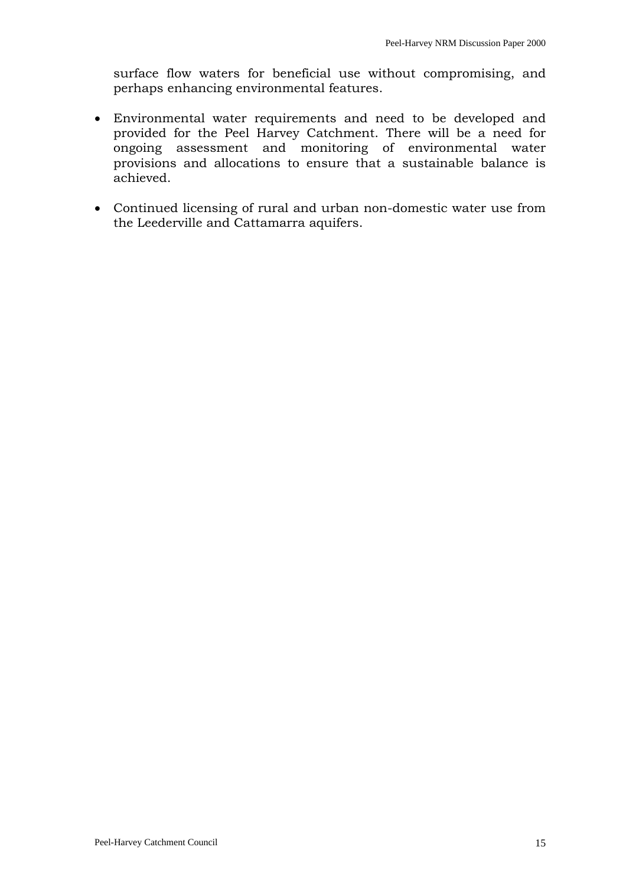surface flow waters for beneficial use without compromising, and perhaps enhancing environmental features.

- Environmental water requirements and need to be developed and provided for the Peel Harvey Catchment. There will be a need for ongoing assessment and monitoring of environmental water provisions and allocations to ensure that a sustainable balance is achieved.

- Continued licensing of rural and urban non-domestic water use from the Leederville and Cattamarra aquifers.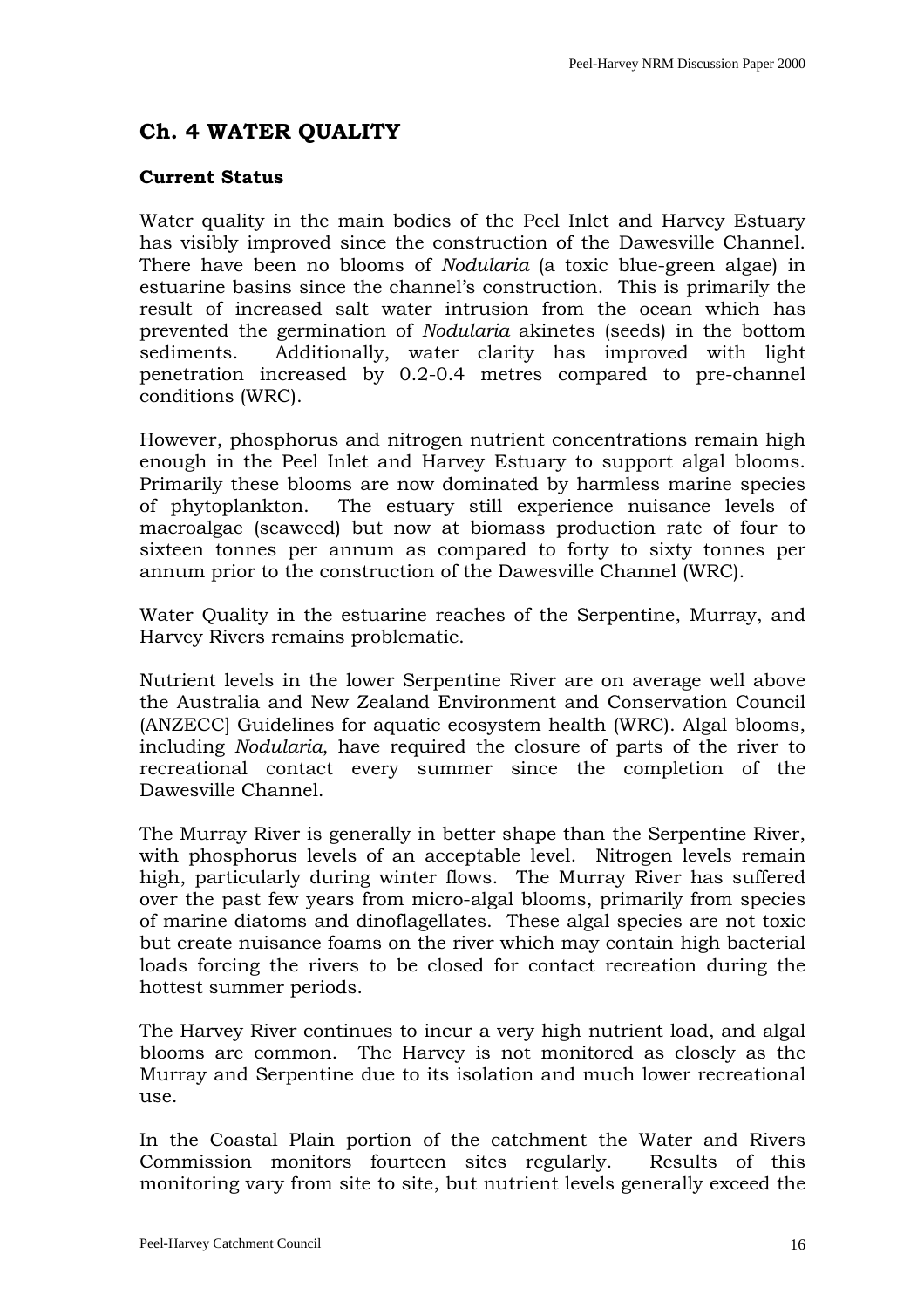## Ch. 4 WATER QUALITY

### Current Status

Water quality in the main bodies of the Peel Inlet and Harvey Estuary has visibly improved since the construction of the Dawesville Channel. There have been no blooms of *Nodularia* (a toxic blue-green algae) in estuarine basins since the channel's construction. This is primarily the result of increased salt water intrusion from the ocean which has prevented the germination of *Nodularia* akinetes (seeds) in the bottom sediments. Additionally, water clarity has improved with light penetration increased by 0.2-0.4 metres compared to pre-channel conditions (WRC).

However, phosphorus and nitrogen nutrient concentrations remain high enough in the Peel Inlet and Harvey Estuary to support algal blooms. Primarily these blooms are now dominated by harmless marine species of phytoplankton. The estuary still experience nuisance levels of macroalgae (seaweed) but now at biomass production rate of four to sixteen tonnes per annum as compared to forty to sixty tonnes per annum prior to the construction of the Dawesville Channel (WRC).

Water Quality in the estuarine reaches of the Serpentine, Murray, and Harvey Rivers remains problematic.

Nutrient levels in the lower Serpentine River are on average well above the Australia and New Zealand Environment and Conservation Council (ANZECC] Guidelines for aquatic ecosystem health (WRC). Algal blooms, including *Nodularia*, have required the closure of parts of the river to recreational contact every summer since the completion of the Dawesville Channel.

The Murray River is generally in better shape than the Serpentine River, with phosphorus levels of an acceptable level. Nitrogen levels remain high, particularly during winter flows. The Murray River has suffered over the past few years from micro-algal blooms, primarily from species of marine diatoms and dinoflagellates. These algal species are not toxic but create nuisance foams on the river which may contain high bacterial loads forcing the rivers to be closed for contact recreation during the hottest summer periods.

The Harvey River continues to incur a very high nutrient load, and algal blooms are common. The Harvey is not monitored as closely as the Murray and Serpentine due to its isolation and much lower recreational use.

In the Coastal Plain portion of the catchment the Water and Rivers Commission monitors fourteen sites regularly. Results of this monitoring vary from site to site, but nutrient levels generally exceed the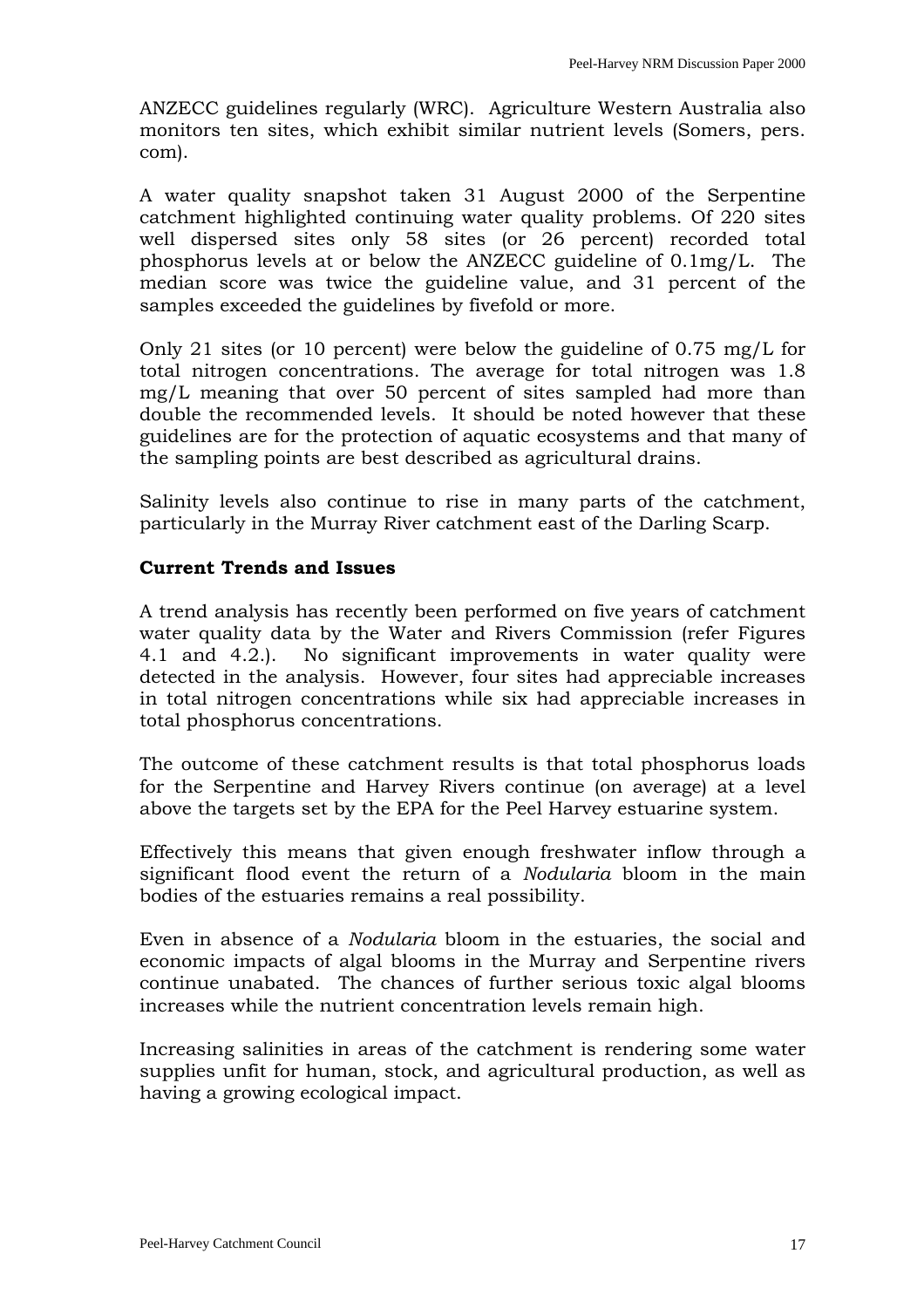ANZECC guidelines regularly (WRC). Agriculture Western Australia also monitors ten sites, which exhibit similar nutrient levels (Somers, pers. com).

A water quality snapshot taken 31 August 2000 of the Serpentine catchment highlighted continuing water quality problems. Of 220 sites well dispersed sites only 58 sites (or 26 percent) recorded total phosphorus levels at or below the ANZECC guideline of 0.1mg/L. The median score was twice the guideline value, and 31 percent of the samples exceeded the guidelines by fivefold or more.

Only 21 sites (or 10 percent) were below the guideline of 0.75 mg/L for total nitrogen concentrations. The average for total nitrogen was 1.8 mg/L meaning that over 50 percent of sites sampled had more than double the recommended levels. It should be noted however that these guidelines are for the protection of aquatic ecosystems and that many of the sampling points are best described as agricultural drains.

Salinity levels also continue to rise in many parts of the catchment, particularly in the Murray River catchment east of the Darling Scarp.

**Current Trends and Issues**

A trend analysis has recently been performed on five years of catchment water quality data by the Water and Rivers Commission (refer Figures 4.1 and 4.2.). No significant improvements in water quality were detected in the analysis. However, four sites had appreciable increases in total nitrogen concentrations while six had appreciable increases in total phosphorus concentrations.

The outcome of these catchment results is that total phosphorus loads for the Serpentine and Harvey Rivers continue (on average) at a level above the targets set by the EPA for the Peel Harvey estuarine system.

Effectively this means that given enough freshwater inflow through a significant flood event the return of a *Nodularia* bloom in the main bodies of the estuaries remains a real possibility.

Even in absence of a *Nodularia* bloom in the estuaries, the social and economic impacts of algal blooms in the Murray and Serpentine rivers continue unabated. The chances of further serious toxic algal blooms increases while the nutrient concentration levels remain high.

Increasing salinities in areas of the catchment is rendering some water supplies unfit for human, stock, and agricultural production, as well as having a growing ecological impact.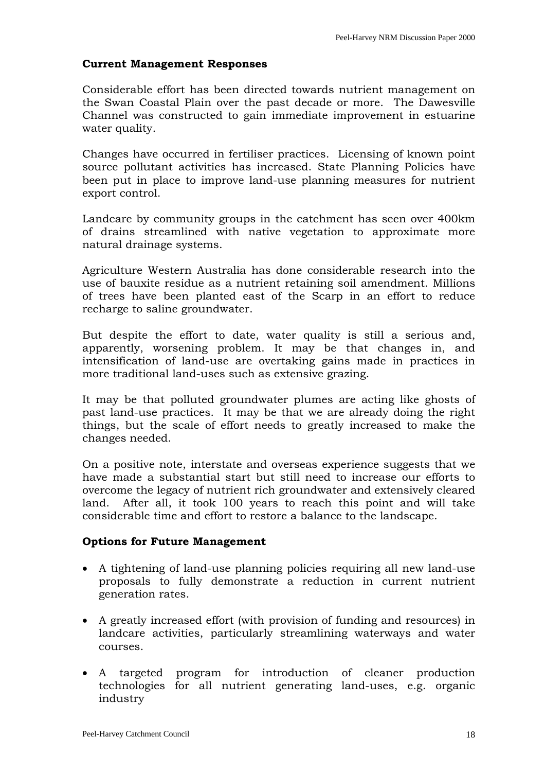**Current Management Responses**

Considerable effort has been directed towards nutrient management on the Swan Coastal Plain over the past decade or more. The Dawesville Channel was constructed to gain immediate improvement in estuarine water quality.

Changes have occurred in fertiliser practices. Licensing of known point source pollutant activities has increased. State Planning Policies have been put in place to improve land-use planning measures for nutrient export control.

Landcare by community groups in the catchment has seen over 400km of drains streamlined with native vegetation to approximate more natural drainage systems.

Agriculture Western Australia has done considerable research into the use of bauxite residue as a nutrient retaining soil amendment. Millions of trees have been planted east of the Scarp in an effort to reduce recharge to saline groundwater.

But despite the effort to date, water quality is still a serious and, apparently, worsening problem. It may be that changes in, and intensification of land-use are overtaking gains made in practices in more traditional land-uses such as extensive grazing.

It may be that polluted groundwater plumes are acting like ghosts of past land-use practices. It may be that we are already doing the right things, but the scale of effort needs to greatly increased to make the changes needed.

On a positive note, interstate and overseas experience suggests that we have made a substantial start but still need to increase our efforts to overcome the legacy of nutrient rich groundwater and extensively cleared land. After all, it took 100 years to reach this point and will take considerable time and effort to restore a balance to the landscape.

**Options for Future Management**

- A tightening of land-use planning policies requiring all new land-use proposals to fully demonstrate a reduction in current nutrient generation rates.
- A greatly increased effort (with provision of funding and resources) in landcare activities, particularly streamlining waterways and water courses.
- A targeted program for introduction of cleaner production technologies for all nutrient generating land-uses, e.g. organic industry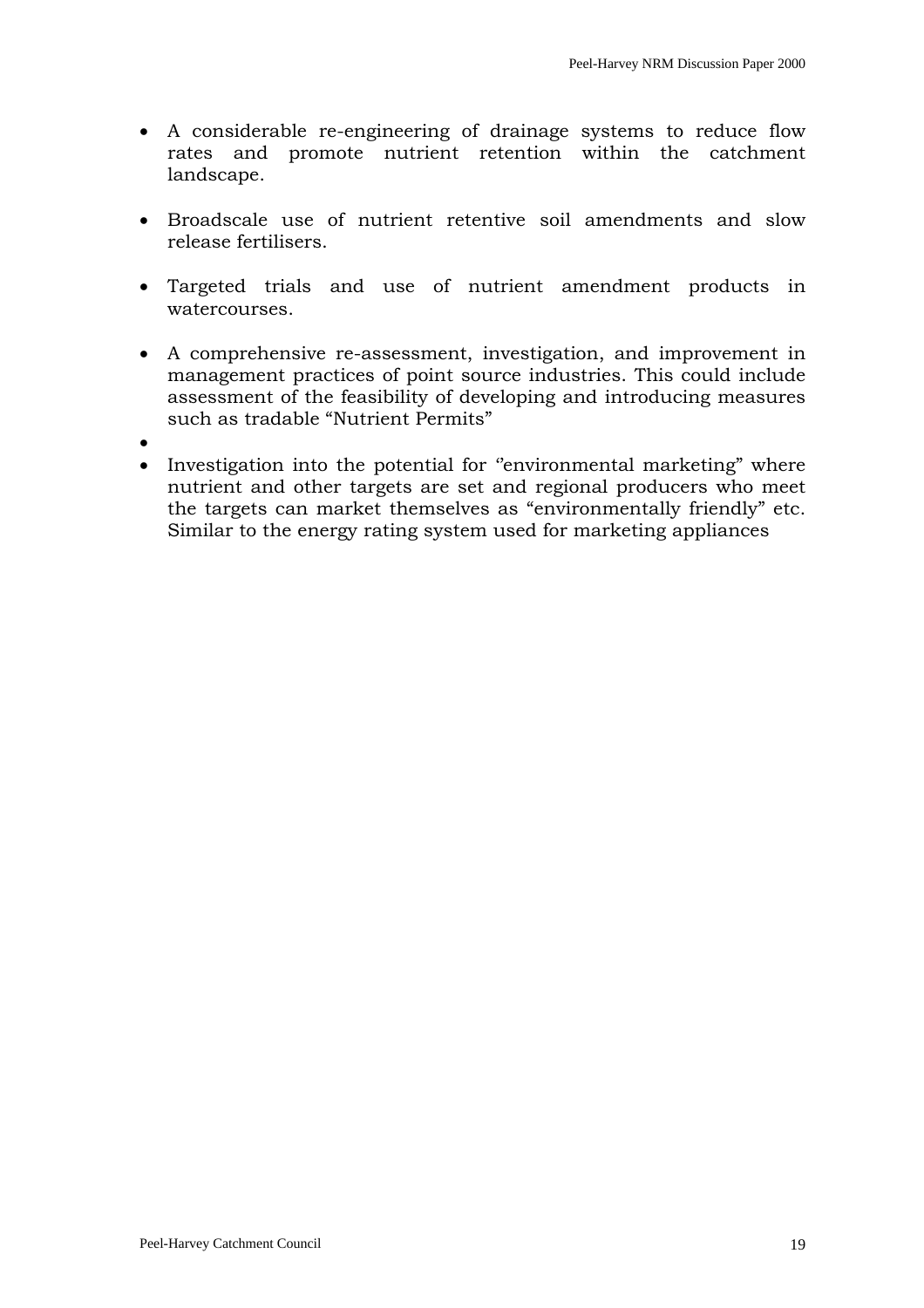- A considerable re-engineering of drainage systems to reduce flow rates and promote nutrient retention within the catchment landscape.

- Broadscale use of nutrient retentive soil amendments and slow release fertilisers.

- Targeted trials and use of nutrient amendment products in watercourses.

- A comprehensive re-assessment, investigation, and improvement in management practices of point source industries. This could include assessment of the feasibility of developing and introducing measures such as tradable "Nutrient Permits"
- 
- Investigation into the potential for ''environmental marketing" where nutrient and other targets are set and regional producers who meet the targets can market themselves as "environmentally friendly" etc. Similar to the energy rating system used for marketing appliances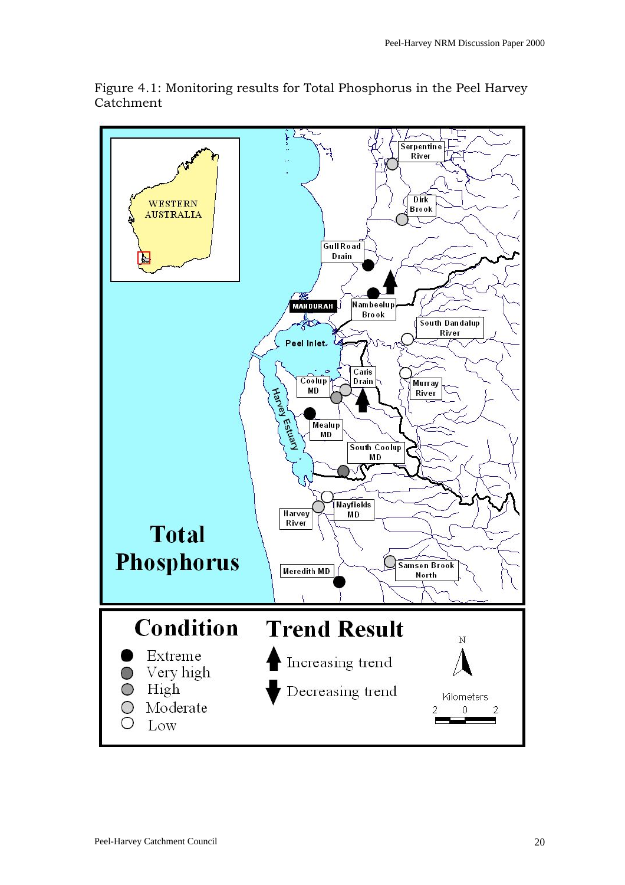Figure 4.1: Monitoring results for Total Phosphorus in the Peel Harvey Catchment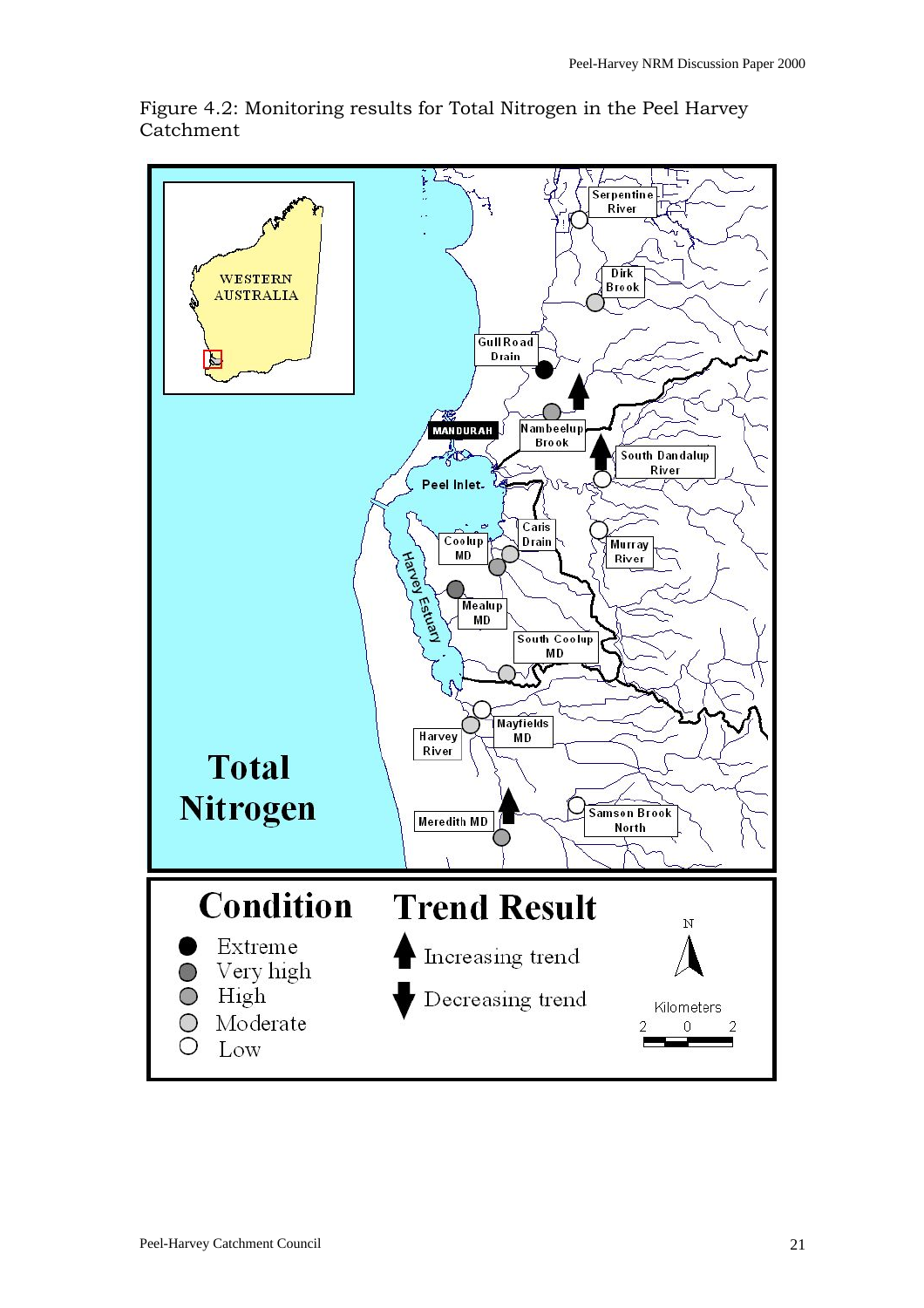Figure 4.2: Monitoring results for Total Nitrogen in the Peel Harvey Catchment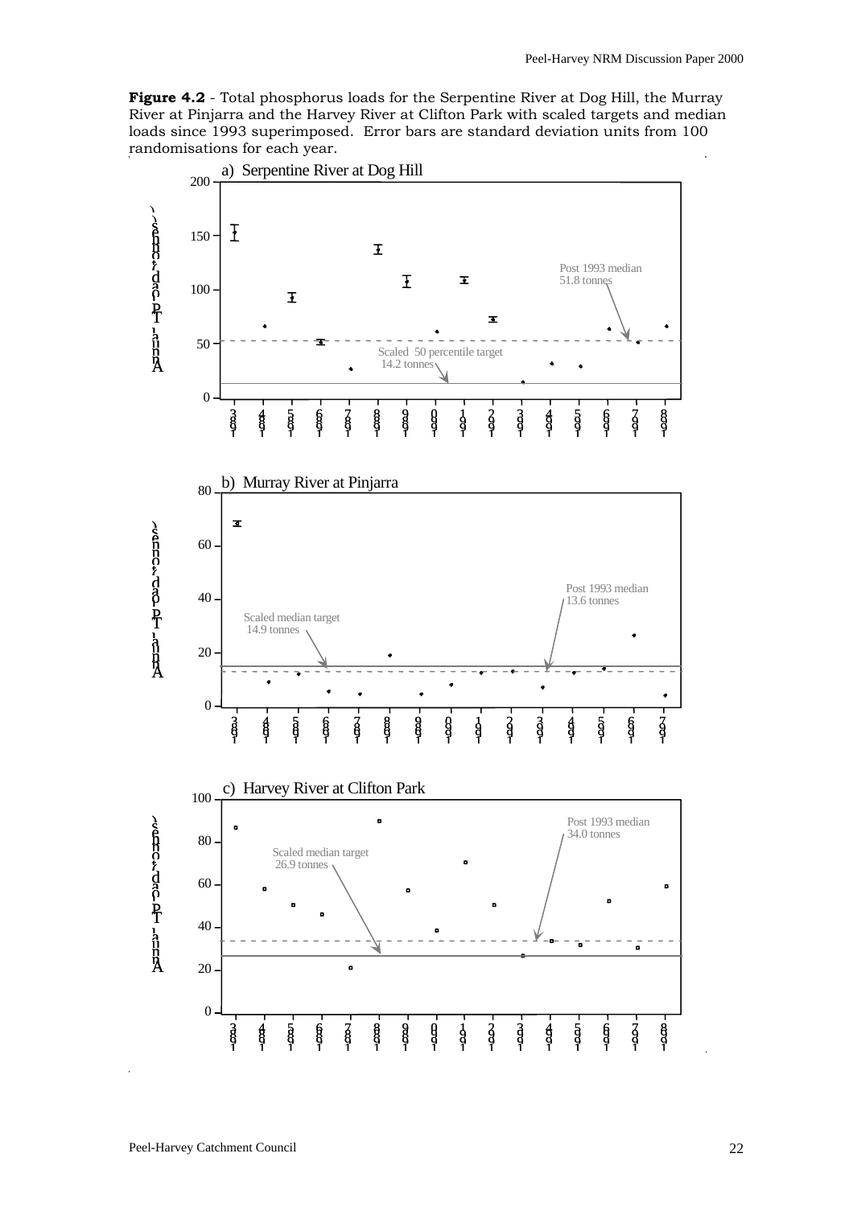**Figure 4.2** - Total phosphorus loads for the Serpentine River at Dog Hill, the Murray River at Pinjarra and the Harvey River at Clifton Park with scaled targets and median loads since 1993 superimposed. Error bars are standard deviation units from 100 randomisations for each year.

a) Serpentine River at Dog Hill

Annual TP load (tonnes)

Post 1993 median 51.8 tonnes

Scaled 50 percentile target 14.2 tonnes

b) Murray River at Pinjarra

Annual TP load (tonnes)

Post 1993 median 13.6 tonnes

Scaled median target 14.9 tonnes

c) Harvey River at Clifton Park

Annual TP load (tonnes)

Post 1993 median 34.0 tonnes

Scaled median target 26.9 tonnes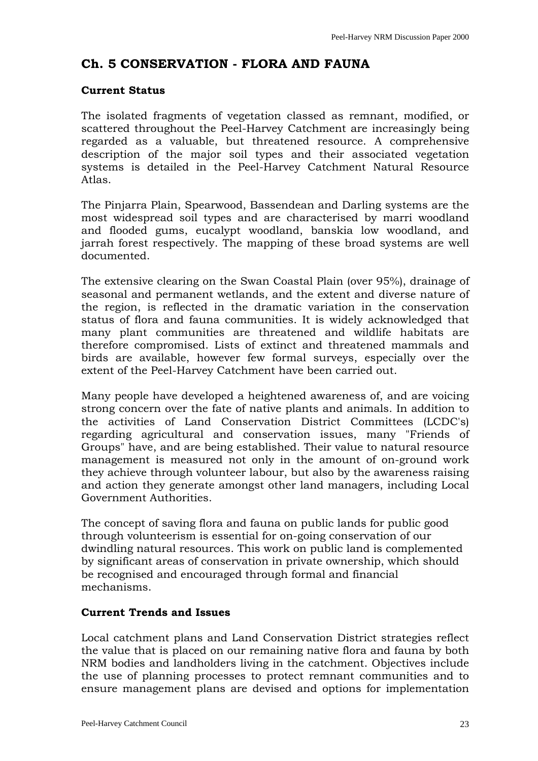# Ch. 5 CONSERVATION - FLORA AND FAUNA

## Current Status

The isolated fragments of vegetation classed as remnant, modified, or scattered throughout the Peel-Harvey Catchment are increasingly being regarded as a valuable, but threatened resource. A comprehensive description of the major soil types and their associated vegetation systems is detailed in the Peel-Harvey Catchment Natural Resource Atlas.

The Pinjarra Plain, Spearwood, Bassendean and Darling systems are the most widespread soil types and are characterised by marri woodland and flooded gums, eucalypt woodland, banskia low woodland, and jarrah forest respectively. The mapping of these broad systems are well documented.

The extensive clearing on the Swan Coastal Plain (over 95%), drainage of seasonal and permanent wetlands, and the extent and diverse nature of the region, is reflected in the dramatic variation in the conservation status of flora and fauna communities. It is widely acknowledged that many plant communities are threatened and wildlife habitats are therefore compromised. Lists of extinct and threatened mammals and birds are available, however few formal surveys, especially over the extent of the Peel-Harvey Catchment have been carried out.

Many people have developed a heightened awareness of, and are voicing strong concern over the fate of native plants and animals. In addition to the activities of Land Conservation District Committees (LCDC's) regarding agricultural and conservation issues, many "Friends of Groups" have, and are being established. Their value to natural resource management is measured not only in the amount of on-ground work they achieve through volunteer labour, but also by the awareness raising and action they generate amongst other land managers, including Local Government Authorities.

The concept of saving flora and fauna on public lands for public good through volunteerism is essential for on-going conservation of our dwindling natural resources. This work on public land is complemented by significant areas of conservation in private ownership, which should be recognised and encouraged through formal and financial mechanisms.

## Current Trends and Issues

Local catchment plans and Land Conservation District strategies reflect the value that is placed on our remaining native flora and fauna by both NRM bodies and landholders living in the catchment. Objectives include the use of planning processes to protect remnant communities and to ensure management plans are devised and options for implementation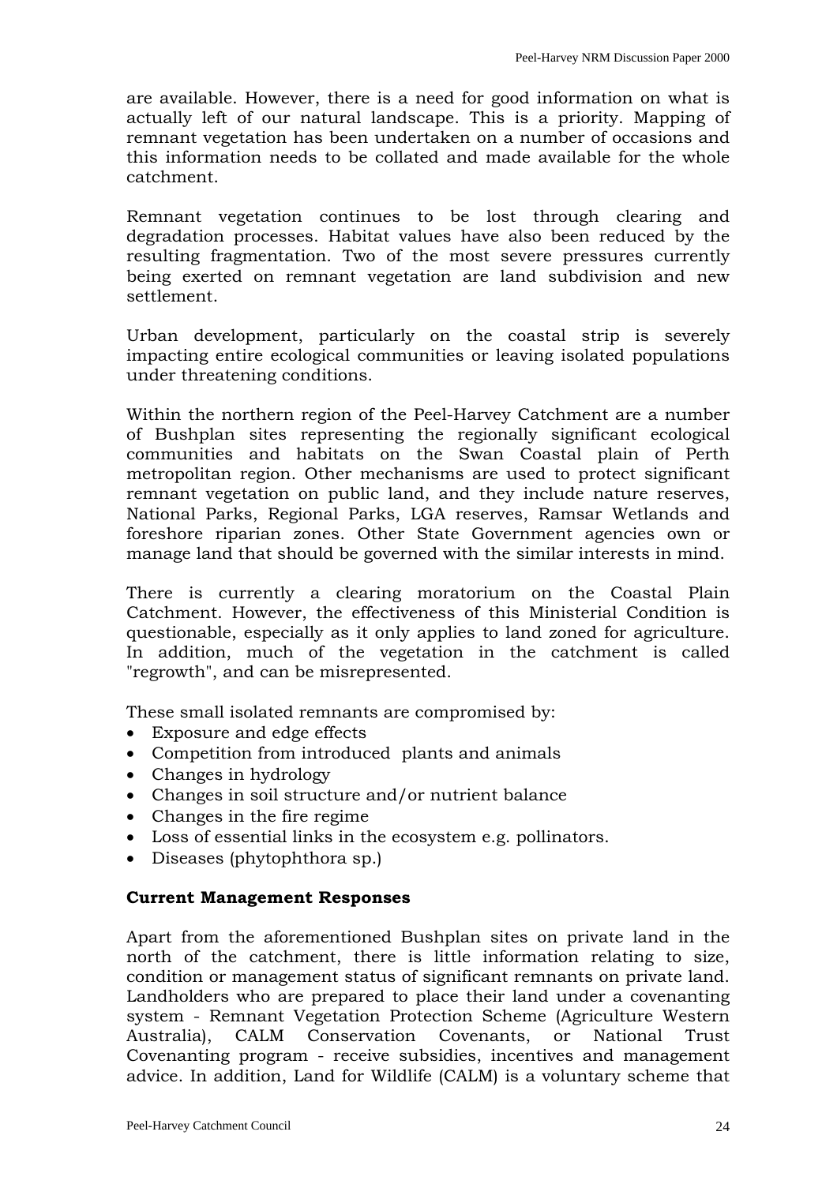are available. However, there is a need for good information on what is actually left of our natural landscape. This is a priority. Mapping of remnant vegetation has been undertaken on a number of occasions and this information needs to be collated and made available for the whole catchment.

Remnant vegetation continues to be lost through clearing and degradation processes. Habitat values have also been reduced by the resulting fragmentation. Two of the most severe pressures currently being exerted on remnant vegetation are land subdivision and new settlement.

Urban development, particularly on the coastal strip is severely impacting entire ecological communities or leaving isolated populations under threatening conditions.

Within the northern region of the Peel-Harvey Catchment are a number of Bushplan sites representing the regionally significant ecological communities and habitats on the Swan Coastal plain of Perth metropolitan region. Other mechanisms are used to protect significant remnant vegetation on public land, and they include nature reserves, National Parks, Regional Parks, LGA reserves, Ramsar Wetlands and foreshore riparian zones. Other State Government agencies own or manage land that should be governed with the similar interests in mind.

There is currently a clearing moratorium on the Coastal Plain Catchment. However, the effectiveness of this Ministerial Condition is questionable, especially as it only applies to land zoned for agriculture. In addition, much of the vegetation in the catchment is called "regrowth", and can be misrepresented.

These small isolated remnants are compromised by:

- Exposure and edge effects
- Competition from introduced plants and animals
- Changes in hydrology
- Changes in soil structure and/or nutrient balance
- Changes in the fire regime
- Loss of essential links in the ecosystem e.g. pollinators.
- Diseases (phytophthora sp.)

**Current Management Responses**

Apart from the aforementioned Bushplan sites on private land in the north of the catchment, there is little information relating to size, condition or management status of significant remnants on private land. Landholders who are prepared to place their land under a covenanting system - Remnant Vegetation Protection Scheme (Agriculture Western Australia), CALM Conservation Covenants, or National Trust Covenanting program - receive subsidies, incentives and management advice. In addition, Land for Wildlife (CALM) is a voluntary scheme that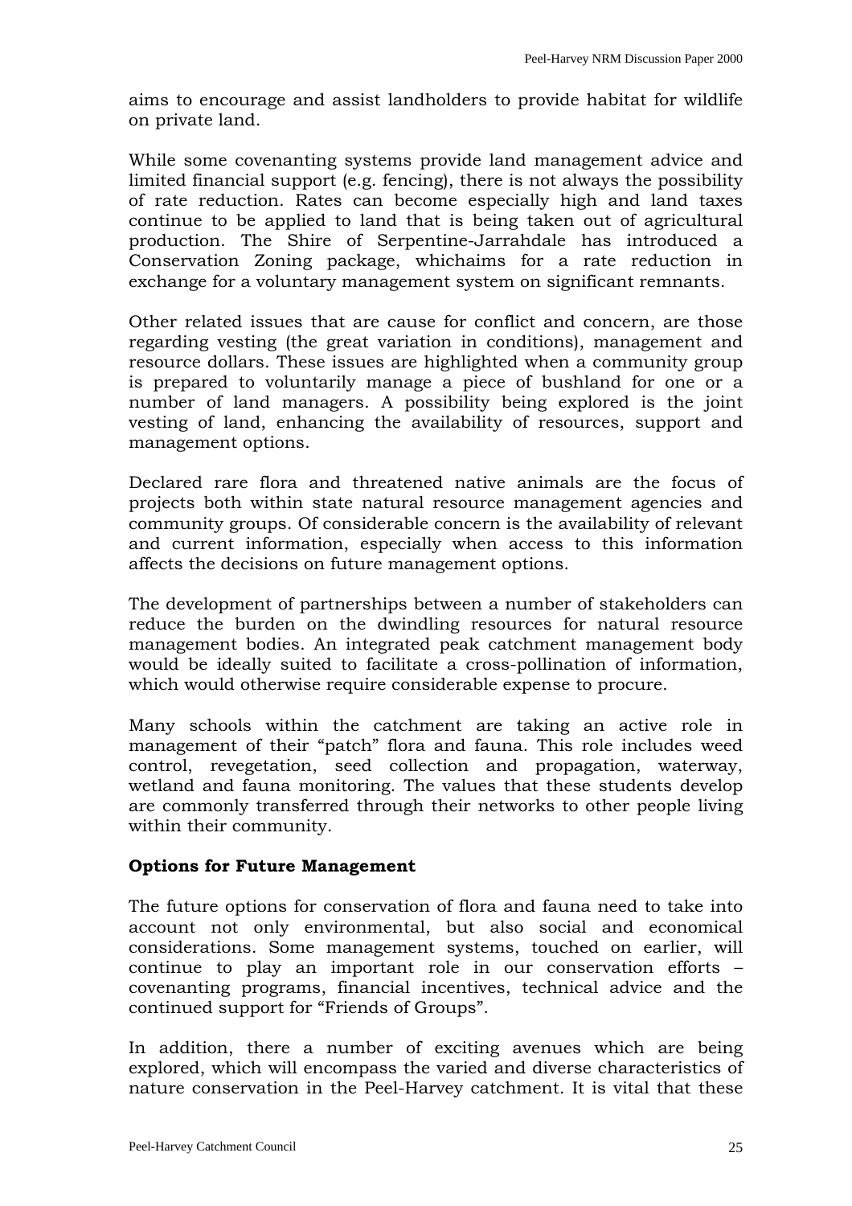aims to encourage and assist landholders to provide habitat for wildlife on private land.

While some covenanting systems provide land management advice and limited financial support (e.g. fencing), there is not always the possibility of rate reduction. Rates can become especially high and land taxes continue to be applied to land that is being taken out of agricultural production. The Shire of Serpentine-Jarrahdale has introduced a Conservation Zoning package, whichaims for a rate reduction in exchange for a voluntary management system on significant remnants.

Other related issues that are cause for conflict and concern, are those regarding vesting (the great variation in conditions), management and resource dollars. These issues are highlighted when a community group is prepared to voluntarily manage a piece of bushland for one or a number of land managers. A possibility being explored is the joint vesting of land, enhancing the availability of resources, support and management options.

Declared rare flora and threatened native animals are the focus of projects both within state natural resource management agencies and community groups. Of considerable concern is the availability of relevant and current information, especially when access to this information affects the decisions on future management options.

The development of partnerships between a number of stakeholders can reduce the burden on the dwindling resources for natural resource management bodies. An integrated peak catchment management body would be ideally suited to facilitate a cross-pollination of information, which would otherwise require considerable expense to procure.

Many schools within the catchment are taking an active role in management of their "patch" flora and fauna. This role includes weed control, revegetation, seed collection and propagation, waterway, wetland and fauna monitoring. The values that these students develop are commonly transferred through their networks to other people living within their community.

**Options for Future Management**

The future options for conservation of flora and fauna need to take into account not only environmental, but also social and economical considerations. Some management systems, touched on earlier, will continue to play an important role in our conservation efforts – covenanting programs, financial incentives, technical advice and the continued support for "Friends of Groups".

In addition, there a number of exciting avenues which are being explored, which will encompass the varied and diverse characteristics of nature conservation in the Peel-Harvey catchment. It is vital that these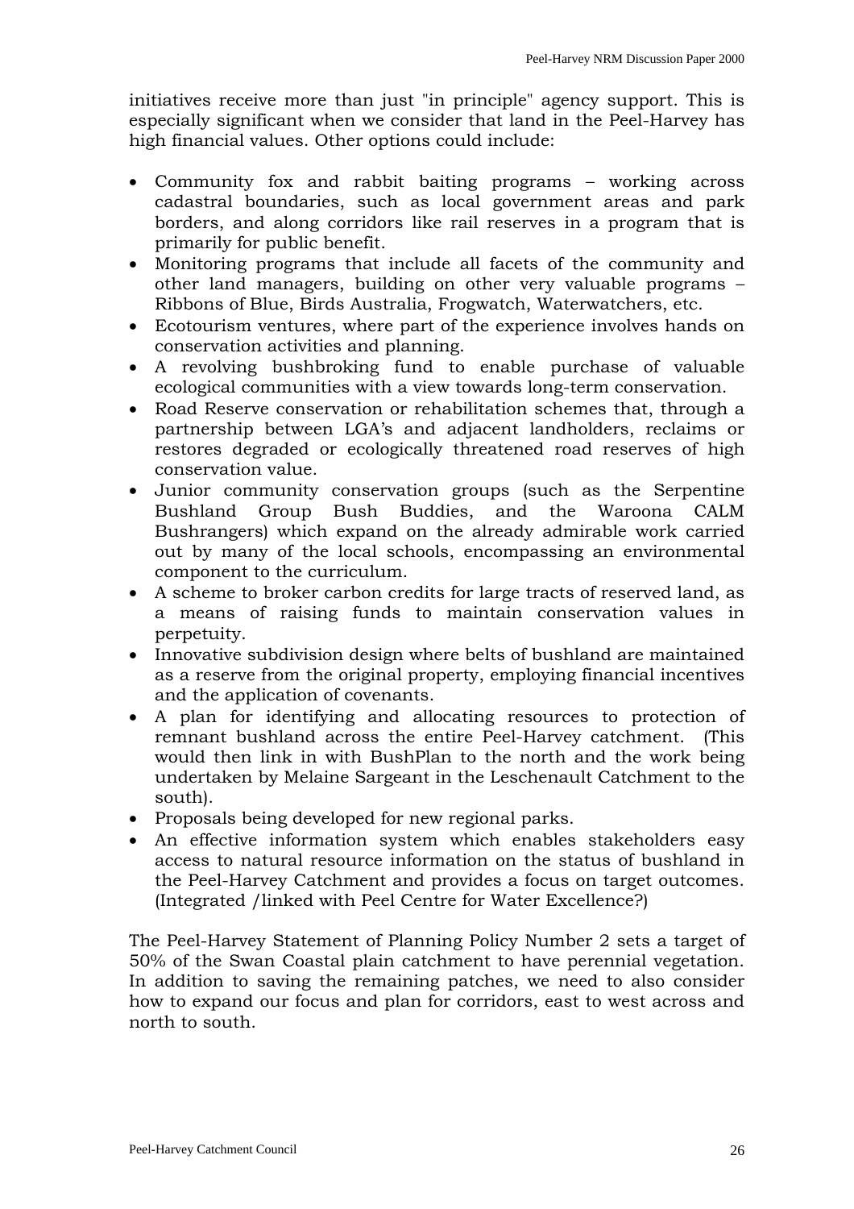initiatives receive more than just "in principle" agency support. This is especially significant when we consider that land in the Peel-Harvey has high financial values. Other options could include:

- Community fox and rabbit baiting programs – working across cadastral boundaries, such as local government areas and park borders, and along corridors like rail reserves in a program that is primarily for public benefit.
- Monitoring programs that include all facets of the community and other land managers, building on other very valuable programs – Ribbons of Blue, Birds Australia, Frogwatch, Waterwatchers, etc.
- Ecotourism ventures, where part of the experience involves hands on conservation activities and planning.
- A revolving bushbroking fund to enable purchase of valuable ecological communities with a view towards long-term conservation.
- Road Reserve conservation or rehabilitation schemes that, through a partnership between LGA's and adjacent landholders, reclaims or restores degraded or ecologically threatened road reserves of high conservation value.
- Junior community conservation groups (such as the Serpentine Bushland Group Bush Buddies, and the Waroona CALM Bushrangers) which expand on the already admirable work carried out by many of the local schools, encompassing an environmental component to the curriculum.
- A scheme to broker carbon credits for large tracts of reserved land, as a means of raising funds to maintain conservation values in perpetuity.
- Innovative subdivision design where belts of bushland are maintained as a reserve from the original property, employing financial incentives and the application of covenants.
- A plan for identifying and allocating resources to protection of remnant bushland across the entire Peel-Harvey catchment. (This would then link in with BushPlan to the north and the work being undertaken by Melaine Sargeant in the Leschenault Catchment to the south).
- Proposals being developed for new regional parks.
- An effective information system which enables stakeholders easy access to natural resource information on the status of bushland in the Peel-Harvey Catchment and provides a focus on target outcomes. (Integrated /linked with Peel Centre for Water Excellence?)

The Peel-Harvey Statement of Planning Policy Number 2 sets a target of 50% of the Swan Coastal plain catchment to have perennial vegetation. In addition to saving the remaining patches, we need to also consider how to expand our focus and plan for corridors, east to west across and north to south.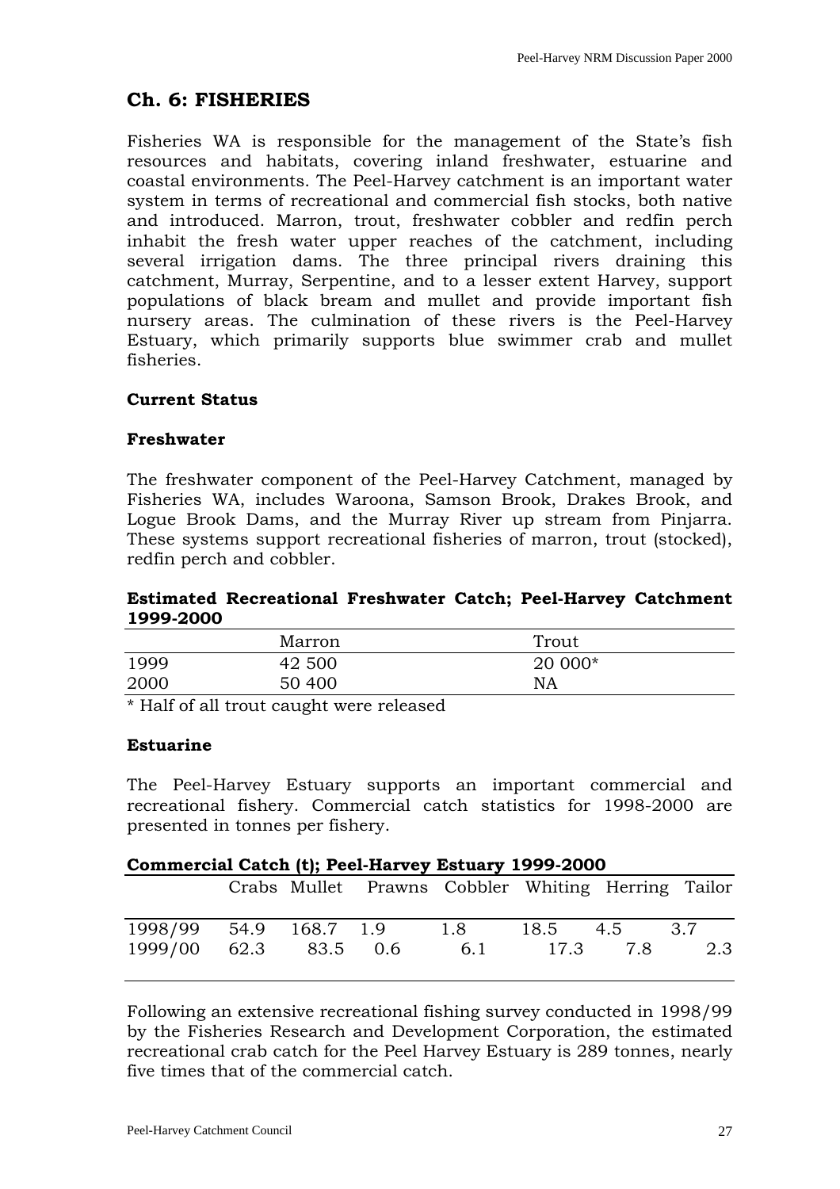## Ch. 6: FISHERIES

Fisheries WA is responsible for the management of the State's fish resources and habitats, covering inland freshwater, estuarine and coastal environments. The Peel-Harvey catchment is an important water system in terms of recreational and commercial fish stocks, both native and introduced. Marron, trout, freshwater cobbler and redfin perch inhabit the fresh water upper reaches of the catchment, including several irrigation dams. The three principal rivers draining this catchment, Murray, Serpentine, and to a lesser extent Harvey, support populations of black bream and mullet and provide important fish nursery areas. The culmination of these rivers is the Peel-Harvey Estuary, which primarily supports blue swimmer crab and mullet fisheries.

### Current Status

### Freshwater

The freshwater component of the Peel-Harvey Catchment, managed by Fisheries WA, includes Waroona, Samson Brook, Drakes Brook, and Logue Brook Dams, and the Murray River up stream from Pinjarra. These systems support recreational fisheries of marron, trout (stocked), redfin perch and cobbler.

**Estimated Recreational Freshwater Catch; Peel-Harvey Catchment 1999-2000**

| | Marron | Trout |
|---|---|---|
| 1999 | 42 500 | 20 000* |
| 2000 | 50 400 | NA |

\* Half of all trout caught were released

### Estuarine

The Peel-Harvey Estuary supports an important commercial and recreational fishery. Commercial catch statistics for 1998-2000 are presented in tonnes per fishery.

**Commercial Catch (t); Peel-Harvey Estuary 1999-2000**

| | Crabs | Mullet | Prawns | Cobbler | Whiting | Herring | Tailor |
|---|---|---|---|---|---|---|---|
| 1998/99 | 54.9 | 168.7 | 1.9 | 1.8 | 18.5 | 4.5 | 3.7 |
| 1999/00 | 62.3 | 83.5 | 0.6 | 6.1 | 17.3 | 7.8 | 2.3 |

Following an extensive recreational fishing survey conducted in 1998/99 by the Fisheries Research and Development Corporation, the estimated recreational crab catch for the Peel Harvey Estuary is 289 tonnes, nearly five times that of the commercial catch.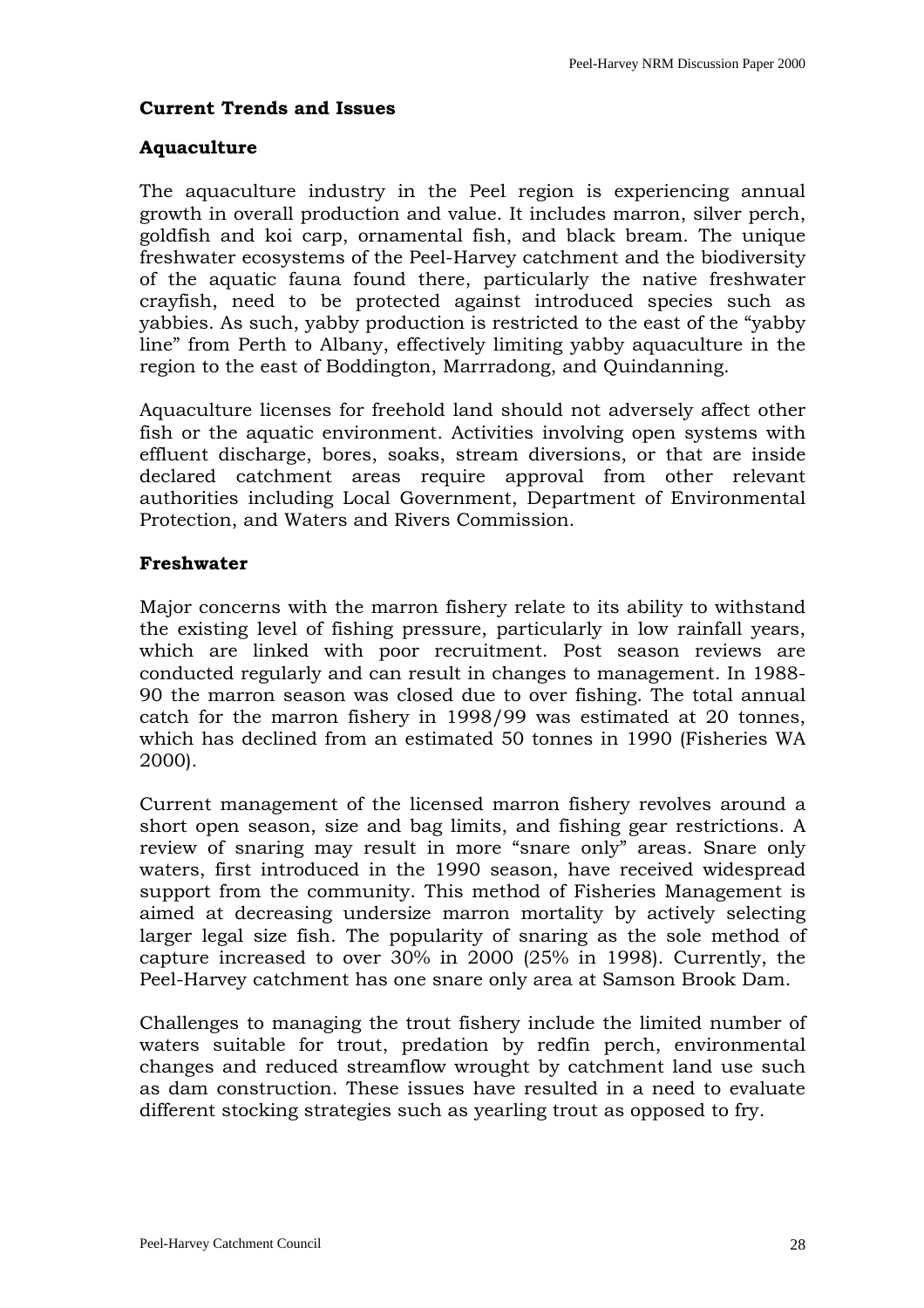**Current Trends and Issues**

**Aquaculture**

The aquaculture industry in the Peel region is experiencing annual growth in overall production and value. It includes marron, silver perch, goldfish and koi carp, ornamental fish, and black bream. The unique freshwater ecosystems of the Peel-Harvey catchment and the biodiversity of the aquatic fauna found there, particularly the native freshwater crayfish, need to be protected against introduced species such as yabbies. As such, yabby production is restricted to the east of the "yabby line" from Perth to Albany, effectively limiting yabby aquaculture in the region to the east of Boddington, Marrradong, and Quindanning.

Aquaculture licenses for freehold land should not adversely affect other fish or the aquatic environment. Activities involving open systems with effluent discharge, bores, soaks, stream diversions, or that are inside declared catchment areas require approval from other relevant authorities including Local Government, Department of Environmental Protection, and Waters and Rivers Commission.

**Freshwater**

Major concerns with the marron fishery relate to its ability to withstand the existing level of fishing pressure, particularly in low rainfall years, which are linked with poor recruitment. Post season reviews are conducted regularly and can result in changes to management. In 1988-90 the marron season was closed due to over fishing. The total annual catch for the marron fishery in 1998/99 was estimated at 20 tonnes, which has declined from an estimated 50 tonnes in 1990 (Fisheries WA 2000).

Current management of the licensed marron fishery revolves around a short open season, size and bag limits, and fishing gear restrictions. A review of snaring may result in more "snare only" areas. Snare only waters, first introduced in the 1990 season, have received widespread support from the community. This method of Fisheries Management is aimed at decreasing undersize marron mortality by actively selecting larger legal size fish. The popularity of snaring as the sole method of capture increased to over 30% in 2000 (25% in 1998). Currently, the Peel-Harvey catchment has one snare only area at Samson Brook Dam.

Challenges to managing the trout fishery include the limited number of waters suitable for trout, predation by redfin perch, environmental changes and reduced streamflow wrought by catchment land use such as dam construction. These issues have resulted in a need to evaluate different stocking strategies such as yearling trout as opposed to fry.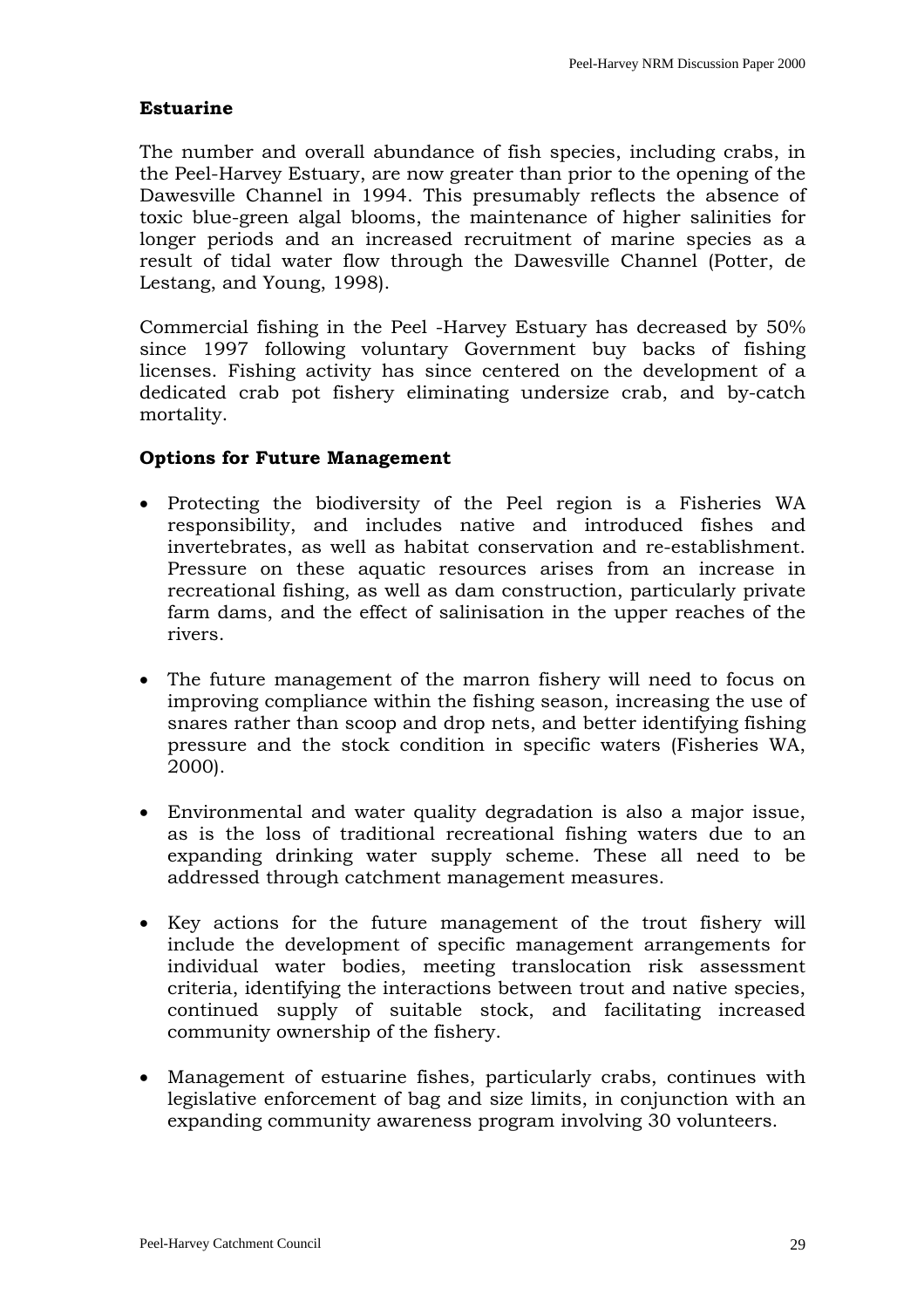**Estuarine**

The number and overall abundance of fish species, including crabs, in the Peel-Harvey Estuary, are now greater than prior to the opening of the Dawesville Channel in 1994. This presumably reflects the absence of toxic blue-green algal blooms, the maintenance of higher salinities for longer periods and an increased recruitment of marine species as a result of tidal water flow through the Dawesville Channel (Potter, de Lestang, and Young, 1998).

Commercial fishing in the Peel -Harvey Estuary has decreased by 50% since 1997 following voluntary Government buy backs of fishing licenses. Fishing activity has since centered on the development of a dedicated crab pot fishery eliminating undersize crab, and by-catch mortality.

**Options for Future Management**

- Protecting the biodiversity of the Peel region is a Fisheries WA responsibility, and includes native and introduced fishes and invertebrates, as well as habitat conservation and re-establishment. Pressure on these aquatic resources arises from an increase in recreational fishing, as well as dam construction, particularly private farm dams, and the effect of salinisation in the upper reaches of the rivers.

- The future management of the marron fishery will need to focus on improving compliance within the fishing season, increasing the use of snares rather than scoop and drop nets, and better identifying fishing pressure and the stock condition in specific waters (Fisheries WA, 2000).

- Environmental and water quality degradation is also a major issue, as is the loss of traditional recreational fishing waters due to an expanding drinking water supply scheme. These all need to be addressed through catchment management measures.

- Key actions for the future management of the trout fishery will include the development of specific management arrangements for individual water bodies, meeting translocation risk assessment criteria, identifying the interactions between trout and native species, continued supply of suitable stock, and facilitating increased community ownership of the fishery.

- Management of estuarine fishes, particularly crabs, continues with legislative enforcement of bag and size limits, in conjunction with an expanding community awareness program involving 30 volunteers.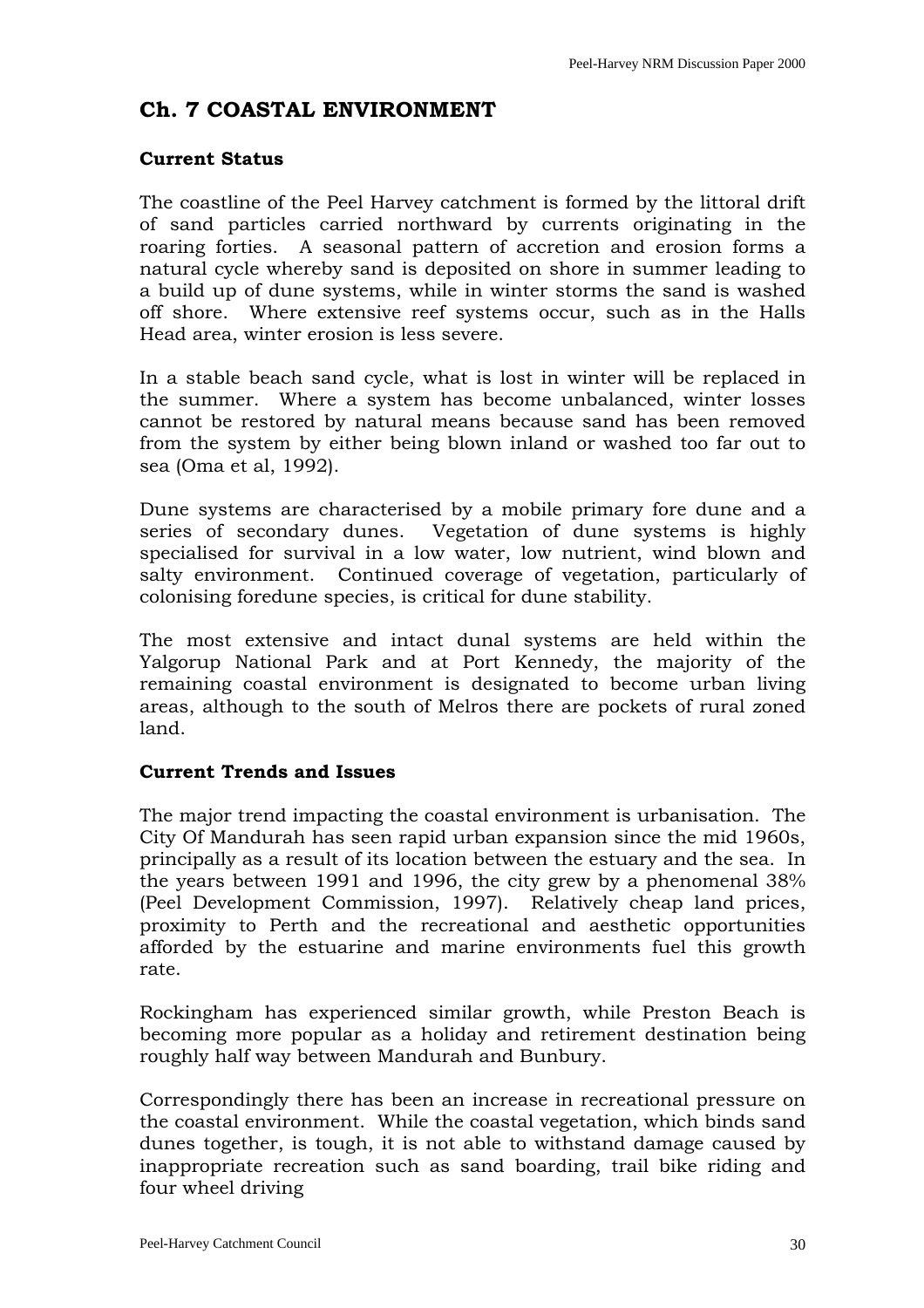# Ch. 7 COASTAL ENVIRONMENT

## Current Status

The coastline of the Peel Harvey catchment is formed by the littoral drift of sand particles carried northward by currents originating in the roaring forties. A seasonal pattern of accretion and erosion forms a natural cycle whereby sand is deposited on shore in summer leading to a build up of dune systems, while in winter storms the sand is washed off shore. Where extensive reef systems occur, such as in the Halls Head area, winter erosion is less severe.

In a stable beach sand cycle, what is lost in winter will be replaced in the summer. Where a system has become unbalanced, winter losses cannot be restored by natural means because sand has been removed from the system by either being blown inland or washed too far out to sea (Oma et al, 1992).

Dune systems are characterised by a mobile primary fore dune and a series of secondary dunes. Vegetation of dune systems is highly specialised for survival in a low water, low nutrient, wind blown and salty environment. Continued coverage of vegetation, particularly of colonising foredune species, is critical for dune stability.

The most extensive and intact dunal systems are held within the Yalgorup National Park and at Port Kennedy, the majority of the remaining coastal environment is designated to become urban living areas, although to the south of Melros there are pockets of rural zoned land.

## Current Trends and Issues

The major trend impacting the coastal environment is urbanisation. The City Of Mandurah has seen rapid urban expansion since the mid 1960s, principally as a result of its location between the estuary and the sea. In the years between 1991 and 1996, the city grew by a phenomenal 38% (Peel Development Commission, 1997). Relatively cheap land prices, proximity to Perth and the recreational and aesthetic opportunities afforded by the estuarine and marine environments fuel this growth rate.

Rockingham has experienced similar growth, while Preston Beach is becoming more popular as a holiday and retirement destination being roughly half way between Mandurah and Bunbury.

Correspondingly there has been an increase in recreational pressure on the coastal environment. While the coastal vegetation, which binds sand dunes together, is tough, it is not able to withstand damage caused by inappropriate recreation such as sand boarding, trail bike riding and four wheel driving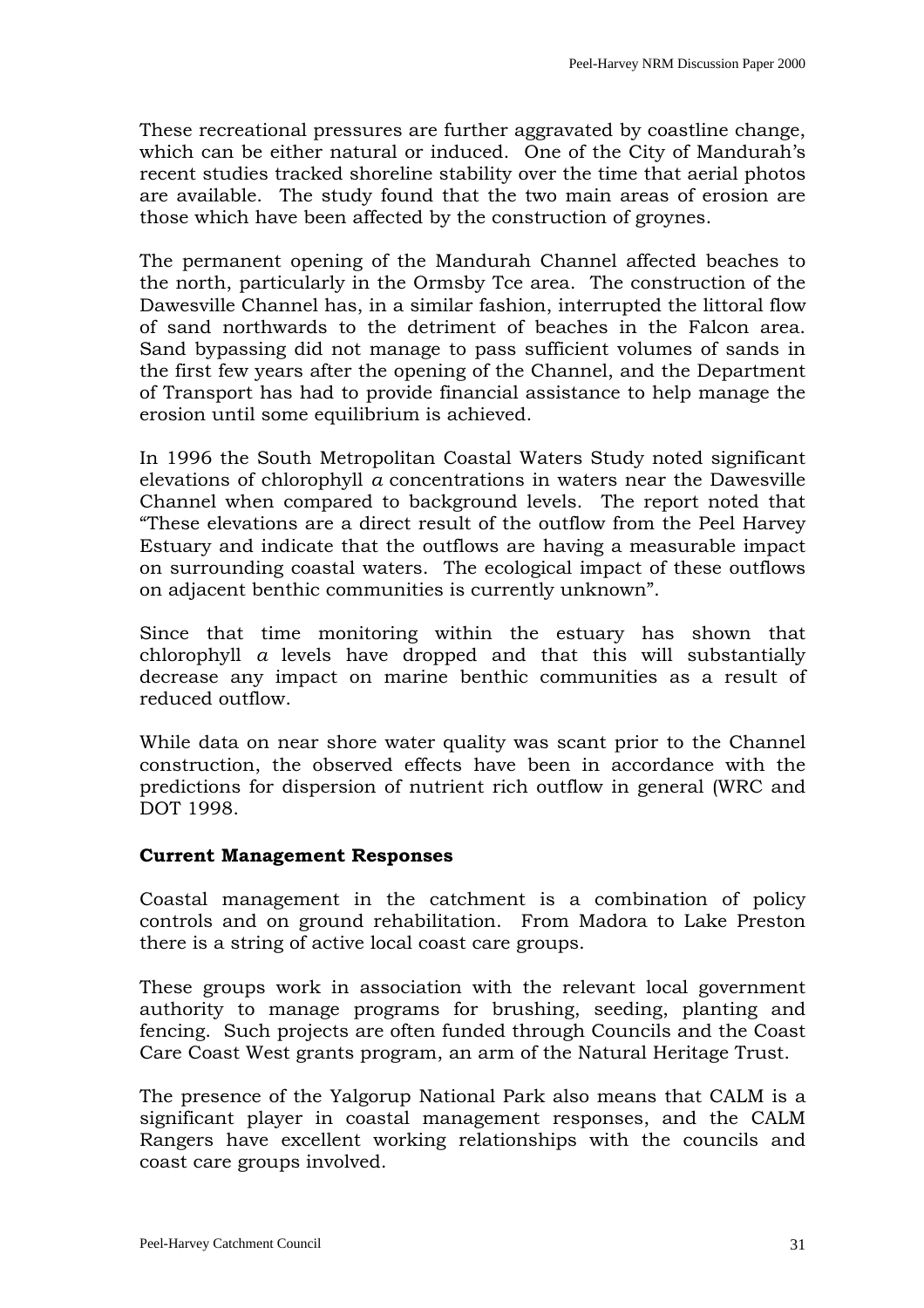These recreational pressures are further aggravated by coastline change, which can be either natural or induced. One of the City of Mandurah's recent studies tracked shoreline stability over the time that aerial photos are available. The study found that the two main areas of erosion are those which have been affected by the construction of groynes.

The permanent opening of the Mandurah Channel affected beaches to the north, particularly in the Ormsby Tce area. The construction of the Dawesville Channel has, in a similar fashion, interrupted the littoral flow of sand northwards to the detriment of beaches in the Falcon area. Sand bypassing did not manage to pass sufficient volumes of sands in the first few years after the opening of the Channel, and the Department of Transport has had to provide financial assistance to help manage the erosion until some equilibrium is achieved.

In 1996 the South Metropolitan Coastal Waters Study noted significant elevations of chlorophyll *a* concentrations in waters near the Dawesville Channel when compared to background levels. The report noted that "These elevations are a direct result of the outflow from the Peel Harvey Estuary and indicate that the outflows are having a measurable impact on surrounding coastal waters. The ecological impact of these outflows on adjacent benthic communities is currently unknown".

Since that time monitoring within the estuary has shown that chlorophyll *a* levels have dropped and that this will substantially decrease any impact on marine benthic communities as a result of reduced outflow.

While data on near shore water quality was scant prior to the Channel construction, the observed effects have been in accordance with the predictions for dispersion of nutrient rich outflow in general (WRC and DOT 1998.

**Current Management Responses**

Coastal management in the catchment is a combination of policy controls and on ground rehabilitation. From Madora to Lake Preston there is a string of active local coast care groups.

These groups work in association with the relevant local government authority to manage programs for brushing, seeding, planting and fencing. Such projects are often funded through Councils and the Coast Care Coast West grants program, an arm of the Natural Heritage Trust.

The presence of the Yalgorup National Park also means that CALM is a significant player in coastal management responses, and the CALM Rangers have excellent working relationships with the councils and coast care groups involved.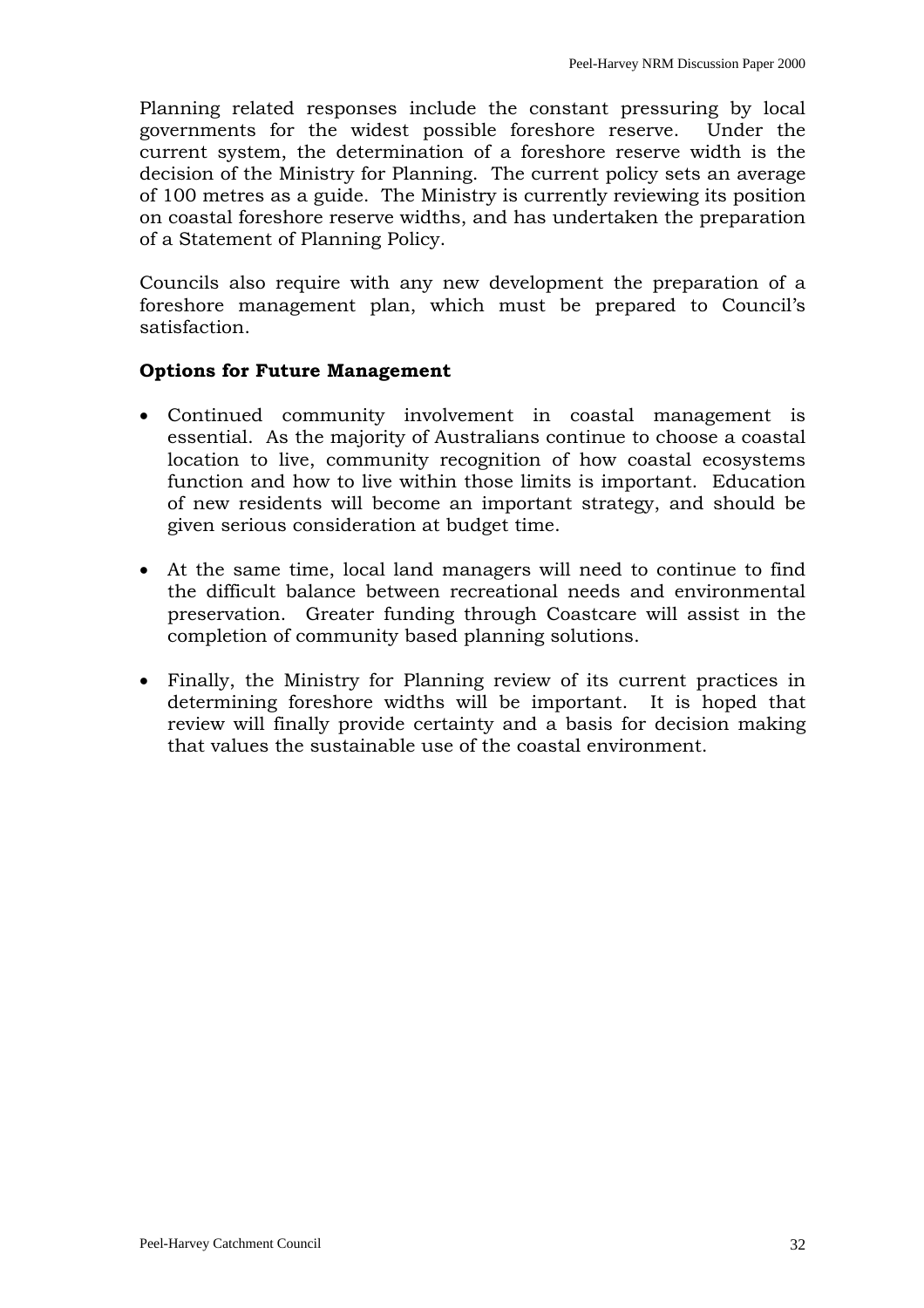Planning related responses include the constant pressuring by local governments for the widest possible foreshore reserve. Under the current system, the determination of a foreshore reserve width is the decision of the Ministry for Planning. The current policy sets an average of 100 metres as a guide. The Ministry is currently reviewing its position on coastal foreshore reserve widths, and has undertaken the preparation of a Statement of Planning Policy.

Councils also require with any new development the preparation of a foreshore management plan, which must be prepared to Council's satisfaction.

**Options for Future Management**

- Continued community involvement in coastal management is essential. As the majority of Australians continue to choose a coastal location to live, community recognition of how coastal ecosystems function and how to live within those limits is important. Education of new residents will become an important strategy, and should be given serious consideration at budget time.

- At the same time, local land managers will need to continue to find the difficult balance between recreational needs and environmental preservation. Greater funding through Coastcare will assist in the completion of community based planning solutions.

- Finally, the Ministry for Planning review of its current practices in determining foreshore widths will be important. It is hoped that review will finally provide certainty and a basis for decision making that values the sustainable use of the coastal environment.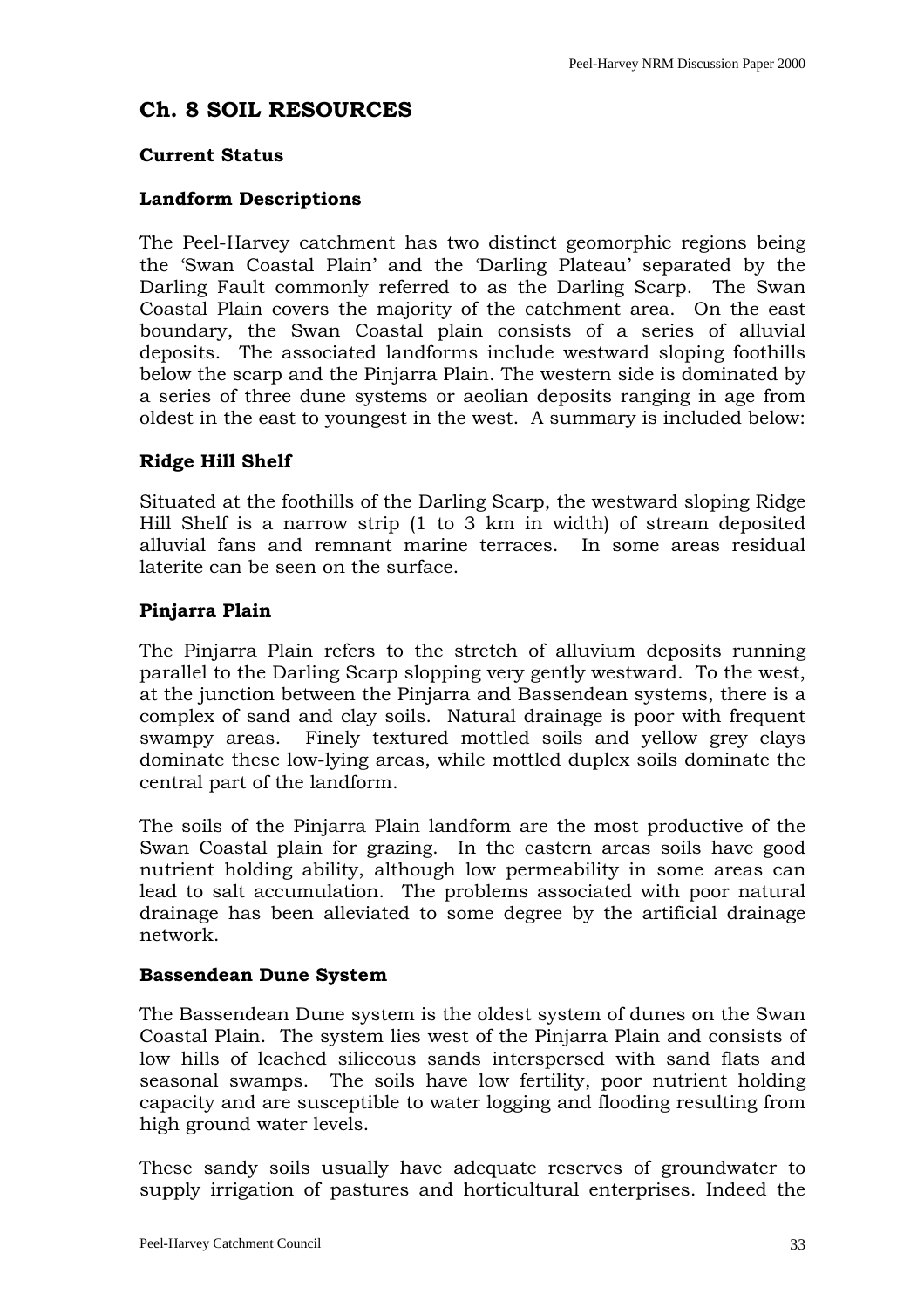# Ch. 8 SOIL RESOURCES

## Current Status

### Landform Descriptions

The Peel-Harvey catchment has two distinct geomorphic regions being the 'Swan Coastal Plain' and the 'Darling Plateau' separated by the Darling Fault commonly referred to as the Darling Scarp. The Swan Coastal Plain covers the majority of the catchment area. On the east boundary, the Swan Coastal plain consists of a series of alluvial deposits. The associated landforms include westward sloping foothills below the scarp and the Pinjarra Plain. The western side is dominated by a series of three dune systems or aeolian deposits ranging in age from oldest in the east to youngest in the west. A summary is included below:

### Ridge Hill Shelf

Situated at the foothills of the Darling Scarp, the westward sloping Ridge Hill Shelf is a narrow strip (1 to 3 km in width) of stream deposited alluvial fans and remnant marine terraces. In some areas residual laterite can be seen on the surface.

### Pinjarra Plain

The Pinjarra Plain refers to the stretch of alluvium deposits running parallel to the Darling Scarp slopping very gently westward. To the west, at the junction between the Pinjarra and Bassendean systems, there is a complex of sand and clay soils. Natural drainage is poor with frequent swampy areas. Finely textured mottled soils and yellow grey clays dominate these low-lying areas, while mottled duplex soils dominate the central part of the landform.

The soils of the Pinjarra Plain landform are the most productive of the Swan Coastal plain for grazing. In the eastern areas soils have good nutrient holding ability, although low permeability in some areas can lead to salt accumulation. The problems associated with poor natural drainage has been alleviated to some degree by the artificial drainage network.

### Bassendean Dune System

The Bassendean Dune system is the oldest system of dunes on the Swan Coastal Plain. The system lies west of the Pinjarra Plain and consists of low hills of leached siliceous sands interspersed with sand flats and seasonal swamps. The soils have low fertility, poor nutrient holding capacity and are susceptible to water logging and flooding resulting from high ground water levels.

These sandy soils usually have adequate reserves of groundwater to supply irrigation of pastures and horticultural enterprises. Indeed the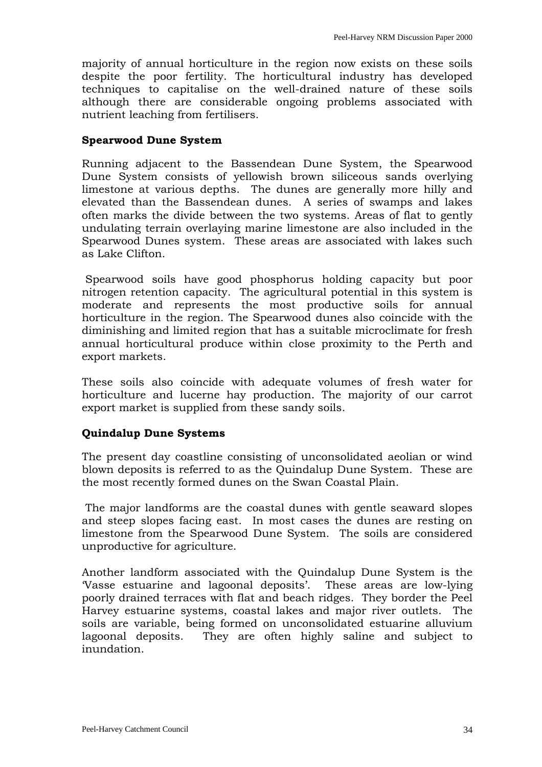majority of annual horticulture in the region now exists on these soils despite the poor fertility. The horticultural industry has developed techniques to capitalise on the well-drained nature of these soils although there are considerable ongoing problems associated with nutrient leaching from fertilisers.

**Spearwood Dune System**

Running adjacent to the Bassendean Dune System, the Spearwood Dune System consists of yellowish brown siliceous sands overlying limestone at various depths. The dunes are generally more hilly and elevated than the Bassendean dunes. A series of swamps and lakes often marks the divide between the two systems. Areas of flat to gently undulating terrain overlaying marine limestone are also included in the Spearwood Dunes system. These areas are associated with lakes such as Lake Clifton.

Spearwood soils have good phosphorus holding capacity but poor nitrogen retention capacity. The agricultural potential in this system is moderate and represents the most productive soils for annual horticulture in the region. The Spearwood dunes also coincide with the diminishing and limited region that has a suitable microclimate for fresh annual horticultural produce within close proximity to the Perth and export markets.

These soils also coincide with adequate volumes of fresh water for horticulture and lucerne hay production. The majority of our carrot export market is supplied from these sandy soils.

**Quindalup Dune Systems**

The present day coastline consisting of unconsolidated aeolian or wind blown deposits is referred to as the Quindalup Dune System. These are the most recently formed dunes on the Swan Coastal Plain.

The major landforms are the coastal dunes with gentle seaward slopes and steep slopes facing east. In most cases the dunes are resting on limestone from the Spearwood Dune System. The soils are considered unproductive for agriculture.

Another landform associated with the Quindalup Dune System is the 'Vasse estuarine and lagoonal deposits'. These areas are low-lying poorly drained terraces with flat and beach ridges. They border the Peel Harvey estuarine systems, coastal lakes and major river outlets. The soils are variable, being formed on unconsolidated estuarine alluvium lagoonal deposits. They are often highly saline and subject to inundation.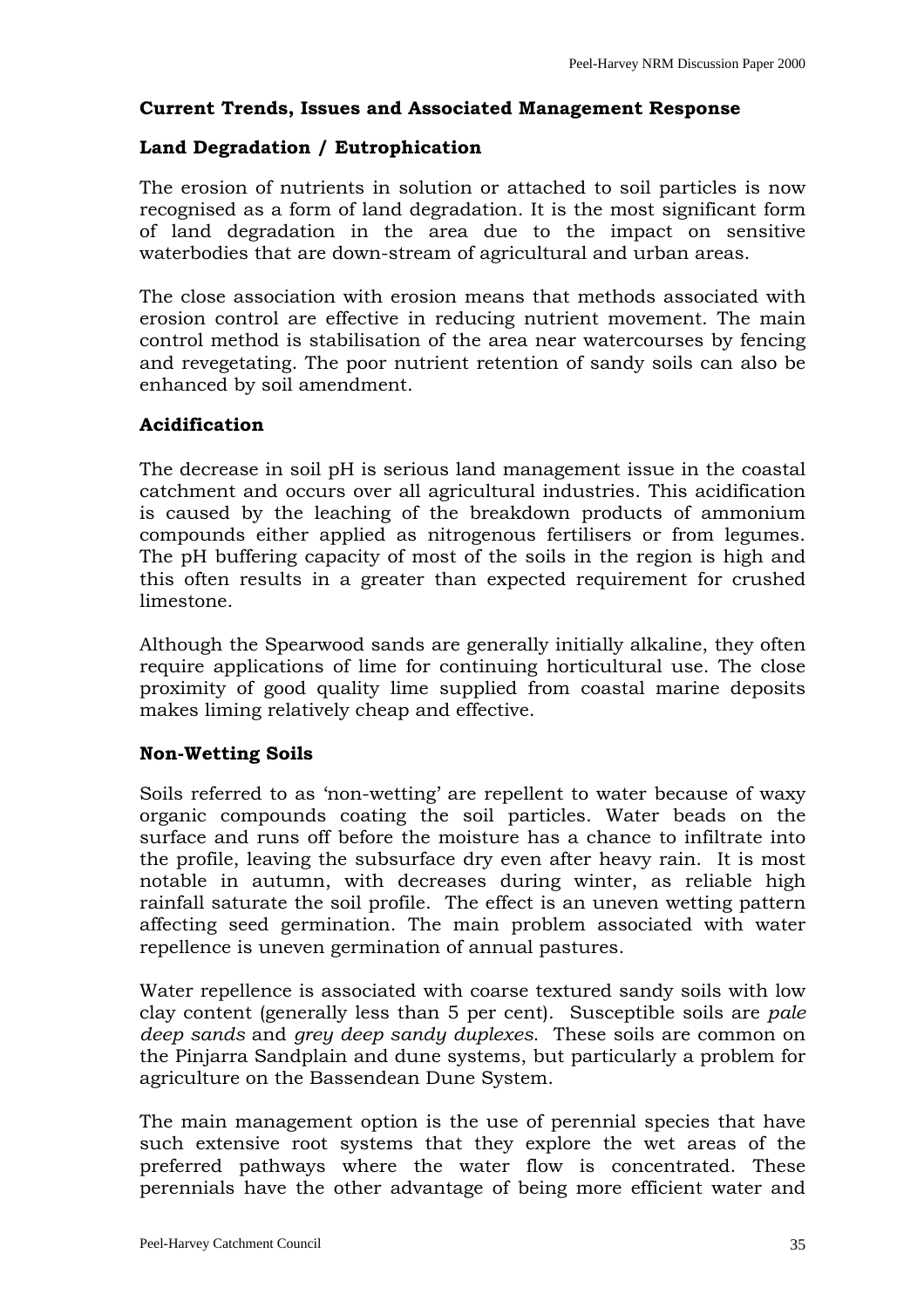## Current Trends, Issues and Associated Management Response

### Land Degradation / Eutrophication

The erosion of nutrients in solution or attached to soil particles is now recognised as a form of land degradation. It is the most significant form of land degradation in the area due to the impact on sensitive waterbodies that are down-stream of agricultural and urban areas.

The close association with erosion means that methods associated with erosion control are effective in reducing nutrient movement. The main control method is stabilisation of the area near watercourses by fencing and revegetating. The poor nutrient retention of sandy soils can also be enhanced by soil amendment.

### Acidification

The decrease in soil pH is serious land management issue in the coastal catchment and occurs over all agricultural industries. This acidification is caused by the leaching of the breakdown products of ammonium compounds either applied as nitrogenous fertilisers or from legumes. The pH buffering capacity of most of the soils in the region is high and this often results in a greater than expected requirement for crushed limestone.

Although the Spearwood sands are generally initially alkaline, they often require applications of lime for continuing horticultural use. The close proximity of good quality lime supplied from coastal marine deposits makes liming relatively cheap and effective.

### Non-Wetting Soils

Soils referred to as 'non-wetting' are repellent to water because of waxy organic compounds coating the soil particles. Water beads on the surface and runs off before the moisture has a chance to infiltrate into the profile, leaving the subsurface dry even after heavy rain. It is most notable in autumn, with decreases during winter, as reliable high rainfall saturate the soil profile. The effect is an uneven wetting pattern affecting seed germination. The main problem associated with water repellence is uneven germination of annual pastures.

Water repellence is associated with coarse textured sandy soils with low clay content (generally less than 5 per cent). Susceptible soils are *pale deep sands* and *grey deep sandy duplexes*. These soils are common on the Pinjarra Sandplain and dune systems, but particularly a problem for agriculture on the Bassendean Dune System.

The main management option is the use of perennial species that have such extensive root systems that they explore the wet areas of the preferred pathways where the water flow is concentrated. These perennials have the other advantage of being more efficient water and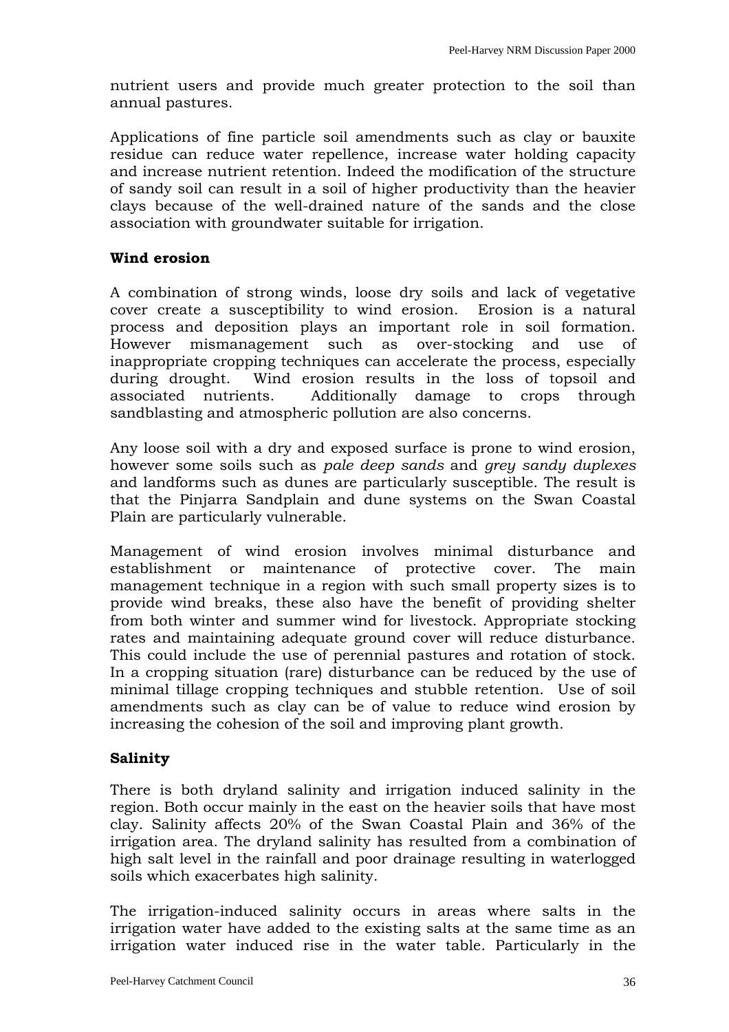nutrient users and provide much greater protection to the soil than annual pastures.

Applications of fine particle soil amendments such as clay or bauxite residue can reduce water repellence, increase water holding capacity and increase nutrient retention. Indeed the modification of the structure of sandy soil can result in a soil of higher productivity than the heavier clays because of the well-drained nature of the sands and the close association with groundwater suitable for irrigation.

### Wind erosion

A combination of strong winds, loose dry soils and lack of vegetative cover create a susceptibility to wind erosion. Erosion is a natural process and deposition plays an important role in soil formation. However mismanagement such as over-stocking and use of inappropriate cropping techniques can accelerate the process, especially during drought. Wind erosion results in the loss of topsoil and associated nutrients. Additionally damage to crops through sandblasting and atmospheric pollution are also concerns.

Any loose soil with a dry and exposed surface is prone to wind erosion, however some soils such as *pale deep sands* and *grey sandy duplexes* and landforms such as dunes are particularly susceptible. The result is that the Pinjarra Sandplain and dune systems on the Swan Coastal Plain are particularly vulnerable.

Management of wind erosion involves minimal disturbance and establishment or maintenance of protective cover. The main management technique in a region with such small property sizes is to provide wind breaks, these also have the benefit of providing shelter from both winter and summer wind for livestock. Appropriate stocking rates and maintaining adequate ground cover will reduce disturbance. This could include the use of perennial pastures and rotation of stock. In a cropping situation (rare) disturbance can be reduced by the use of minimal tillage cropping techniques and stubble retention. Use of soil amendments such as clay can be of value to reduce wind erosion by increasing the cohesion of the soil and improving plant growth.

### Salinity

There is both dryland salinity and irrigation induced salinity in the region. Both occur mainly in the east on the heavier soils that have most clay. Salinity affects 20% of the Swan Coastal Plain and 36% of the irrigation area. The dryland salinity has resulted from a combination of high salt level in the rainfall and poor drainage resulting in waterlogged soils which exacerbates high salinity.

The irrigation-induced salinity occurs in areas where salts in the irrigation water have added to the existing salts at the same time as an irrigation water induced rise in the water table. Particularly in the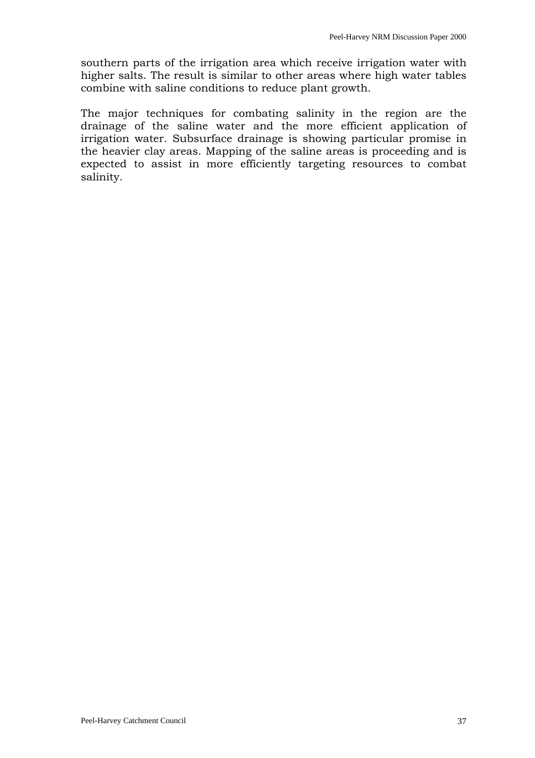southern parts of the irrigation area which receive irrigation water with higher salts. The result is similar to other areas where high water tables combine with saline conditions to reduce plant growth.

The major techniques for combating salinity in the region are the drainage of the saline water and the more efficient application of irrigation water. Subsurface drainage is showing particular promise in the heavier clay areas. Mapping of the saline areas is proceeding and is expected to assist in more efficiently targeting resources to combat salinity.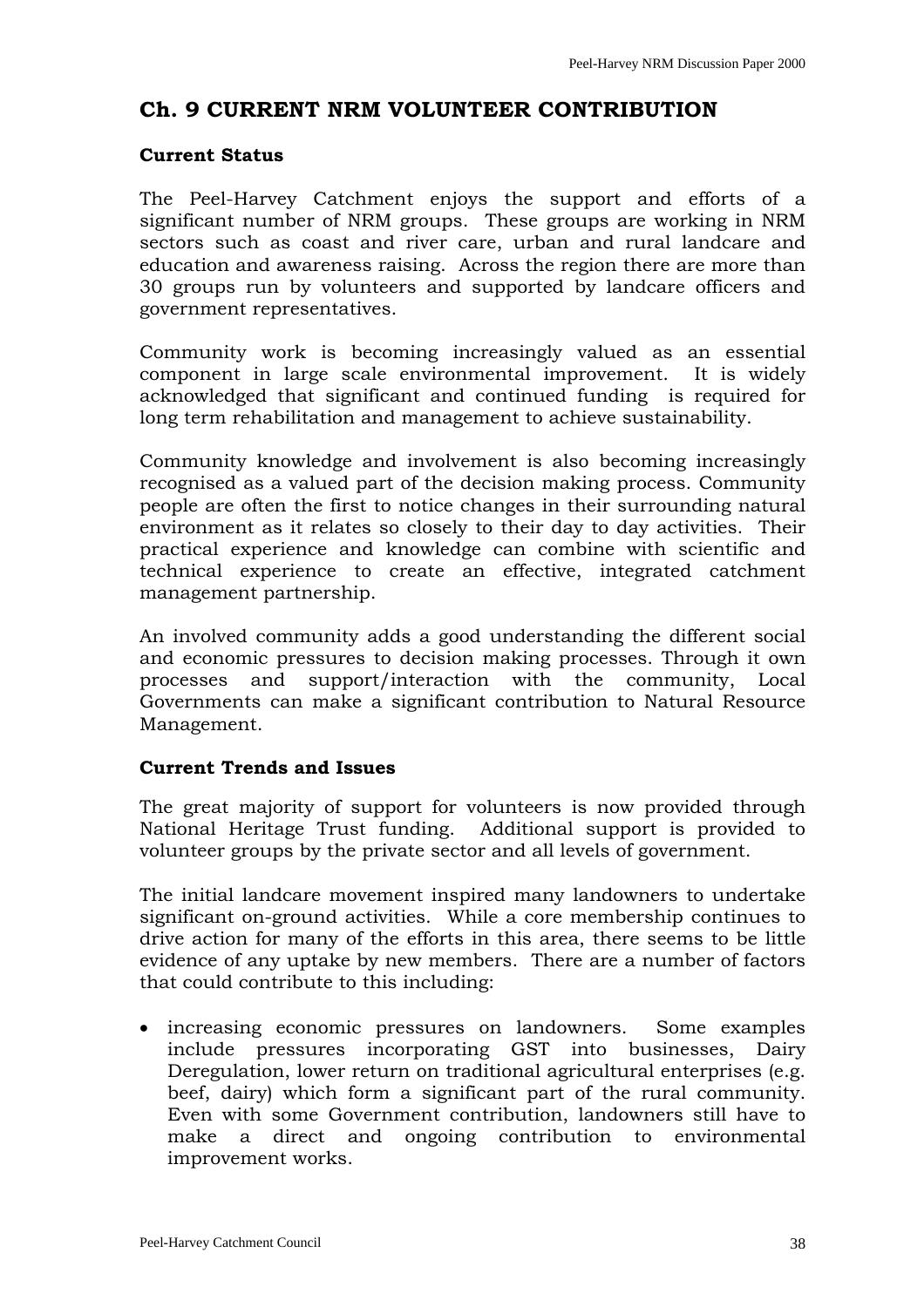## Ch. 9 CURRENT NRM VOLUNTEER CONTRIBUTION

### Current Status

The Peel-Harvey Catchment enjoys the support and efforts of a significant number of NRM groups. These groups are working in NRM sectors such as coast and river care, urban and rural landcare and education and awareness raising. Across the region there are more than 30 groups run by volunteers and supported by landcare officers and government representatives.

Community work is becoming increasingly valued as an essential component in large scale environmental improvement. It is widely acknowledged that significant and continued funding is required for long term rehabilitation and management to achieve sustainability.

Community knowledge and involvement is also becoming increasingly recognised as a valued part of the decision making process. Community people are often the first to notice changes in their surrounding natural environment as it relates so closely to their day to day activities. Their practical experience and knowledge can combine with scientific and technical experience to create an effective, integrated catchment management partnership.

An involved community adds a good understanding the different social and economic pressures to decision making processes. Through it own processes and support/interaction with the community, Local Governments can make a significant contribution to Natural Resource Management.

### Current Trends and Issues

The great majority of support for volunteers is now provided through National Heritage Trust funding. Additional support is provided to volunteer groups by the private sector and all levels of government.

The initial landcare movement inspired many landowners to undertake significant on-ground activities. While a core membership continues to drive action for many of the efforts in this area, there seems to be little evidence of any uptake by new members. There are a number of factors that could contribute to this including:

- increasing economic pressures on landowners. Some examples include pressures incorporating GST into businesses, Dairy Deregulation, lower return on traditional agricultural enterprises (e.g. beef, dairy) which form a significant part of the rural community. Even with some Government contribution, landowners still have to make a direct and ongoing contribution to environmental improvement works.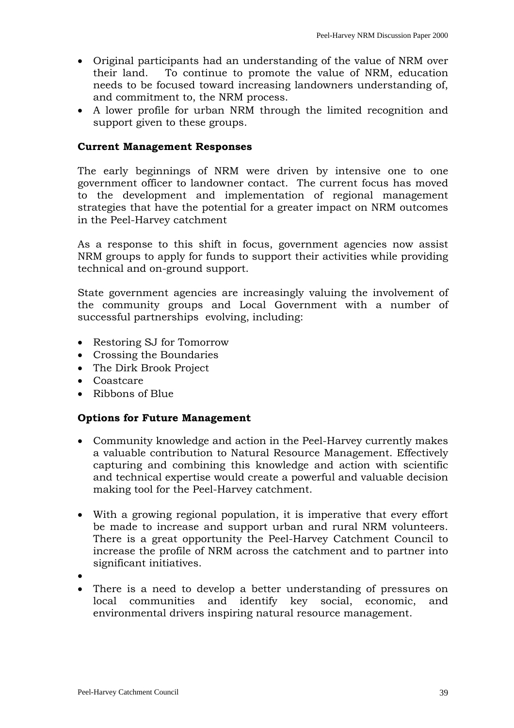- Original participants had an understanding of the value of NRM over their land. To continue to promote the value of NRM, education needs to be focused toward increasing landowners understanding of, and commitment to, the NRM process.
- A lower profile for urban NRM through the limited recognition and support given to these groups.

**Current Management Responses**

The early beginnings of NRM were driven by intensive one to one government officer to landowner contact. The current focus has moved to the development and implementation of regional management strategies that have the potential for a greater impact on NRM outcomes in the Peel-Harvey catchment

As a response to this shift in focus, government agencies now assist NRM groups to apply for funds to support their activities while providing technical and on-ground support.

State government agencies are increasingly valuing the involvement of the community groups and Local Government with a number of successful partnerships evolving, including:

- Restoring SJ for Tomorrow
- Crossing the Boundaries
- The Dirk Brook Project
- Coastcare
- Ribbons of Blue

**Options for Future Management**

- Community knowledge and action in the Peel-Harvey currently makes a valuable contribution to Natural Resource Management. Effectively capturing and combining this knowledge and action with scientific and technical expertise would create a powerful and valuable decision making tool for the Peel-Harvey catchment.
- With a growing regional population, it is imperative that every effort be made to increase and support urban and rural NRM volunteers. There is a great opportunity the Peel-Harvey Catchment Council to increase the profile of NRM across the catchment and to partner into significant initiatives.
- There is a need to develop a better understanding of pressures on local communities and identify key social, economic, and environmental drivers inspiring natural resource management.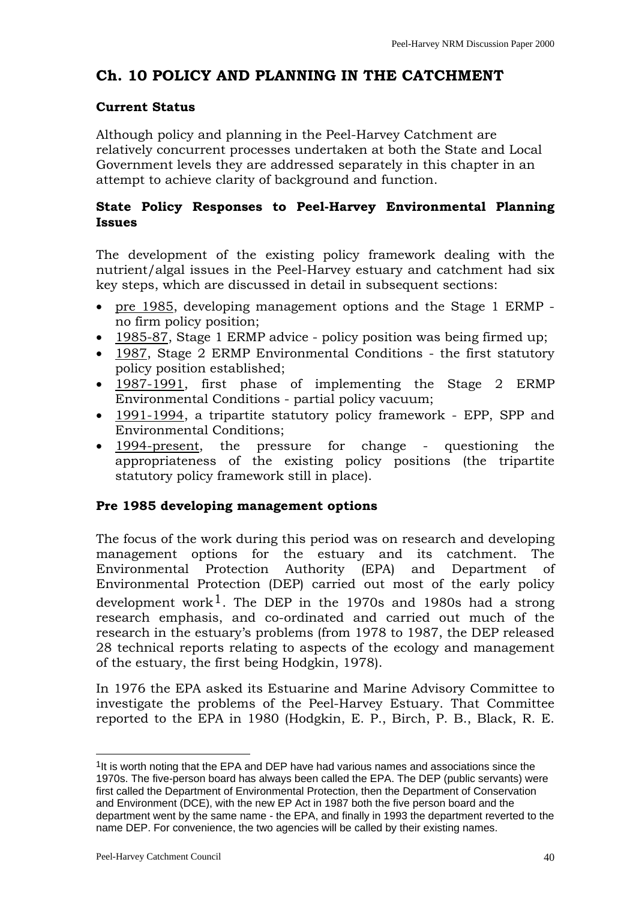# Ch. 10 POLICY AND PLANNING IN THE CATCHMENT

### Current Status

Although policy and planning in the Peel-Harvey Catchment are relatively concurrent processes undertaken at both the State and Local Government levels they are addressed separately in this chapter in an attempt to achieve clarity of background and function.

### State Policy Responses to Peel-Harvey Environmental Planning Issues

The development of the existing policy framework dealing with the nutrient/algal issues in the Peel-Harvey estuary and catchment had six key steps, which are discussed in detail in subsequent sections:

- pre 1985, developing management options and the Stage 1 ERMP - no firm policy position;
- 1985-87, Stage 1 ERMP advice - policy position was being firmed up;
- 1987, Stage 2 ERMP Environmental Conditions - the first statutory policy position established;
- 1987-1991, first phase of implementing the Stage 2 ERMP Environmental Conditions - partial policy vacuum;
- 1991-1994, a tripartite statutory policy framework - EPP, SPP and Environmental Conditions;
- 1994-present, the pressure for change - questioning the appropriateness of the existing policy positions (the tripartite statutory policy framework still in place).

### Pre 1985 developing management options

The focus of the work during this period was on research and developing management options for the estuary and its catchment. The Environmental Protection Authority (EPA) and Department of Environmental Protection (DEP) carried out most of the early policy development work[1]. The DEP in the 1970s and 1980s had a strong research emphasis, and co-ordinated and carried out much of the research in the estuary's problems (from 1978 to 1987, the DEP released 28 technical reports relating to aspects of the ecology and management of the estuary, the first being Hodgkin, 1978).

In 1976 the EPA asked its Estuarine and Marine Advisory Committee to investigate the problems of the Peel-Harvey Estuary. That Committee reported to the EPA in 1980 (Hodgkin, E. P., Birch, P. B., Black, R. E.

---

[1] It is worth noting that the EPA and DEP have had various names and associations since the 1970s. The five-person board has always been called the EPA. The DEP (public servants) were first called the Department of Environmental Protection, then the Department of Conservation and Environment (DCE), with the new EP Act in 1987 both the five person board and the department went by the same name - the EPA, and finally in 1993 the department reverted to the name DEP. For convenience, the two agencies will be called by their existing names.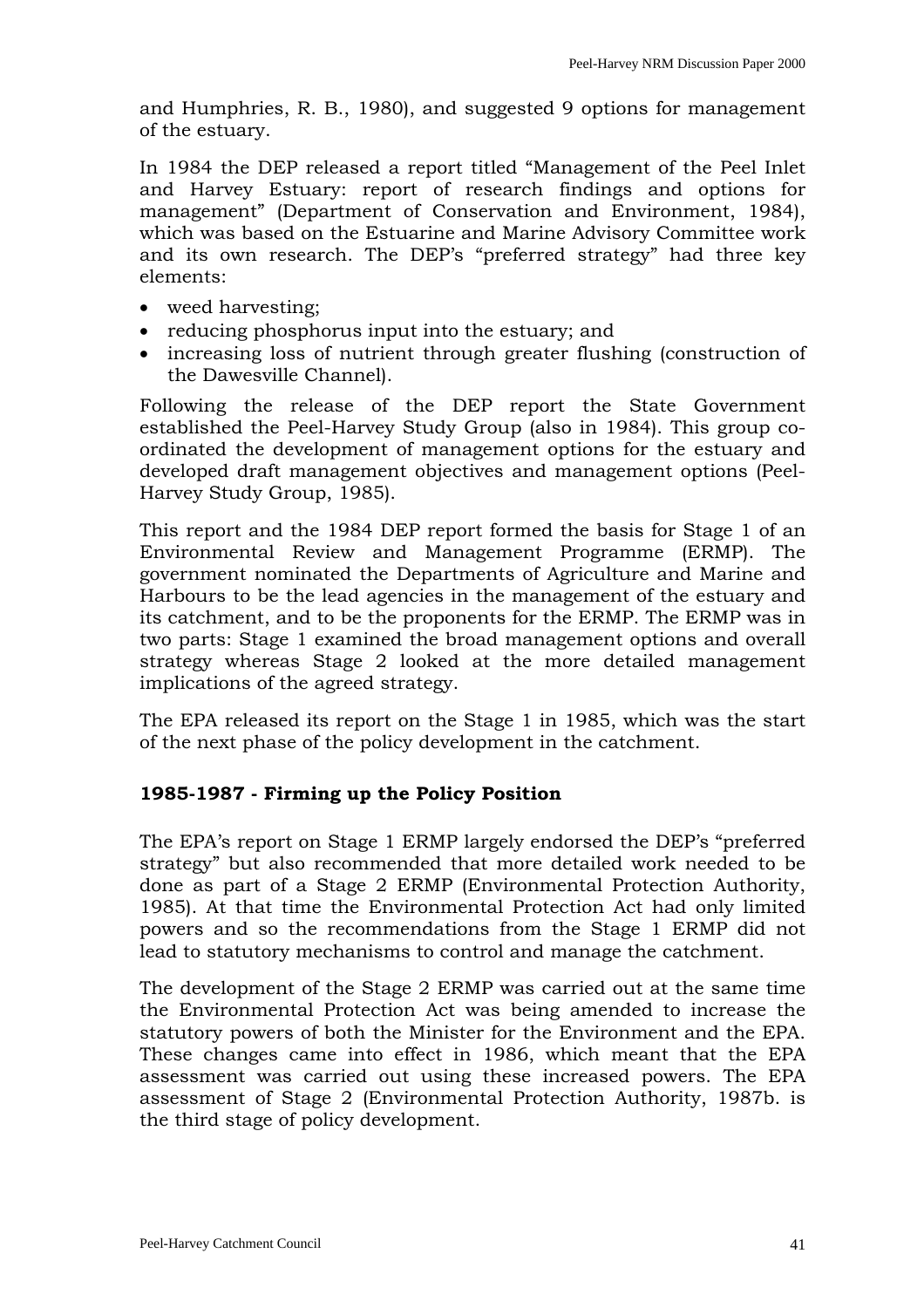and Humphries, R. B., 1980), and suggested 9 options for management of the estuary.

In 1984 the DEP released a report titled "Management of the Peel Inlet and Harvey Estuary: report of research findings and options for management" (Department of Conservation and Environment, 1984), which was based on the Estuarine and Marine Advisory Committee work and its own research. The DEP's "preferred strategy" had three key elements:

- weed harvesting;
- reducing phosphorus input into the estuary; and
- increasing loss of nutrient through greater flushing (construction of the Dawesville Channel).

Following the release of the DEP report the State Government established the Peel-Harvey Study Group (also in 1984). This group co-ordinated the development of management options for the estuary and developed draft management objectives and management options (Peel-Harvey Study Group, 1985).

This report and the 1984 DEP report formed the basis for Stage 1 of an Environmental Review and Management Programme (ERMP). The government nominated the Departments of Agriculture and Marine and Harbours to be the lead agencies in the management of the estuary and its catchment, and to be the proponents for the ERMP. The ERMP was in two parts: Stage 1 examined the broad management options and overall strategy whereas Stage 2 looked at the more detailed management implications of the agreed strategy.

The EPA released its report on the Stage 1 in 1985, which was the start of the next phase of the policy development in the catchment.

### 1985-1987 - Firming up the Policy Position

The EPA's report on Stage 1 ERMP largely endorsed the DEP's "preferred strategy" but also recommended that more detailed work needed to be done as part of a Stage 2 ERMP (Environmental Protection Authority, 1985). At that time the Environmental Protection Act had only limited powers and so the recommendations from the Stage 1 ERMP did not lead to statutory mechanisms to control and manage the catchment.

The development of the Stage 2 ERMP was carried out at the same time the Environmental Protection Act was being amended to increase the statutory powers of both the Minister for the Environment and the EPA. These changes came into effect in 1986, which meant that the EPA assessment was carried out using these increased powers. The EPA assessment of Stage 2 (Environmental Protection Authority, 1987b. is the third stage of policy development.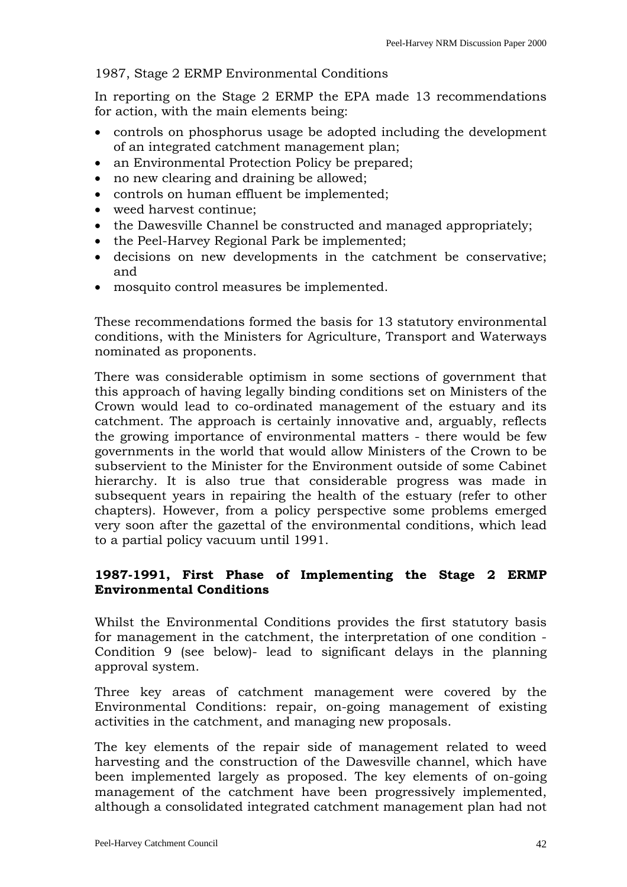1987, Stage 2 ERMP Environmental Conditions

In reporting on the Stage 2 ERMP the EPA made 13 recommendations for action, with the main elements being:

- controls on phosphorus usage be adopted including the development of an integrated catchment management plan;
- an Environmental Protection Policy be prepared;
- no new clearing and draining be allowed;
- controls on human effluent be implemented;
- weed harvest continue;
- the Dawesville Channel be constructed and managed appropriately;
- the Peel-Harvey Regional Park be implemented;
- decisions on new developments in the catchment be conservative; and
- mosquito control measures be implemented.

These recommendations formed the basis for 13 statutory environmental conditions, with the Ministers for Agriculture, Transport and Waterways nominated as proponents.

There was considerable optimism in some sections of government that this approach of having legally binding conditions set on Ministers of the Crown would lead to co-ordinated management of the estuary and its catchment. The approach is certainly innovative and, arguably, reflects the growing importance of environmental matters - there would be few governments in the world that would allow Ministers of the Crown to be subservient to the Minister for the Environment outside of some Cabinet hierarchy. It is also true that considerable progress was made in subsequent years in repairing the health of the estuary (refer to other chapters). However, from a policy perspective some problems emerged very soon after the gazettal of the environmental conditions, which lead to a partial policy vacuum until 1991.

**1987-1991, First Phase of Implementing the Stage 2 ERMP Environmental Conditions**

Whilst the Environmental Conditions provides the first statutory basis for management in the catchment, the interpretation of one condition - Condition 9 (see below)- lead to significant delays in the planning approval system.

Three key areas of catchment management were covered by the Environmental Conditions: repair, on-going management of existing activities in the catchment, and managing new proposals.

The key elements of the repair side of management related to weed harvesting and the construction of the Dawesville channel, which have been implemented largely as proposed. The key elements of on-going management of the catchment have been progressively implemented, although a consolidated integrated catchment management plan had not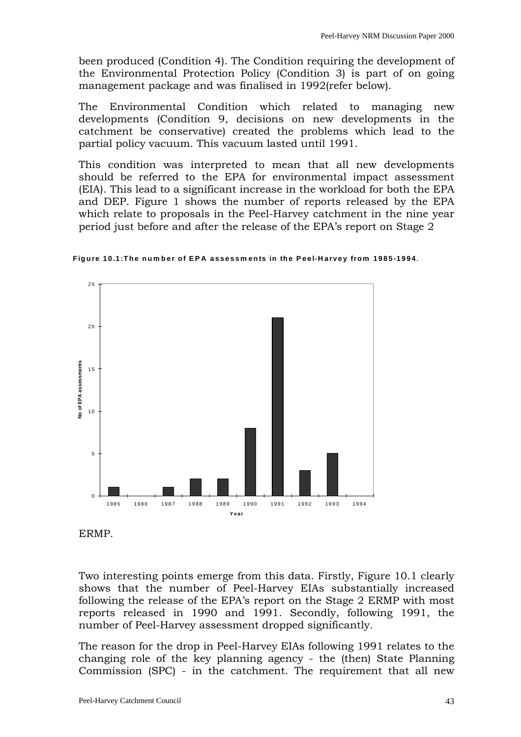been produced (Condition 4). The Condition requiring the development of the Environmental Protection Policy (Condition 3) is part of on going management package and was finalised in 1992(refer below).

The Environmental Condition which related to managing new developments (Condition 9, decisions on new developments in the catchment be conservative) created the problems which lead to the partial policy vacuum. This vacuum lasted until 1991.

This condition was interpreted to mean that all new developments should be referred to the EPA for environmental impact assessment (EIA). This lead to a significant increase in the workload for both the EPA and DEP. Figure 1 shows the number of reports released by the EPA which relate to proposals in the Peel-Harvey catchment in the nine year period just before and after the release of the EPA's report on Stage 2 ERMP.

**Figure 10.1:The number of EPA assessments in the Peel-Harvey from 1985-1994.**

| Year | No of EPA assessments |
|---|---|
| 1985 | 1 |
| 1986 | 0 |
| 1987 | 1 |
| 1988 | 2 |
| 1989 | 2 |
| 1990 | 8 |
| 1991 | 21 |
| 1992 | 3 |
| 1993 | 5 |
| 1994 | 0 |

Two interesting points emerge from this data. Firstly, Figure 10.1 clearly shows that the number of Peel-Harvey EIAs substantially increased following the release of the EPA's report on the Stage 2 ERMP with most reports released in 1990 and 1991. Secondly, following 1991, the number of Peel-Harvey assessment dropped significantly.

The reason for the drop in Peel-Harvey EIAs following 1991 relates to the changing role of the key planning agency - the (then) State Planning Commission (SPC) - in the catchment. The requirement that all new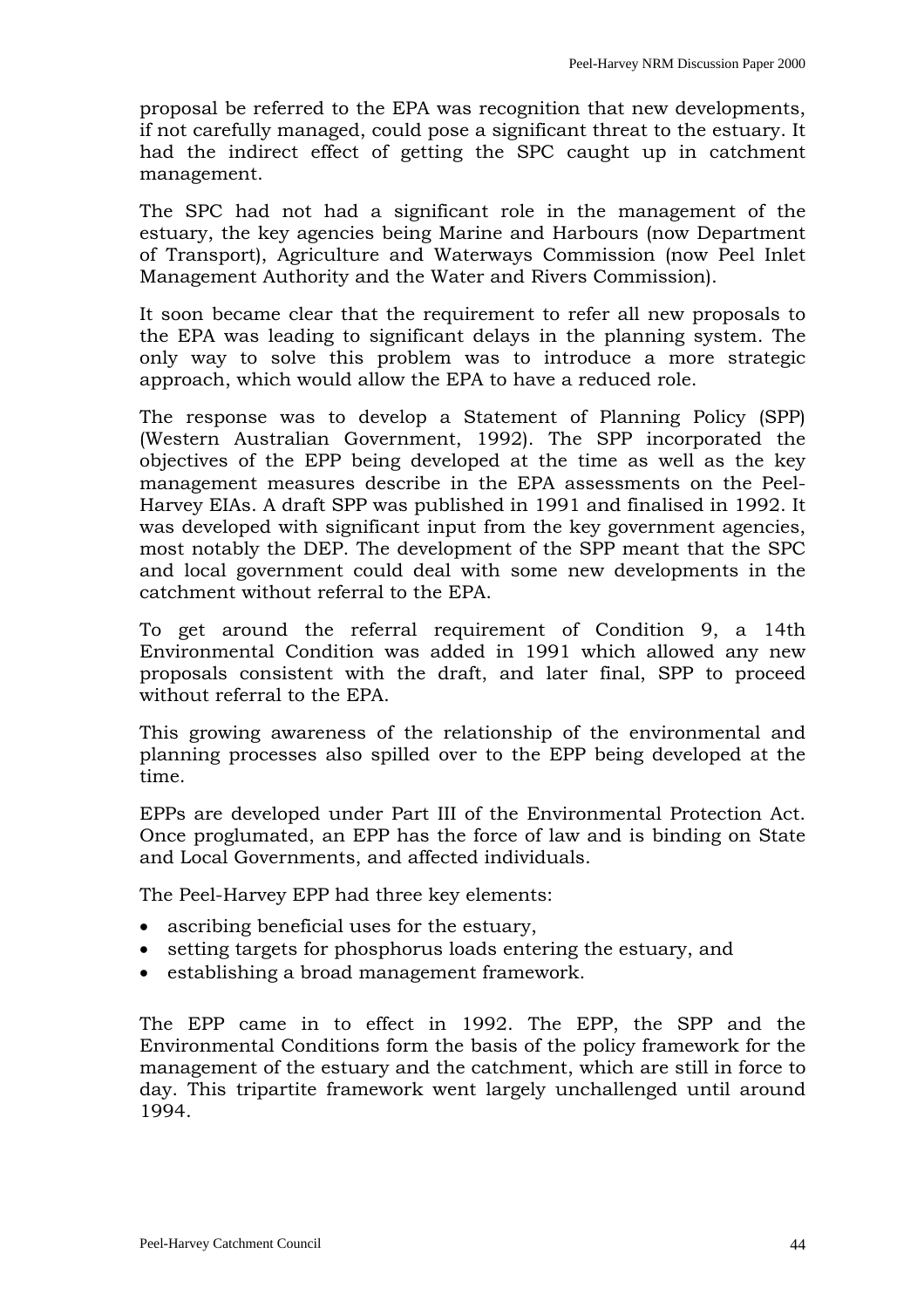proposal be referred to the EPA was recognition that new developments, if not carefully managed, could pose a significant threat to the estuary. It had the indirect effect of getting the SPC caught up in catchment management.

The SPC had not had a significant role in the management of the estuary, the key agencies being Marine and Harbours (now Department of Transport), Agriculture and Waterways Commission (now Peel Inlet Management Authority and the Water and Rivers Commission).

It soon became clear that the requirement to refer all new proposals to the EPA was leading to significant delays in the planning system. The only way to solve this problem was to introduce a more strategic approach, which would allow the EPA to have a reduced role.

The response was to develop a Statement of Planning Policy (SPP) (Western Australian Government, 1992). The SPP incorporated the objectives of the EPP being developed at the time as well as the key management measures describe in the EPA assessments on the Peel-Harvey EIAs. A draft SPP was published in 1991 and finalised in 1992. It was developed with significant input from the key government agencies, most notably the DEP. The development of the SPP meant that the SPC and local government could deal with some new developments in the catchment without referral to the EPA.

To get around the referral requirement of Condition 9, a 14th Environmental Condition was added in 1991 which allowed any new proposals consistent with the draft, and later final, SPP to proceed without referral to the EPA.

This growing awareness of the relationship of the environmental and planning processes also spilled over to the EPP being developed at the time.

EPPs are developed under Part III of the Environmental Protection Act. Once proglumated, an EPP has the force of law and is binding on State and Local Governments, and affected individuals.

The Peel-Harvey EPP had three key elements:

- ascribing beneficial uses for the estuary,
- setting targets for phosphorus loads entering the estuary, and
- establishing a broad management framework.

The EPP came in to effect in 1992. The EPP, the SPP and the Environmental Conditions form the basis of the policy framework for the management of the estuary and the catchment, which are still in force to day. This tripartite framework went largely unchallenged until around 1994.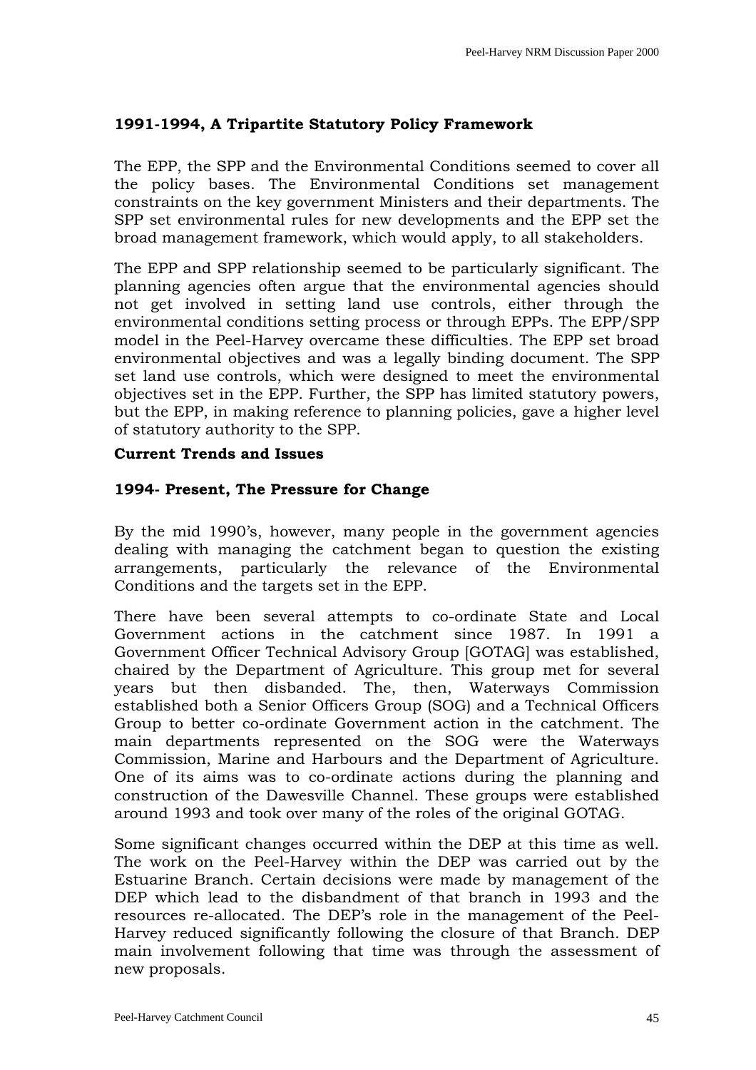### 1991-1994, A Tripartite Statutory Policy Framework

The EPP, the SPP and the Environmental Conditions seemed to cover all the policy bases. The Environmental Conditions set management constraints on the key government Ministers and their departments. The SPP set environmental rules for new developments and the EPP set the broad management framework, which would apply, to all stakeholders.

The EPP and SPP relationship seemed to be particularly significant. The planning agencies often argue that the environmental agencies should not get involved in setting land use controls, either through the environmental conditions setting process or through EPPs. The EPP/SPP model in the Peel-Harvey overcame these difficulties. The EPP set broad environmental objectives and was a legally binding document. The SPP set land use controls, which were designed to meet the environmental objectives set in the EPP. Further, the SPP has limited statutory powers, but the EPP, in making reference to planning policies, gave a higher level of statutory authority to the SPP.

## Current Trends and Issues

### 1994- Present, The Pressure for Change

By the mid 1990's, however, many people in the government agencies dealing with managing the catchment began to question the existing arrangements, particularly the relevance of the Environmental Conditions and the targets set in the EPP.

There have been several attempts to co-ordinate State and Local Government actions in the catchment since 1987. In 1991 a Government Officer Technical Advisory Group [GOTAG] was established, chaired by the Department of Agriculture. This group met for several years but then disbanded. The, then, Waterways Commission established both a Senior Officers Group (SOG) and a Technical Officers Group to better co-ordinate Government action in the catchment. The main departments represented on the SOG were the Waterways Commission, Marine and Harbours and the Department of Agriculture. One of its aims was to co-ordinate actions during the planning and construction of the Dawesville Channel. These groups were established around 1993 and took over many of the roles of the original GOTAG.

Some significant changes occurred within the DEP at this time as well. The work on the Peel-Harvey within the DEP was carried out by the Estuarine Branch. Certain decisions were made by management of the DEP which lead to the disbandment of that branch in 1993 and the resources re-allocated. The DEP's role in the management of the Peel-Harvey reduced significantly following the closure of that Branch. DEP main involvement following that time was through the assessment of new proposals.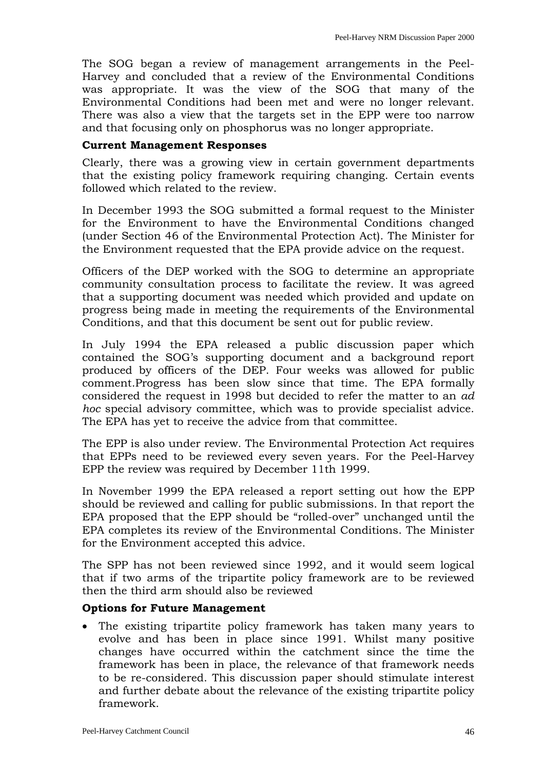The SOG began a review of management arrangements in the Peel-Harvey and concluded that a review of the Environmental Conditions was appropriate. It was the view of the SOG that many of the Environmental Conditions had been met and were no longer relevant. There was also a view that the targets set in the EPP were too narrow and that focusing only on phosphorus was no longer appropriate.

**Current Management Responses**

Clearly, there was a growing view in certain government departments that the existing policy framework requiring changing. Certain events followed which related to the review.

In December 1993 the SOG submitted a formal request to the Minister for the Environment to have the Environmental Conditions changed (under Section 46 of the Environmental Protection Act). The Minister for the Environment requested that the EPA provide advice on the request.

Officers of the DEP worked with the SOG to determine an appropriate community consultation process to facilitate the review. It was agreed that a supporting document was needed which provided and update on progress being made in meeting the requirements of the Environmental Conditions, and that this document be sent out for public review.

In July 1994 the EPA released a public discussion paper which contained the SOG's supporting document and a background report produced by officers of the DEP. Four weeks was allowed for public comment.Progress has been slow since that time. The EPA formally considered the request in 1998 but decided to refer the matter to an *ad hoc* special advisory committee, which was to provide specialist advice. The EPA has yet to receive the advice from that committee.

The EPP is also under review. The Environmental Protection Act requires that EPPs need to be reviewed every seven years. For the Peel-Harvey EPP the review was required by December 11th 1999.

In November 1999 the EPA released a report setting out how the EPP should be reviewed and calling for public submissions. In that report the EPA proposed that the EPP should be "rolled-over" unchanged until the EPA completes its review of the Environmental Conditions. The Minister for the Environment accepted this advice.

The SPP has not been reviewed since 1992, and it would seem logical that if two arms of the tripartite policy framework are to be reviewed then the third arm should also be reviewed

**Options for Future Management**

- The existing tripartite policy framework has taken many years to evolve and has been in place since 1991. Whilst many positive changes have occurred within the catchment since the time the framework has been in place, the relevance of that framework needs to be re-considered. This discussion paper should stimulate interest and further debate about the relevance of the existing tripartite policy framework.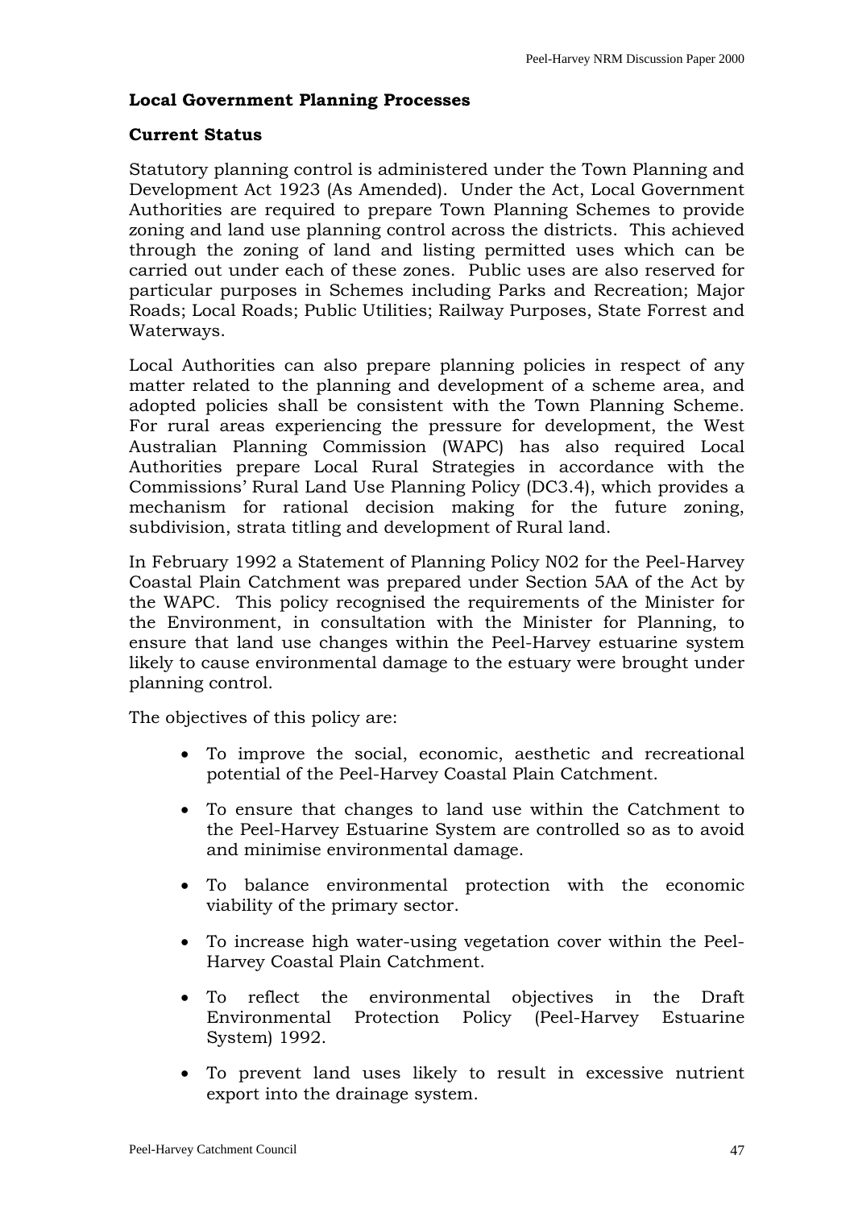**Local Government Planning Processes**

**Current Status**

Statutory planning control is administered under the Town Planning and Development Act 1923 (As Amended). Under the Act, Local Government Authorities are required to prepare Town Planning Schemes to provide zoning and land use planning control across the districts. This achieved through the zoning of land and listing permitted uses which can be carried out under each of these zones. Public uses are also reserved for particular purposes in Schemes including Parks and Recreation; Major Roads; Local Roads; Public Utilities; Railway Purposes, State Forrest and Waterways.

Local Authorities can also prepare planning policies in respect of any matter related to the planning and development of a scheme area, and adopted policies shall be consistent with the Town Planning Scheme. For rural areas experiencing the pressure for development, the West Australian Planning Commission (WAPC) has also required Local Authorities prepare Local Rural Strategies in accordance with the Commissions' Rural Land Use Planning Policy (DC3.4), which provides a mechanism for rational decision making for the future zoning, subdivision, strata titling and development of Rural land.

In February 1992 a Statement of Planning Policy N02 for the Peel-Harvey Coastal Plain Catchment was prepared under Section 5AA of the Act by the WAPC. This policy recognised the requirements of the Minister for the Environment, in consultation with the Minister for Planning, to ensure that land use changes within the Peel-Harvey estuarine system likely to cause environmental damage to the estuary were brought under planning control.

The objectives of this policy are:

- To improve the social, economic, aesthetic and recreational potential of the Peel-Harvey Coastal Plain Catchment.
- To ensure that changes to land use within the Catchment to the Peel-Harvey Estuarine System are controlled so as to avoid and minimise environmental damage.
- To balance environmental protection with the economic viability of the primary sector.
- To increase high water-using vegetation cover within the Peel-Harvey Coastal Plain Catchment.
- To reflect the environmental objectives in the Draft Environmental Protection Policy (Peel-Harvey Estuarine System) 1992.
- To prevent land uses likely to result in excessive nutrient export into the drainage system.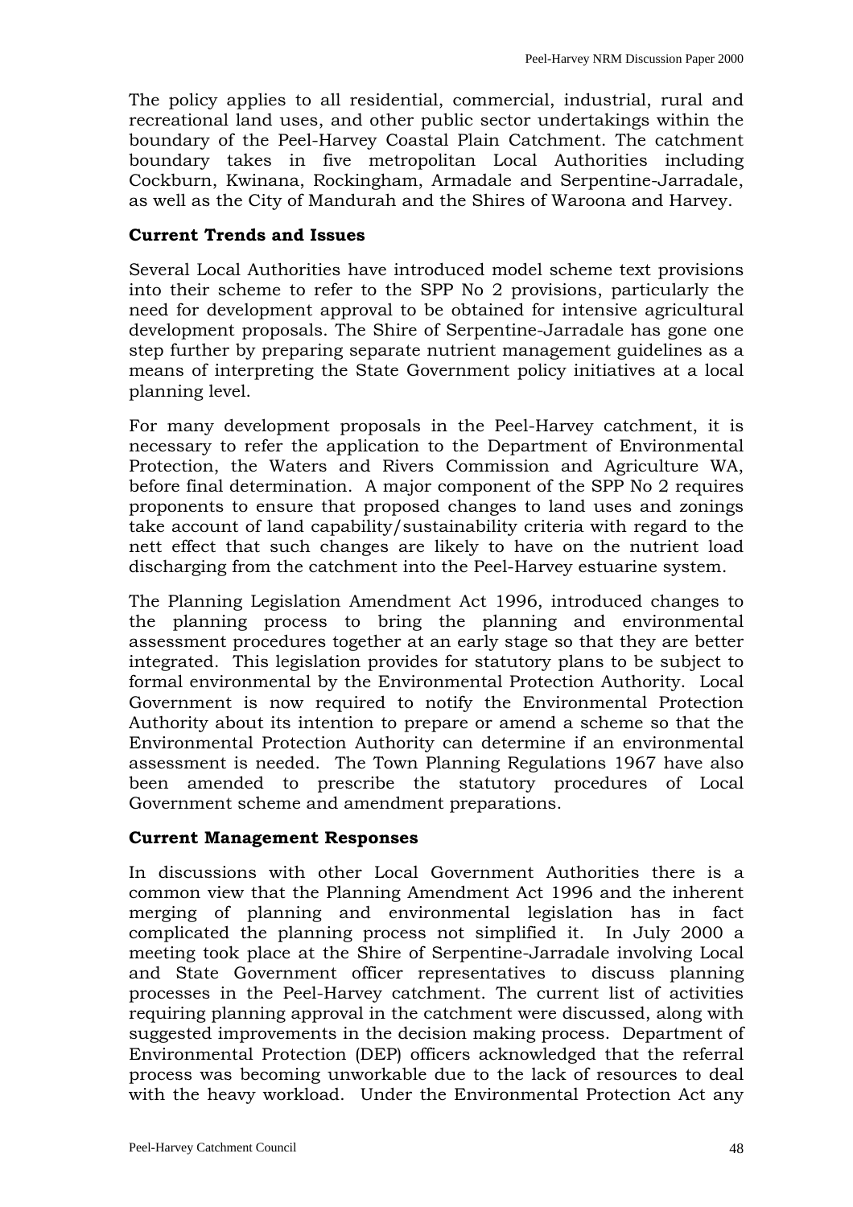The policy applies to all residential, commercial, industrial, rural and recreational land uses, and other public sector undertakings within the boundary of the Peel-Harvey Coastal Plain Catchment. The catchment boundary takes in five metropolitan Local Authorities including Cockburn, Kwinana, Rockingham, Armadale and Serpentine-Jarradale, as well as the City of Mandurah and the Shires of Waroona and Harvey.

**Current Trends and Issues**

Several Local Authorities have introduced model scheme text provisions into their scheme to refer to the SPP No 2 provisions, particularly the need for development approval to be obtained for intensive agricultural development proposals. The Shire of Serpentine-Jarradale has gone one step further by preparing separate nutrient management guidelines as a means of interpreting the State Government policy initiatives at a local planning level.

For many development proposals in the Peel-Harvey catchment, it is necessary to refer the application to the Department of Environmental Protection, the Waters and Rivers Commission and Agriculture WA, before final determination. A major component of the SPP No 2 requires proponents to ensure that proposed changes to land uses and zonings take account of land capability/sustainability criteria with regard to the nett effect that such changes are likely to have on the nutrient load discharging from the catchment into the Peel-Harvey estuarine system.

The Planning Legislation Amendment Act 1996, introduced changes to the planning process to bring the planning and environmental assessment procedures together at an early stage so that they are better integrated. This legislation provides for statutory plans to be subject to formal environmental by the Environmental Protection Authority. Local Government is now required to notify the Environmental Protection Authority about its intention to prepare or amend a scheme so that the Environmental Protection Authority can determine if an environmental assessment is needed. The Town Planning Regulations 1967 have also been amended to prescribe the statutory procedures of Local Government scheme and amendment preparations.

**Current Management Responses**

In discussions with other Local Government Authorities there is a common view that the Planning Amendment Act 1996 and the inherent merging of planning and environmental legislation has in fact complicated the planning process not simplified it. In July 2000 a meeting took place at the Shire of Serpentine-Jarradale involving Local and State Government officer representatives to discuss planning processes in the Peel-Harvey catchment. The current list of activities requiring planning approval in the catchment were discussed, along with suggested improvements in the decision making process. Department of Environmental Protection (DEP) officers acknowledged that the referral process was becoming unworkable due to the lack of resources to deal with the heavy workload. Under the Environmental Protection Act any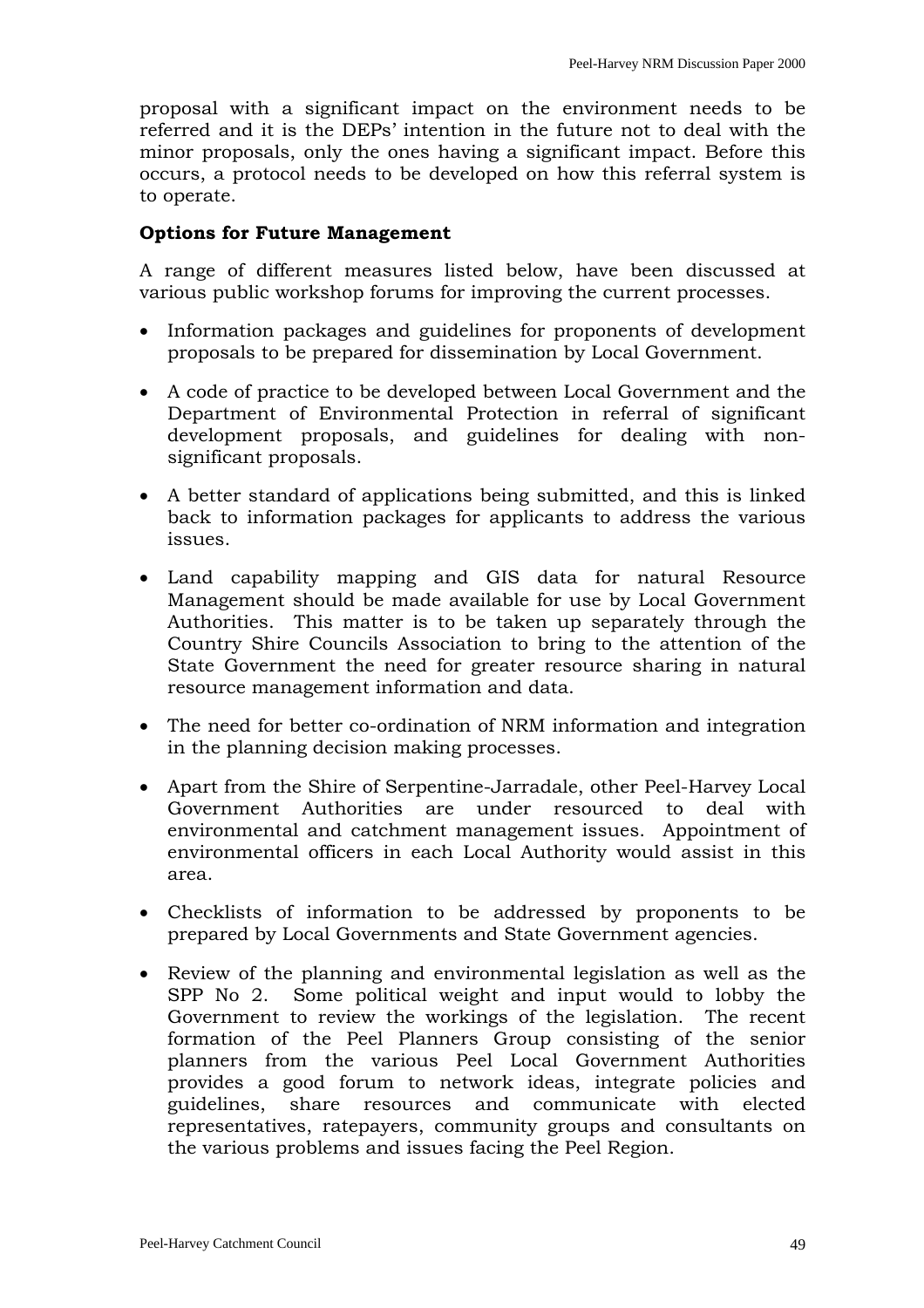proposal with a significant impact on the environment needs to be referred and it is the DEPs' intention in the future not to deal with the minor proposals, only the ones having a significant impact. Before this occurs, a protocol needs to be developed on how this referral system is to operate.

**Options for Future Management**

A range of different measures listed below, have been discussed at various public workshop forums for improving the current processes.

- Information packages and guidelines for proponents of development proposals to be prepared for dissemination by Local Government.
- A code of practice to be developed between Local Government and the Department of Environmental Protection in referral of significant development proposals, and guidelines for dealing with non-significant proposals.
- A better standard of applications being submitted, and this is linked back to information packages for applicants to address the various issues.
- Land capability mapping and GIS data for natural Resource Management should be made available for use by Local Government Authorities. This matter is to be taken up separately through the Country Shire Councils Association to bring to the attention of the State Government the need for greater resource sharing in natural resource management information and data.
- The need for better co-ordination of NRM information and integration in the planning decision making processes.
- Apart from the Shire of Serpentine-Jarradale, other Peel-Harvey Local Government Authorities are under resourced to deal with environmental and catchment management issues. Appointment of environmental officers in each Local Authority would assist in this area.
- Checklists of information to be addressed by proponents to be prepared by Local Governments and State Government agencies.
- Review of the planning and environmental legislation as well as the SPP No 2. Some political weight and input would to lobby the Government to review the workings of the legislation. The recent formation of the Peel Planners Group consisting of the senior planners from the various Peel Local Government Authorities provides a good forum to network ideas, integrate policies and guidelines, share resources and communicate with elected representatives, ratepayers, community groups and consultants on the various problems and issues facing the Peel Region.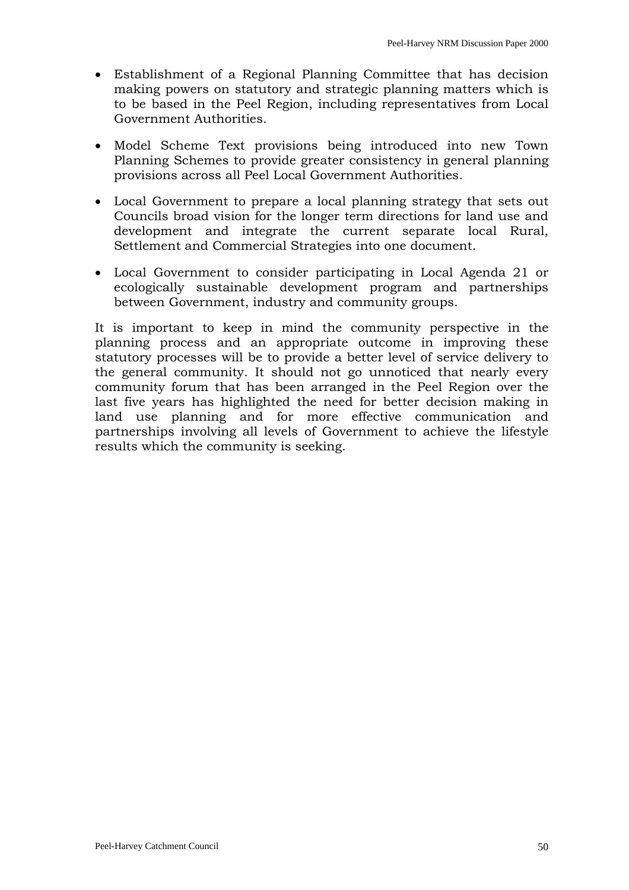- Establishment of a Regional Planning Committee that has decision making powers on statutory and strategic planning matters which is to be based in the Peel Region, including representatives from Local Government Authorities.
- Model Scheme Text provisions being introduced into new Town Planning Schemes to provide greater consistency in general planning provisions across all Peel Local Government Authorities.
- Local Government to prepare a local planning strategy that sets out Councils broad vision for the longer term directions for land use and development and integrate the current separate local Rural, Settlement and Commercial Strategies into one document.
- Local Government to consider participating in Local Agenda 21 or ecologically sustainable development program and partnerships between Government, industry and community groups.

It is important to keep in mind the community perspective in the planning process and an appropriate outcome in improving these statutory processes will be to provide a better level of service delivery to the general community. It should not go unnoticed that nearly every community forum that has been arranged in the Peel Region over the last five years has highlighted the need for better decision making in land use planning and for more effective communication and partnerships involving all levels of Government to achieve the lifestyle results which the community is seeking.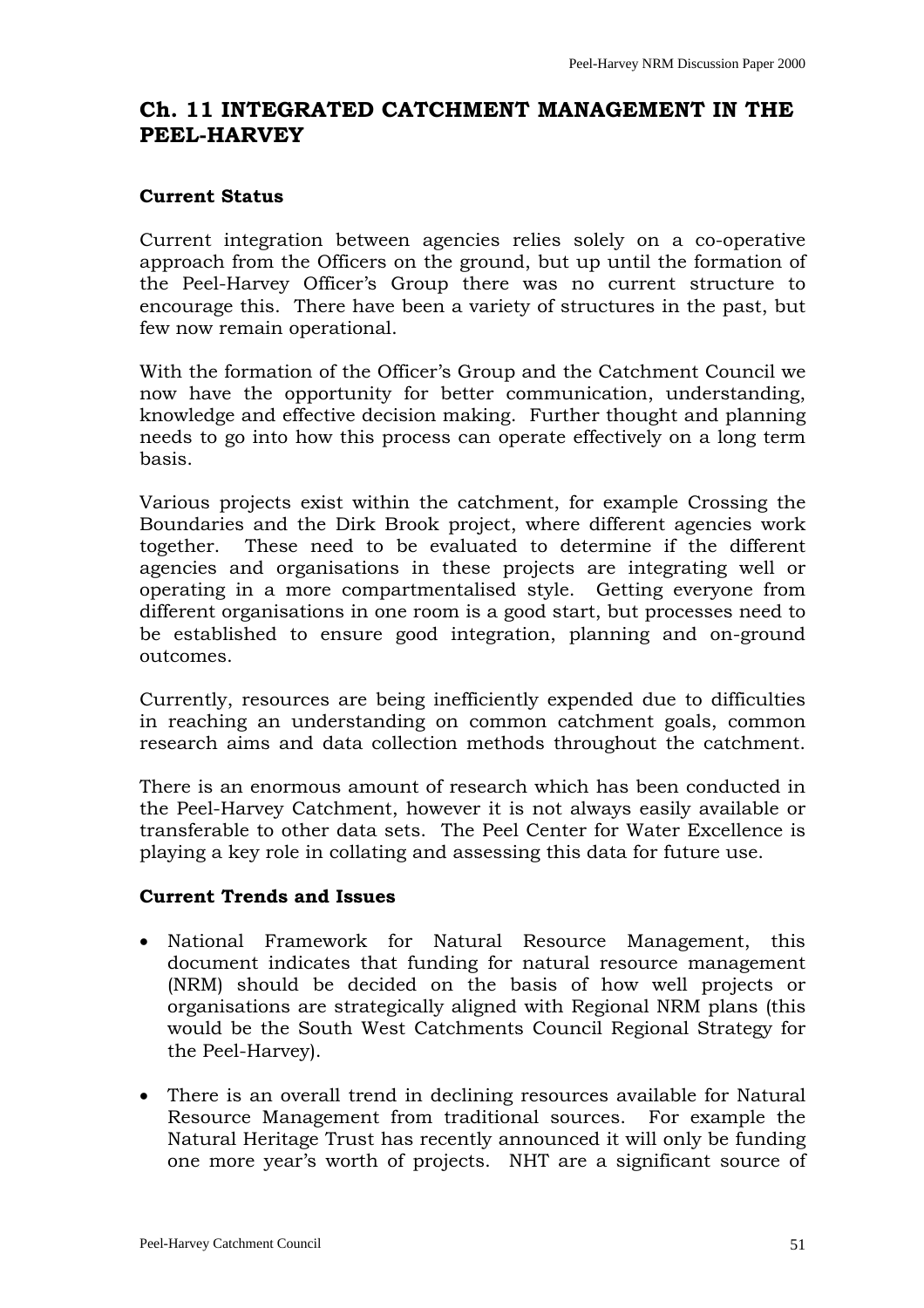# Ch. 11 INTEGRATED CATCHMENT MANAGEMENT IN THE PEEL-HARVEY

### Current Status

Current integration between agencies relies solely on a co-operative approach from the Officers on the ground, but up until the formation of the Peel-Harvey Officer's Group there was no current structure to encourage this. There have been a variety of structures in the past, but few now remain operational.

With the formation of the Officer's Group and the Catchment Council we now have the opportunity for better communication, understanding, knowledge and effective decision making. Further thought and planning needs to go into how this process can operate effectively on a long term basis.

Various projects exist within the catchment, for example Crossing the Boundaries and the Dirk Brook project, where different agencies work together. These need to be evaluated to determine if the different agencies and organisations in these projects are integrating well or operating in a more compartmentalised style. Getting everyone from different organisations in one room is a good start, but processes need to be established to ensure good integration, planning and on-ground outcomes.

Currently, resources are being inefficiently expended due to difficulties in reaching an understanding on common catchment goals, common research aims and data collection methods throughout the catchment.

There is an enormous amount of research which has been conducted in the Peel-Harvey Catchment, however it is not always easily available or transferable to other data sets. The Peel Center for Water Excellence is playing a key role in collating and assessing this data for future use.

### Current Trends and Issues

- National Framework for Natural Resource Management, this document indicates that funding for natural resource management (NRM) should be decided on the basis of how well projects or organisations are strategically aligned with Regional NRM plans (this would be the South West Catchments Council Regional Strategy for the Peel-Harvey).

- There is an overall trend in declining resources available for Natural Resource Management from traditional sources. For example the Natural Heritage Trust has recently announced it will only be funding one more year's worth of projects. NHT are a significant source of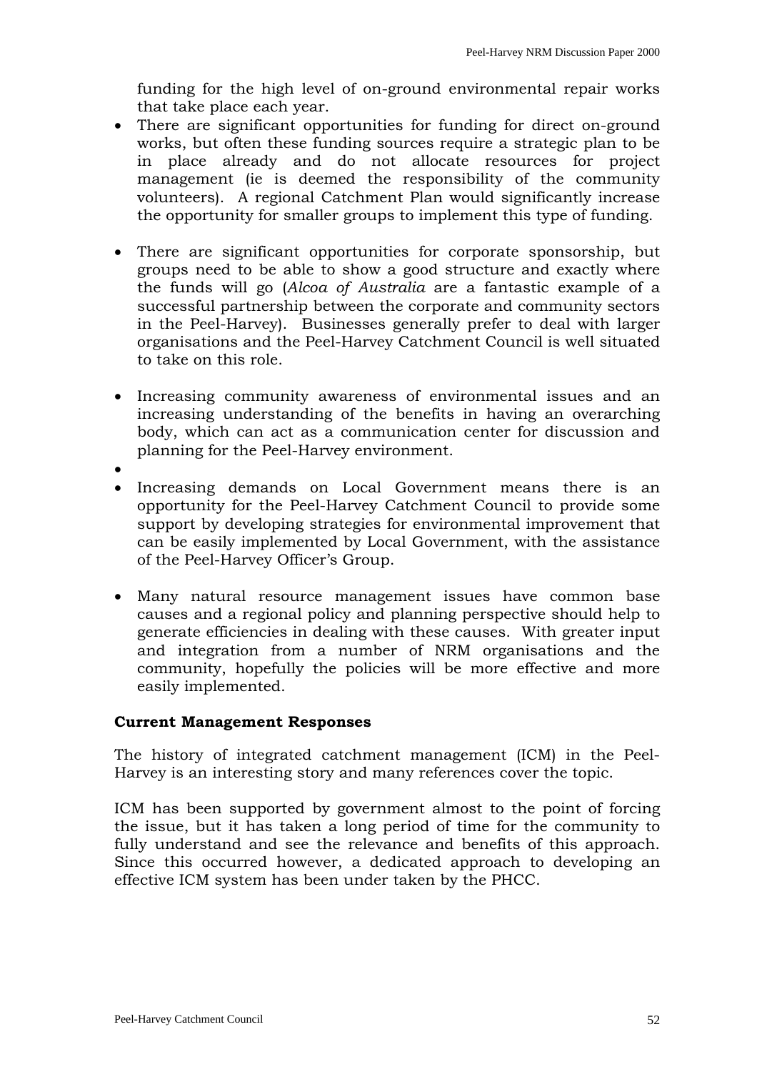funding for the high level of on-ground environmental repair works that take place each year.

- There are significant opportunities for funding for direct on-ground works, but often these funding sources require a strategic plan to be in place already and do not allocate resources for project management (ie is deemed the responsibility of the community volunteers). A regional Catchment Plan would significantly increase the opportunity for smaller groups to implement this type of funding.

- There are significant opportunities for corporate sponsorship, but groups need to be able to show a good structure and exactly where the funds will go (*Alcoa of Australia* are a fantastic example of a successful partnership between the corporate and community sectors in the Peel-Harvey). Businesses generally prefer to deal with larger organisations and the Peel-Harvey Catchment Council is well situated to take on this role.

- Increasing community awareness of environmental issues and an increasing understanding of the benefits in having an overarching body, which can act as a communication center for discussion and planning for the Peel-Harvey environment.
-
- Increasing demands on Local Government means there is an opportunity for the Peel-Harvey Catchment Council to provide some support by developing strategies for environmental improvement that can be easily implemented by Local Government, with the assistance of the Peel-Harvey Officer's Group.

- Many natural resource management issues have common base causes and a regional policy and planning perspective should help to generate efficiencies in dealing with these causes. With greater input and integration from a number of NRM organisations and the community, hopefully the policies will be more effective and more easily implemented.

**Current Management Responses**

The history of integrated catchment management (ICM) in the Peel-Harvey is an interesting story and many references cover the topic.

ICM has been supported by government almost to the point of forcing the issue, but it has taken a long period of time for the community to fully understand and see the relevance and benefits of this approach. Since this occurred however, a dedicated approach to developing an effective ICM system has been under taken by the PHCC.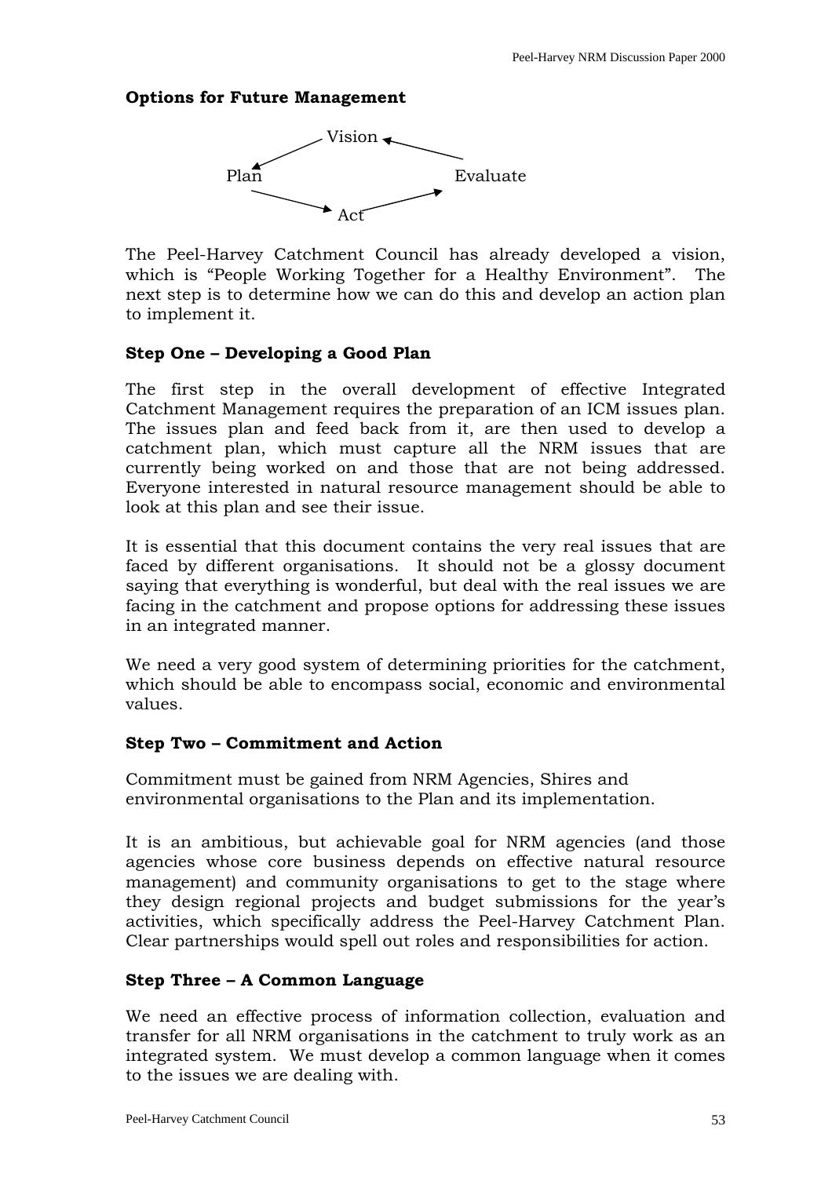## Options for Future Management

Vision → Plan → Act → Evaluate → Vision

The Peel-Harvey Catchment Council has already developed a vision, which is "People Working Together for a Healthy Environment". The next step is to determine how we can do this and develop an action plan to implement it.

### Step One – Developing a Good Plan

The first step in the overall development of effective Integrated Catchment Management requires the preparation of an ICM issues plan. The issues plan and feed back from it, are then used to develop a catchment plan, which must capture all the NRM issues that are currently being worked on and those that are not being addressed. Everyone interested in natural resource management should be able to look at this plan and see their issue.

It is essential that this document contains the very real issues that are faced by different organisations. It should not be a glossy document saying that everything is wonderful, but deal with the real issues we are facing in the catchment and propose options for addressing these issues in an integrated manner.

We need a very good system of determining priorities for the catchment, which should be able to encompass social, economic and environmental values.

### Step Two – Commitment and Action

Commitment must be gained from NRM Agencies, Shires and environmental organisations to the Plan and its implementation.

It is an ambitious, but achievable goal for NRM agencies (and those agencies whose core business depends on effective natural resource management) and community organisations to get to the stage where they design regional projects and budget submissions for the year's activities, which specifically address the Peel-Harvey Catchment Plan. Clear partnerships would spell out roles and responsibilities for action.

### Step Three – A Common Language

We need an effective process of information collection, evaluation and transfer for all NRM organisations in the catchment to truly work as an integrated system. We must develop a common language when it comes to the issues we are dealing with.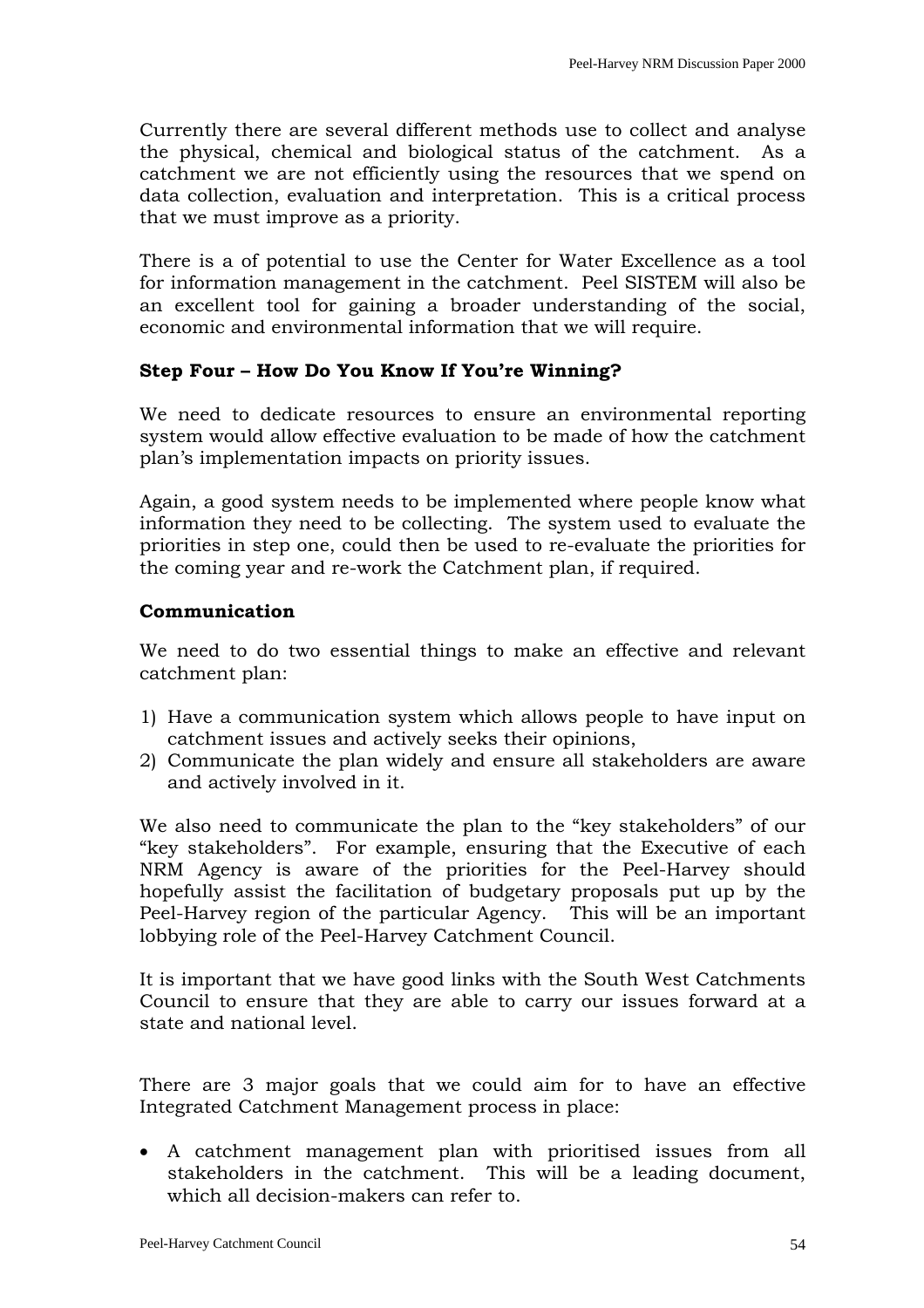Currently there are several different methods use to collect and analyse the physical, chemical and biological status of the catchment. As a catchment we are not efficiently using the resources that we spend on data collection, evaluation and interpretation. This is a critical process that we must improve as a priority.

There is a of potential to use the Center for Water Excellence as a tool for information management in the catchment. Peel SISTEM will also be an excellent tool for gaining a broader understanding of the social, economic and environmental information that we will require.

**Step Four – How Do You Know If You're Winning?**

We need to dedicate resources to ensure an environmental reporting system would allow effective evaluation to be made of how the catchment plan's implementation impacts on priority issues.

Again, a good system needs to be implemented where people know what information they need to be collecting. The system used to evaluate the priorities in step one, could then be used to re-evaluate the priorities for the coming year and re-work the Catchment plan, if required.

**Communication**

We need to do two essential things to make an effective and relevant catchment plan:

1) Have a communication system which allows people to have input on catchment issues and actively seeks their opinions,
2) Communicate the plan widely and ensure all stakeholders are aware and actively involved in it.

We also need to communicate the plan to the "key stakeholders" of our "key stakeholders". For example, ensuring that the Executive of each NRM Agency is aware of the priorities for the Peel-Harvey should hopefully assist the facilitation of budgetary proposals put up by the Peel-Harvey region of the particular Agency. This will be an important lobbying role of the Peel-Harvey Catchment Council.

It is important that we have good links with the South West Catchments Council to ensure that they are able to carry our issues forward at a state and national level.

There are 3 major goals that we could aim for to have an effective Integrated Catchment Management process in place:

- A catchment management plan with prioritised issues from all stakeholders in the catchment. This will be a leading document, which all decision-makers can refer to.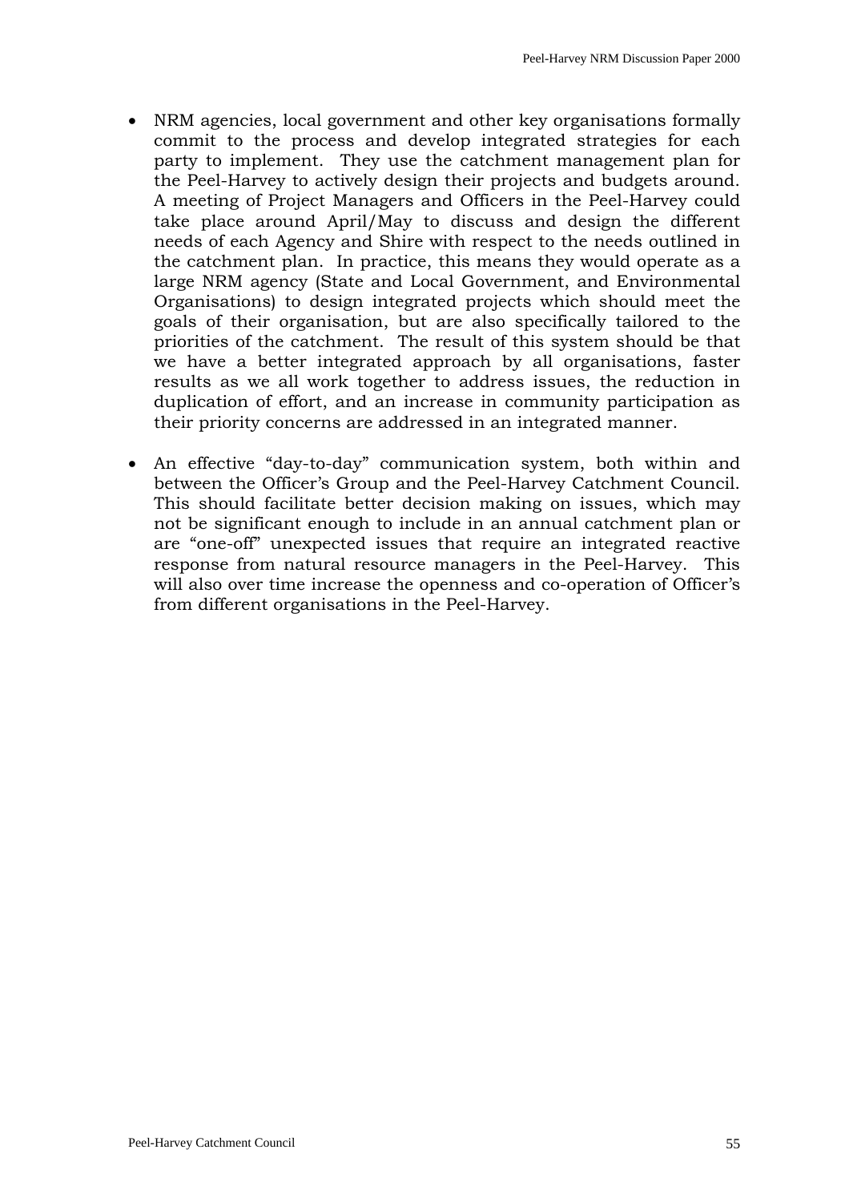- NRM agencies, local government and other key organisations formally commit to the process and develop integrated strategies for each party to implement. They use the catchment management plan for the Peel-Harvey to actively design their projects and budgets around. A meeting of Project Managers and Officers in the Peel-Harvey could take place around April/May to discuss and design the different needs of each Agency and Shire with respect to the needs outlined in the catchment plan. In practice, this means they would operate as a large NRM agency (State and Local Government, and Environmental Organisations) to design integrated projects which should meet the goals of their organisation, but are also specifically tailored to the priorities of the catchment. The result of this system should be that we have a better integrated approach by all organisations, faster results as we all work together to address issues, the reduction in duplication of effort, and an increase in community participation as their priority concerns are addressed in an integrated manner.

- An effective "day-to-day" communication system, both within and between the Officer's Group and the Peel-Harvey Catchment Council. This should facilitate better decision making on issues, which may not be significant enough to include in an annual catchment plan or are "one-off" unexpected issues that require an integrated reactive response from natural resource managers in the Peel-Harvey. This will also over time increase the openness and co-operation of Officer's from different organisations in the Peel-Harvey.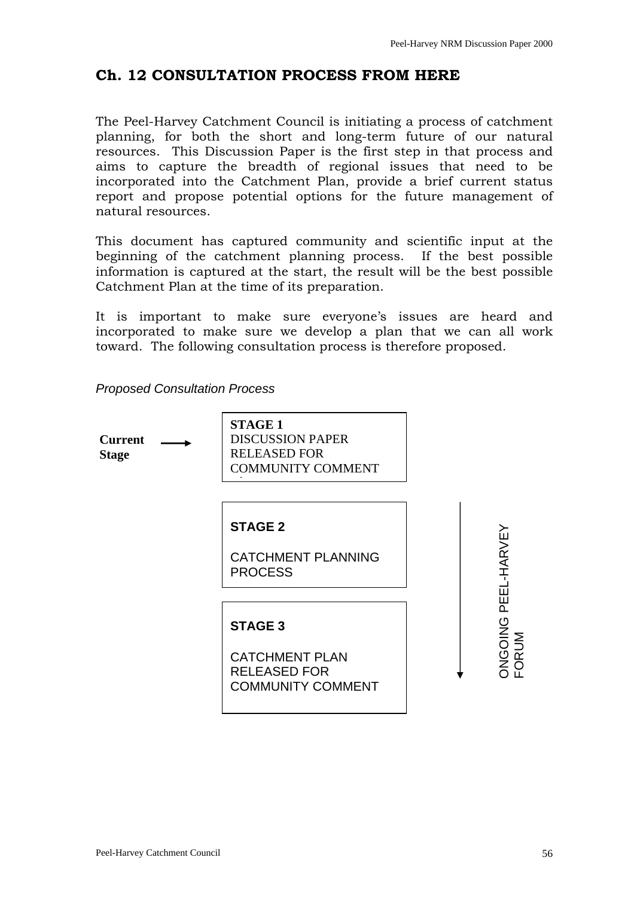## Ch. 12 CONSULTATION PROCESS FROM HERE

The Peel-Harvey Catchment Council is initiating a process of catchment planning, for both the short and long-term future of our natural resources. This Discussion Paper is the first step in that process and aims to capture the breadth of regional issues that need to be incorporated into the Catchment Plan, provide a brief current status report and propose potential options for the future management of natural resources.

This document has captured community and scientific input at the beginning of the catchment planning process. If the best possible information is captured at the start, the result will be the best possible Catchment Plan at the time of its preparation.

It is important to make sure everyone's issues are heard and incorporated to make sure we develop a plan that we can all work toward. The following consultation process is therefore proposed.

*Proposed Consultation Process*

**Current Stage** →

**STAGE 1**
DISCUSSION PAPER RELEASED FOR COMMUNITY COMMENT

**STAGE 2**
CATCHMENT PLANNING PROCESS

**STAGE 3**
CATCHMENT PLAN RELEASED FOR COMMUNITY COMMENT

ONGOING PEEL-HARVEY FORUM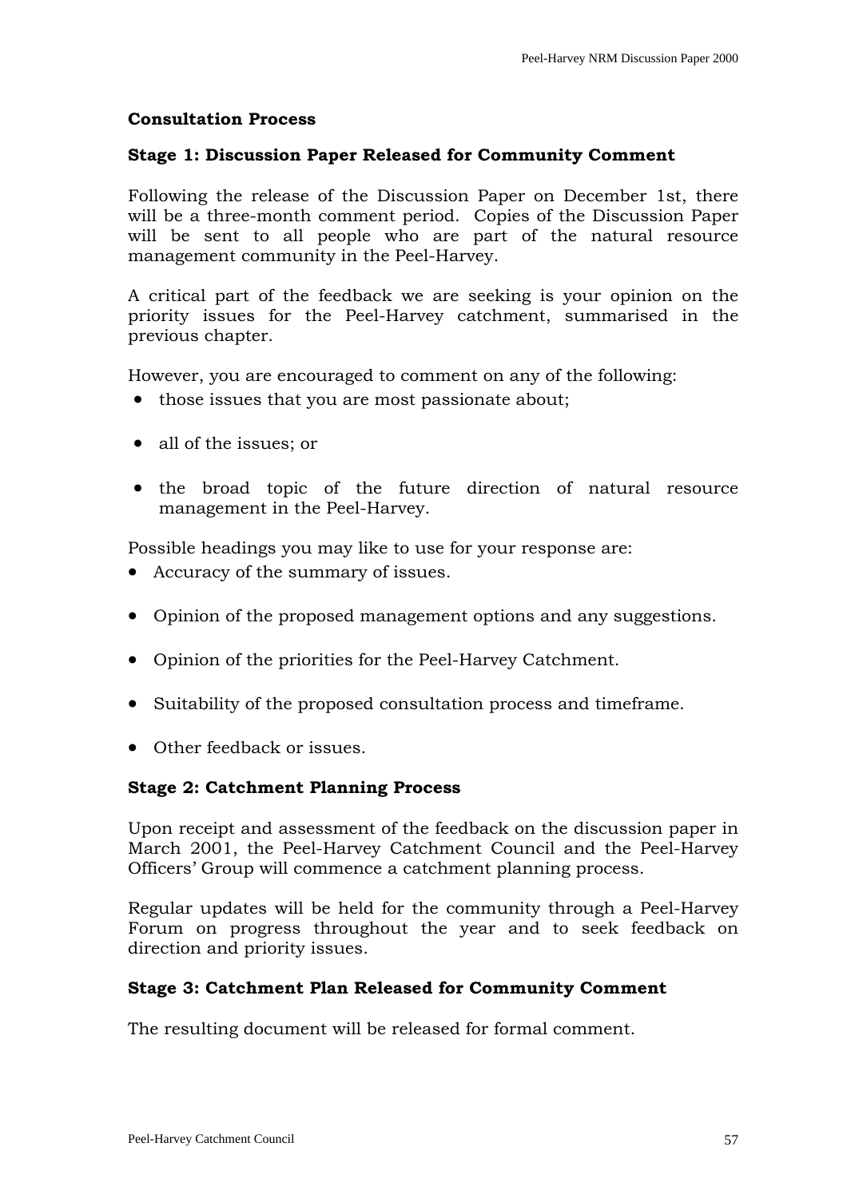## Consultation Process

### Stage 1: Discussion Paper Released for Community Comment

Following the release of the Discussion Paper on December 1st, there will be a three-month comment period. Copies of the Discussion Paper will be sent to all people who are part of the natural resource management community in the Peel-Harvey.

A critical part of the feedback we are seeking is your opinion on the priority issues for the Peel-Harvey catchment, summarised in the previous chapter.

However, you are encouraged to comment on any of the following:

- those issues that you are most passionate about;
- all of the issues; or
- the broad topic of the future direction of natural resource management in the Peel-Harvey.

Possible headings you may like to use for your response are:

- Accuracy of the summary of issues.
- Opinion of the proposed management options and any suggestions.
- Opinion of the priorities for the Peel-Harvey Catchment.
- Suitability of the proposed consultation process and timeframe.
- Other feedback or issues.

### Stage 2: Catchment Planning Process

Upon receipt and assessment of the feedback on the discussion paper in March 2001, the Peel-Harvey Catchment Council and the Peel-Harvey Officers' Group will commence a catchment planning process.

Regular updates will be held for the community through a Peel-Harvey Forum on progress throughout the year and to seek feedback on direction and priority issues.

### Stage 3: Catchment Plan Released for Community Comment

The resulting document will be released for formal comment.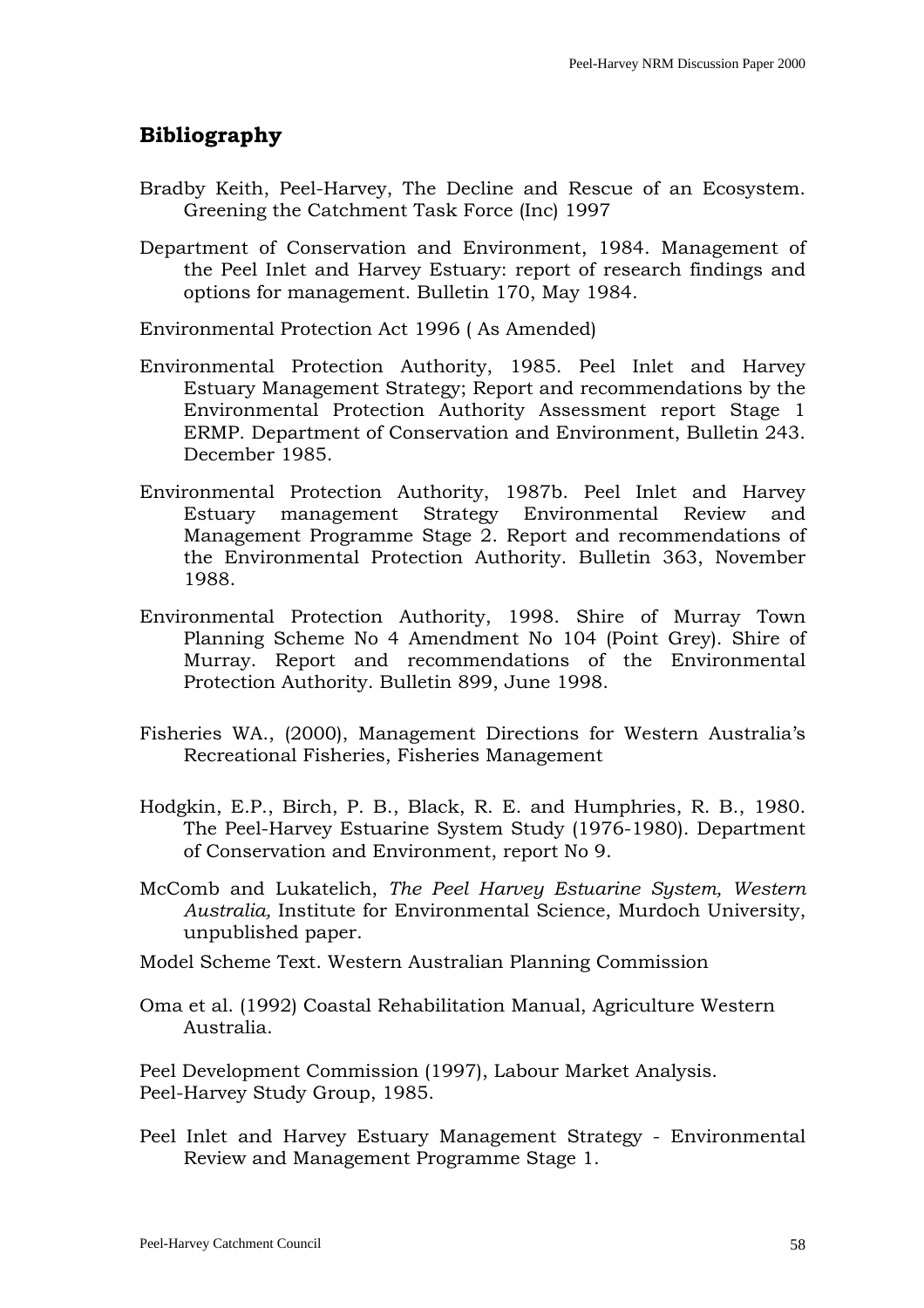## Bibliography

Bradby Keith, Peel-Harvey, The Decline and Rescue of an Ecosystem. Greening the Catchment Task Force (Inc) 1997

Department of Conservation and Environment, 1984. Management of the Peel Inlet and Harvey Estuary: report of research findings and options for management. Bulletin 170, May 1984.

Environmental Protection Act 1996 ( As Amended)

Environmental Protection Authority, 1985. Peel Inlet and Harvey Estuary Management Strategy; Report and recommendations by the Environmental Protection Authority Assessment report Stage 1 ERMP. Department of Conservation and Environment, Bulletin 243. December 1985.

Environmental Protection Authority, 1987b. Peel Inlet and Harvey Estuary management Strategy Environmental Review and Management Programme Stage 2. Report and recommendations of the Environmental Protection Authority. Bulletin 363, November 1988.

Environmental Protection Authority, 1998. Shire of Murray Town Planning Scheme No 4 Amendment No 104 (Point Grey). Shire of Murray. Report and recommendations of the Environmental Protection Authority. Bulletin 899, June 1998.

Fisheries WA., (2000), Management Directions for Western Australia's Recreational Fisheries, Fisheries Management

Hodgkin, E.P., Birch, P. B., Black, R. E. and Humphries, R. B., 1980. The Peel-Harvey Estuarine System Study (1976-1980). Department of Conservation and Environment, report No 9.

McComb and Lukatelich, *The Peel Harvey Estuarine System, Western Australia,* Institute for Environmental Science, Murdoch University, unpublished paper.

Model Scheme Text. Western Australian Planning Commission

Oma et al. (1992) Coastal Rehabilitation Manual, Agriculture Western Australia.

Peel Development Commission (1997), Labour Market Analysis.
Peel-Harvey Study Group, 1985.

Peel Inlet and Harvey Estuary Management Strategy - Environmental Review and Management Programme Stage 1.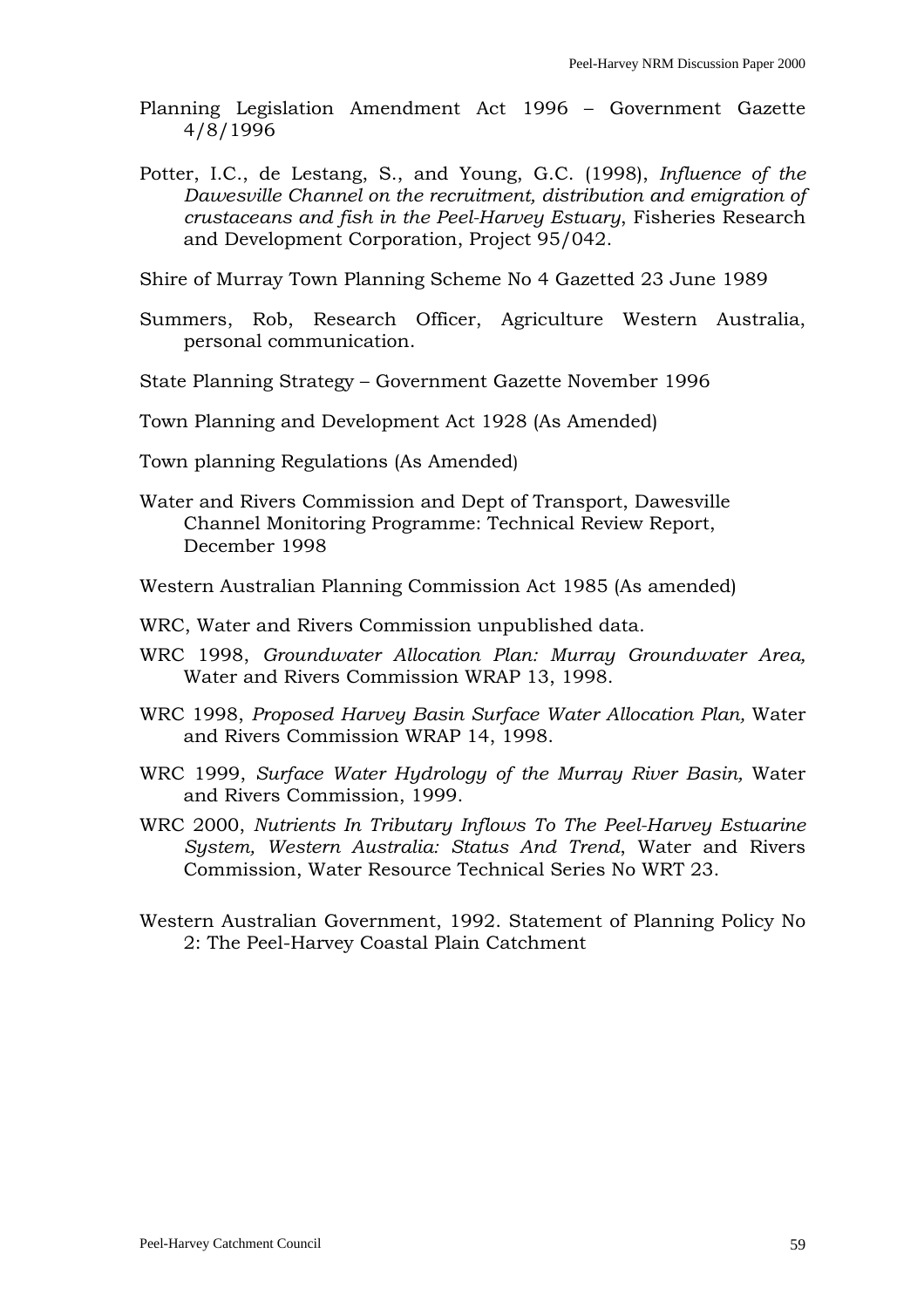Planning Legislation Amendment Act 1996 – Government Gazette 4/8/1996

Potter, I.C., de Lestang, S., and Young, G.C. (1998), *Influence of the Dawesville Channel on the recruitment, distribution and emigration of crustaceans and fish in the Peel-Harvey Estuary*, Fisheries Research and Development Corporation, Project 95/042.

Shire of Murray Town Planning Scheme No 4 Gazetted 23 June 1989

Summers, Rob, Research Officer, Agriculture Western Australia, personal communication.

State Planning Strategy – Government Gazette November 1996

Town Planning and Development Act 1928 (As Amended)

Town planning Regulations (As Amended)

Water and Rivers Commission and Dept of Transport, Dawesville Channel Monitoring Programme: Technical Review Report, December 1998

Western Australian Planning Commission Act 1985 (As amended)

WRC, Water and Rivers Commission unpublished data.

WRC 1998, *Groundwater Allocation Plan: Murray Groundwater Area,* Water and Rivers Commission WRAP 13, 1998.

WRC 1998, *Proposed Harvey Basin Surface Water Allocation Plan,* Water and Rivers Commission WRAP 14, 1998.

WRC 1999, *Surface Water Hydrology of the Murray River Basin,* Water and Rivers Commission, 1999.

WRC 2000, *Nutrients In Tributary Inflows To The Peel-Harvey Estuarine System, Western Australia: Status And Trend*, Water and Rivers Commission, Water Resource Technical Series No WRT 23.

Western Australian Government, 1992. Statement of Planning Policy No 2: The Peel-Harvey Coastal Plain Catchment